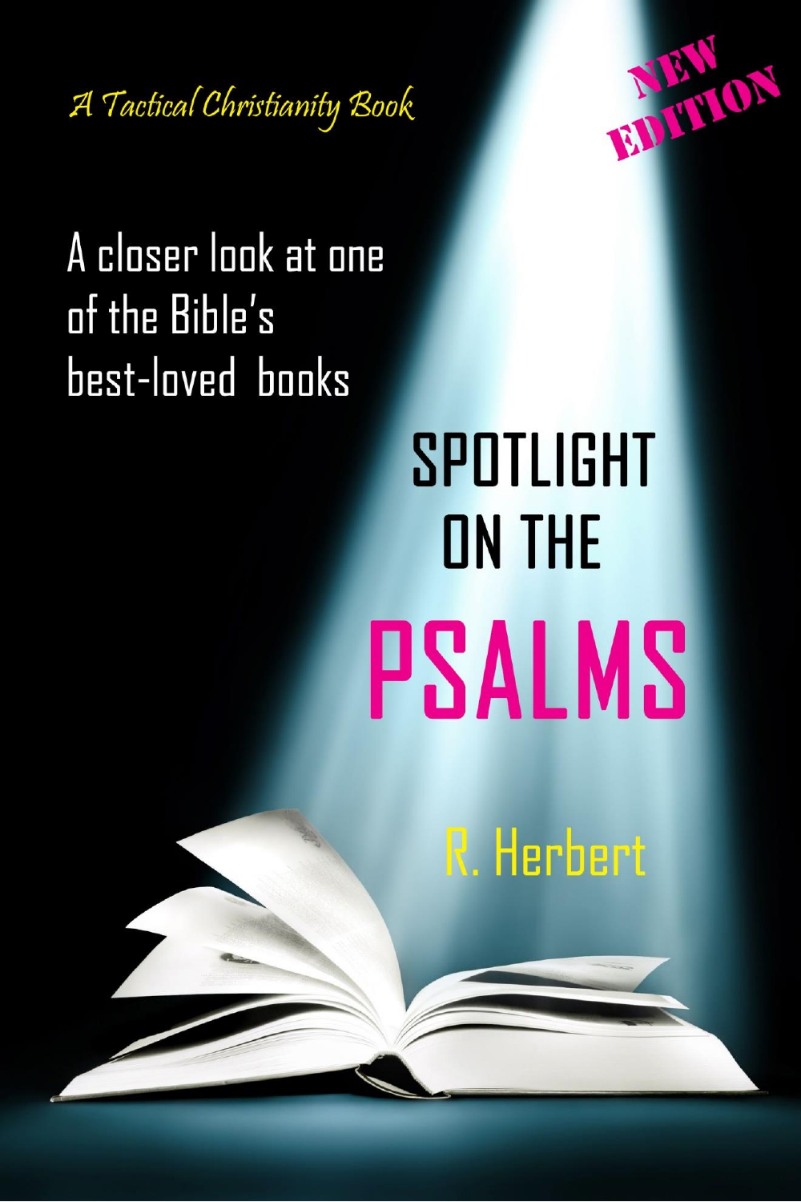*A Tactical Christianity Book*

NEW EDITION

A closer look at one of the Bible's best-loved books

# SPOTLIGHT ON THE PSALMS

R. Herbert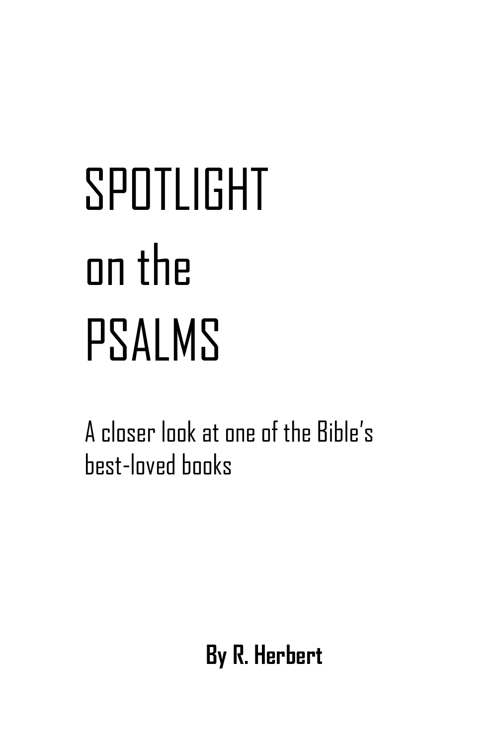# SPOTLIGHT on the PSALMS

A closer look at one of the Bible's best-loved books

**By R. Herbert**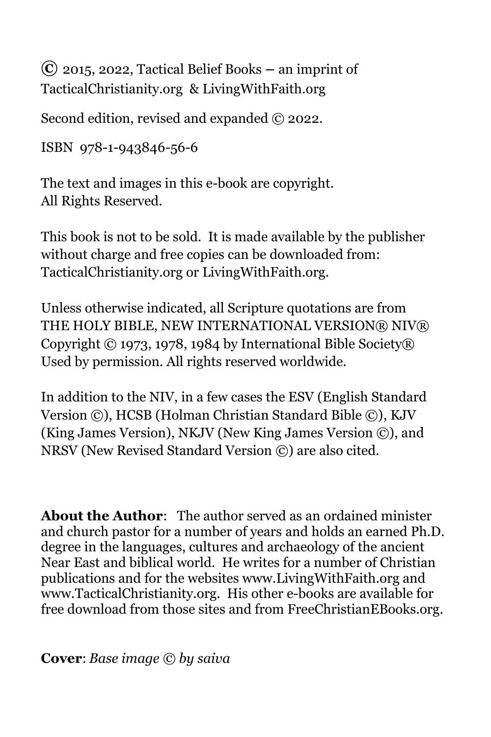© 2015, 2022, Tactical Belief Books – an imprint of TacticalChristianity.org & LivingWithFaith.org

Second edition, revised and expanded © 2022.

ISBN 978-1-943846-56-6

The text and images in this e-book are copyright.
All Rights Reserved.

This book is not to be sold. It is made available by the publisher without charge and free copies can be downloaded from: TacticalChristianity.org or LivingWithFaith.org.

Unless otherwise indicated, all Scripture quotations are from THE HOLY BIBLE, NEW INTERNATIONAL VERSION® NIV® Copyright © 1973, 1978, 1984 by International Bible Society® Used by permission. All rights reserved worldwide.

In addition to the NIV, in a few cases the ESV (English Standard Version ©), HCSB (Holman Christian Standard Bible ©), KJV (King James Version), NKJV (New King James Version ©), and NRSV (New Revised Standard Version ©) are also cited.

**About the Author**: The author served as an ordained minister and church pastor for a number of years and holds an earned Ph.D. degree in the languages, cultures and archaeology of the ancient Near East and biblical world. He writes for a number of Christian publications and for the websites www.LivingWithFaith.org and www.TacticalChristianity.org. His other e-books are available for free download from those sites and from FreeChristianEBooks.org.

**Cover**: *Base image © by saiva*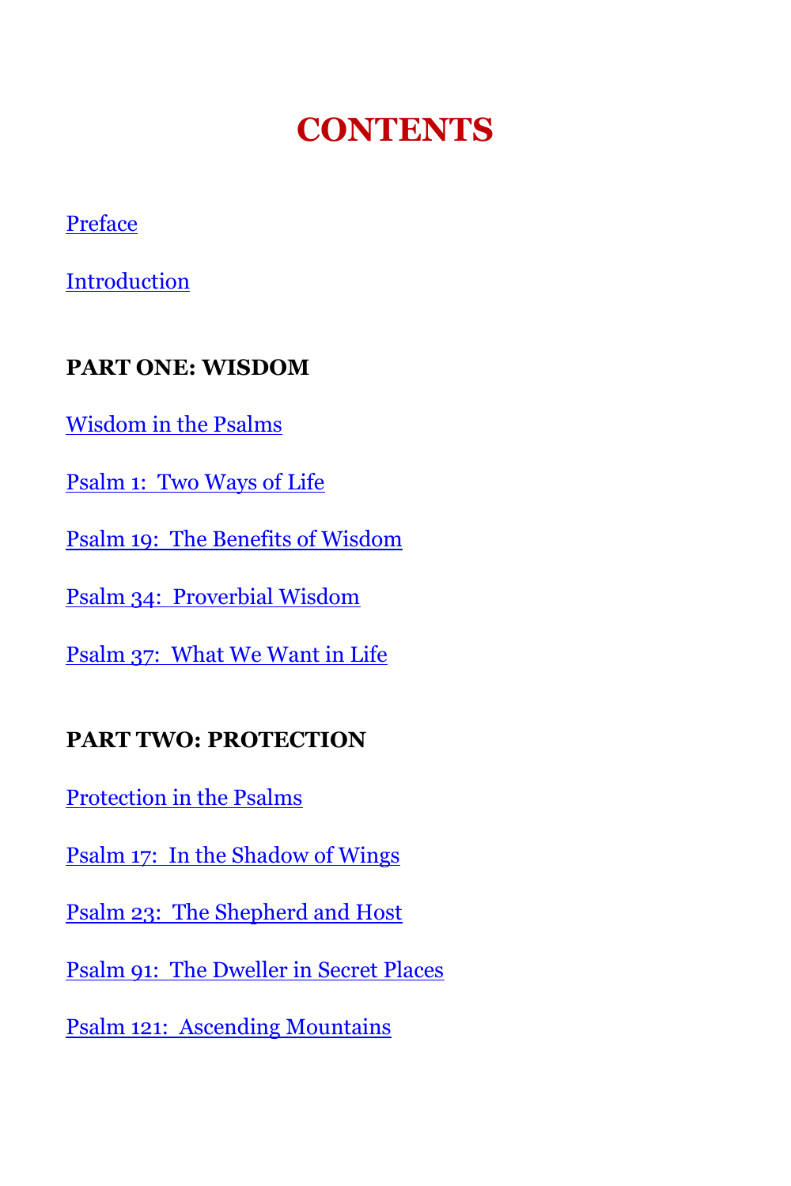# CONTENTS

Preface

Introduction

**PART ONE: WISDOM**

Wisdom in the Psalms

Psalm 1:  Two Ways of Life

Psalm 19:  The Benefits of Wisdom

Psalm 34:  Proverbial Wisdom

Psalm 37:  What We Want in Life

**PART TWO: PROTECTION**

Protection in the Psalms

Psalm 17:  In the Shadow of Wings

Psalm 23:  The Shepherd and Host

Psalm 91:  The Dweller in Secret Places

Psalm 121:  Ascending Mountains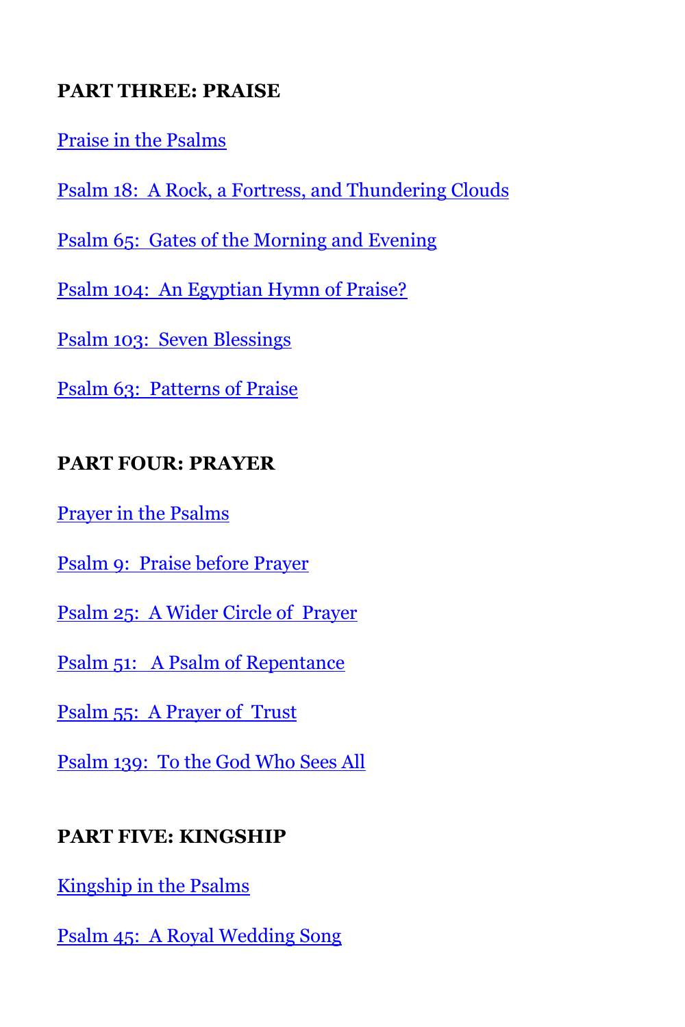**PART THREE: PRAISE**

Praise in the Psalms

Psalm 18: A Rock, a Fortress, and Thundering Clouds

Psalm 65: Gates of the Morning and Evening

Psalm 104: An Egyptian Hymn of Praise?

Psalm 103: Seven Blessings

Psalm 63: Patterns of Praise

**PART FOUR: PRAYER**

Prayer in the Psalms

Psalm 9: Praise before Prayer

Psalm 25: A Wider Circle of Prayer

Psalm 51: A Psalm of Repentance

Psalm 55: A Prayer of Trust

Psalm 139: To the God Who Sees All

**PART FIVE: KINGSHIP**

Kingship in the Psalms

Psalm 45: A Royal Wedding Song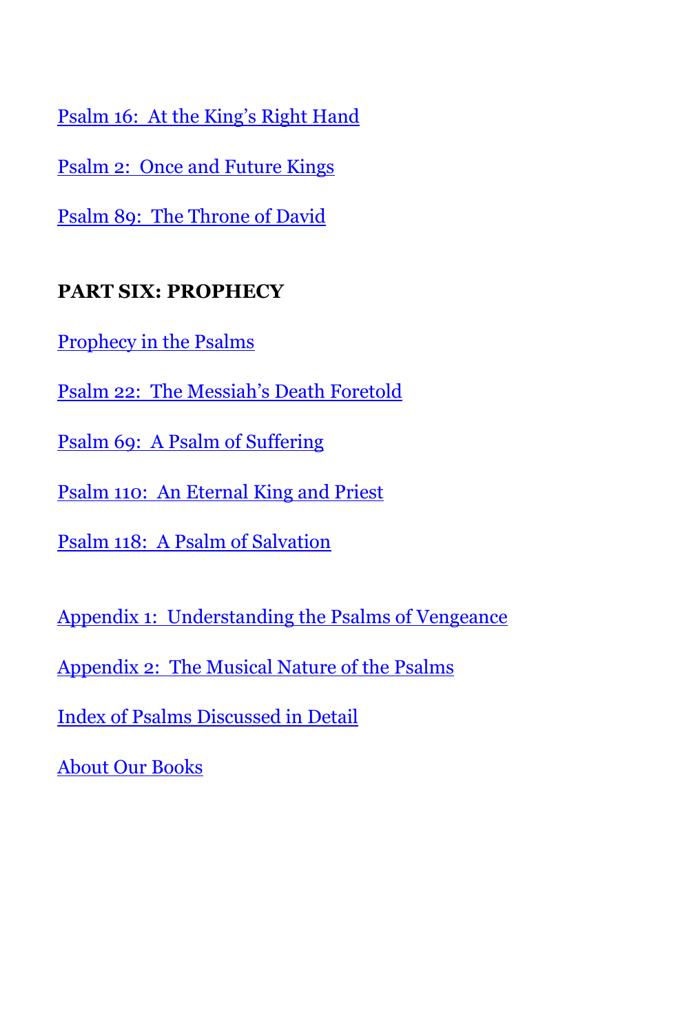Psalm 16:  At the King's Right Hand

Psalm 2:  Once and Future Kings

Psalm 89:  The Throne of David

**PART SIX: PROPHECY**

Prophecy in the Psalms

Psalm 22:  The Messiah's Death Foretold

Psalm 69:  A Psalm of Suffering

Psalm 110:  An Eternal King and Priest

Psalm 118:  A Psalm of Salvation

Appendix 1:  Understanding the Psalms of Vengeance

Appendix 2:  The Musical Nature of the Psalms

Index of Psalms Discussed in Detail

About Our Books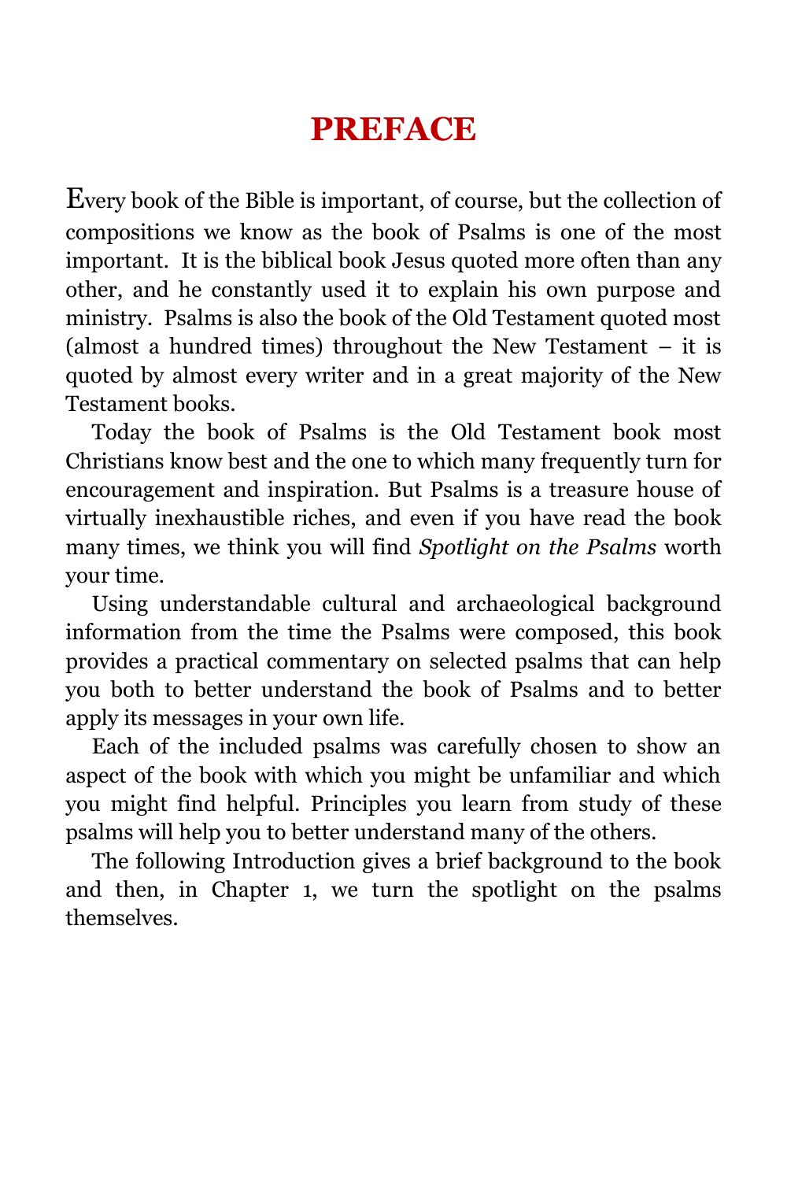# PREFACE

Every book of the Bible is important, of course, but the collection of compositions we know as the book of Psalms is one of the most important. It is the biblical book Jesus quoted more often than any other, and he constantly used it to explain his own purpose and ministry. Psalms is also the book of the Old Testament quoted most (almost a hundred times) throughout the New Testament – it is quoted by almost every writer and in a great majority of the New Testament books.

Today the book of Psalms is the Old Testament book most Christians know best and the one to which many frequently turn for encouragement and inspiration. But Psalms is a treasure house of virtually inexhaustible riches, and even if you have read the book many times, we think you will find *Spotlight on the Psalms* worth your time.

Using understandable cultural and archaeological background information from the time the Psalms were composed, this book provides a practical commentary on selected psalms that can help you both to better understand the book of Psalms and to better apply its messages in your own life.

Each of the included psalms was carefully chosen to show an aspect of the book with which you might be unfamiliar and which you might find helpful. Principles you learn from study of these psalms will help you to better understand many of the others.

The following Introduction gives a brief background to the book and then, in Chapter 1, we turn the spotlight on the psalms themselves.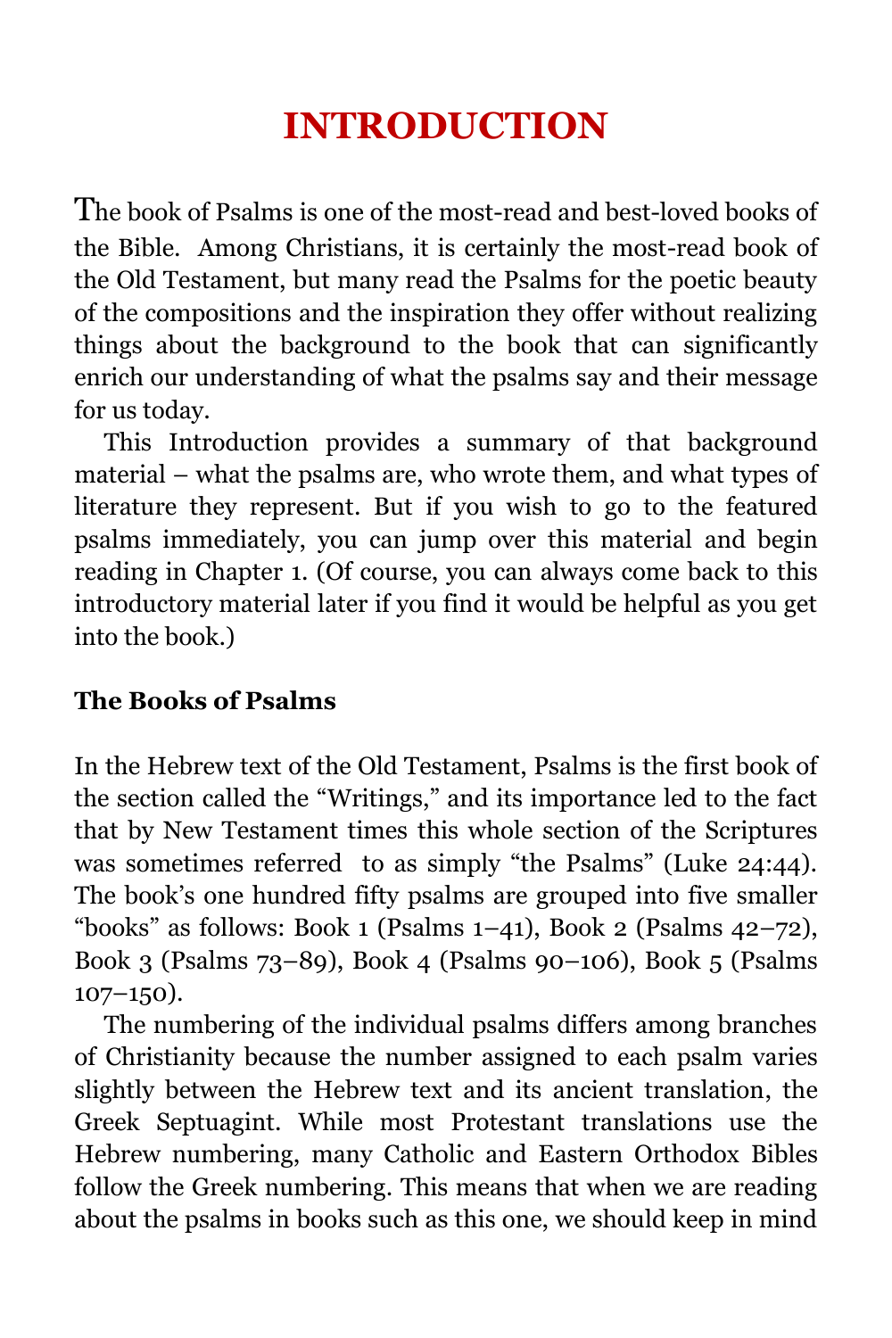# INTRODUCTION

The book of Psalms is one of the most-read and best-loved books of the Bible. Among Christians, it is certainly the most-read book of the Old Testament, but many read the Psalms for the poetic beauty of the compositions and the inspiration they offer without realizing things about the background to the book that can significantly enrich our understanding of what the psalms say and their message for us today.

This Introduction provides a summary of that background material – what the psalms are, who wrote them, and what types of literature they represent. But if you wish to go to the featured psalms immediately, you can jump over this material and begin reading in Chapter 1. (Of course, you can always come back to this introductory material later if you find it would be helpful as you get into the book.)

**The Books of Psalms**

In the Hebrew text of the Old Testament, Psalms is the first book of the section called the "Writings," and its importance led to the fact that by New Testament times this whole section of the Scriptures was sometimes referred to as simply "the Psalms" (Luke 24:44). The book's one hundred fifty psalms are grouped into five smaller "books" as follows: Book 1 (Psalms 1–41), Book 2 (Psalms 42–72), Book 3 (Psalms 73–89), Book 4 (Psalms 90–106), Book 5 (Psalms 107–150).

The numbering of the individual psalms differs among branches of Christianity because the number assigned to each psalm varies slightly between the Hebrew text and its ancient translation, the Greek Septuagint. While most Protestant translations use the Hebrew numbering, many Catholic and Eastern Orthodox Bibles follow the Greek numbering. This means that when we are reading about the psalms in books such as this one, we should keep in mind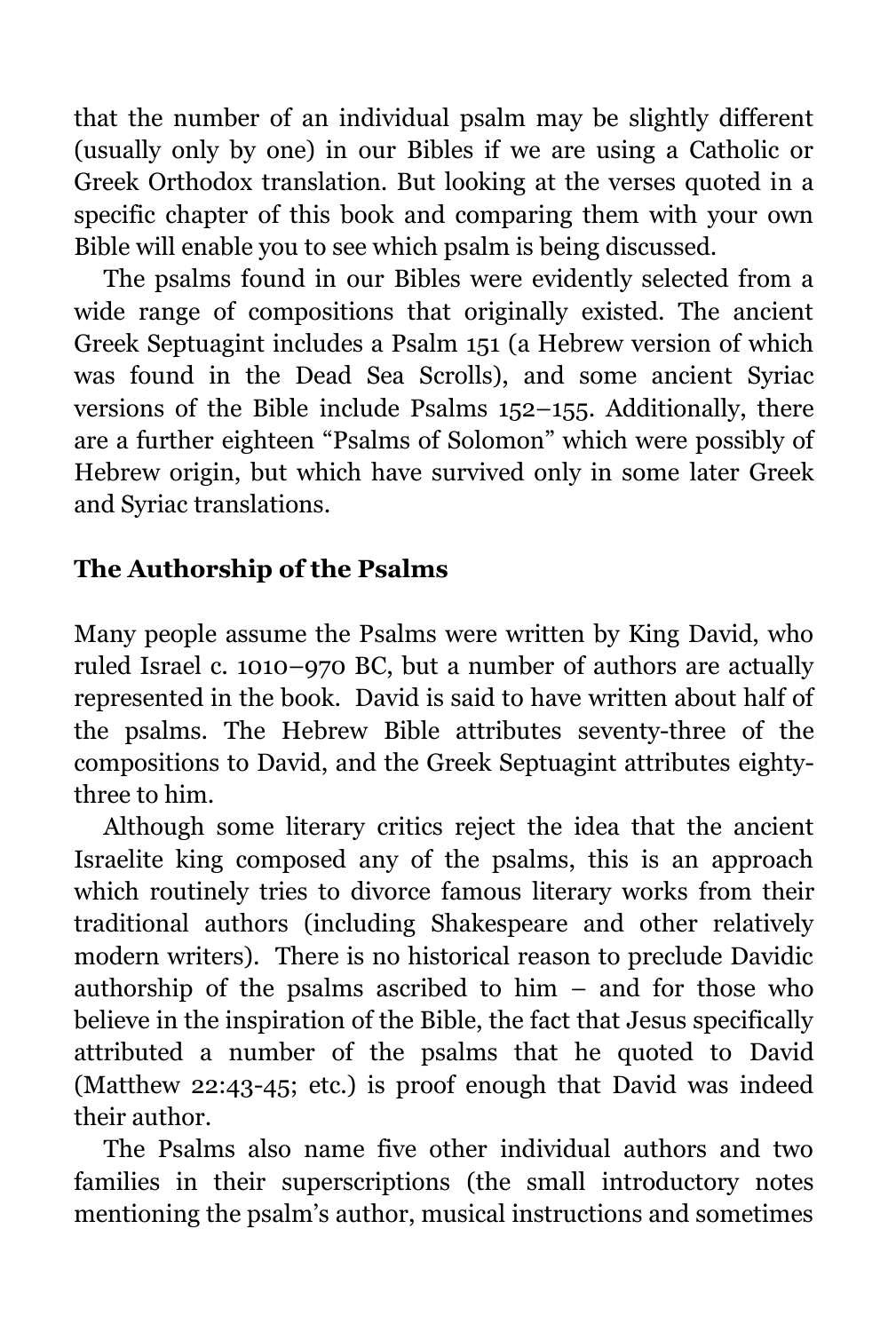that the number of an individual psalm may be slightly different (usually only by one) in our Bibles if we are using a Catholic or Greek Orthodox translation. But looking at the verses quoted in a specific chapter of this book and comparing them with your own Bible will enable you to see which psalm is being discussed.

The psalms found in our Bibles were evidently selected from a wide range of compositions that originally existed. The ancient Greek Septuagint includes a Psalm 151 (a Hebrew version of which was found in the Dead Sea Scrolls), and some ancient Syriac versions of the Bible include Psalms 152–155. Additionally, there are a further eighteen "Psalms of Solomon" which were possibly of Hebrew origin, but which have survived only in some later Greek and Syriac translations.

## The Authorship of the Psalms

Many people assume the Psalms were written by King David, who ruled Israel c. 1010–970 BC, but a number of authors are actually represented in the book. David is said to have written about half of the psalms. The Hebrew Bible attributes seventy-three of the compositions to David, and the Greek Septuagint attributes eighty-three to him.

Although some literary critics reject the idea that the ancient Israelite king composed any of the psalms, this is an approach which routinely tries to divorce famous literary works from their traditional authors (including Shakespeare and other relatively modern writers). There is no historical reason to preclude Davidic authorship of the psalms ascribed to him – and for those who believe in the inspiration of the Bible, the fact that Jesus specifically attributed a number of the psalms that he quoted to David (Matthew 22:43-45; etc.) is proof enough that David was indeed their author.

The Psalms also name five other individual authors and two families in their superscriptions (the small introductory notes mentioning the psalm's author, musical instructions and sometimes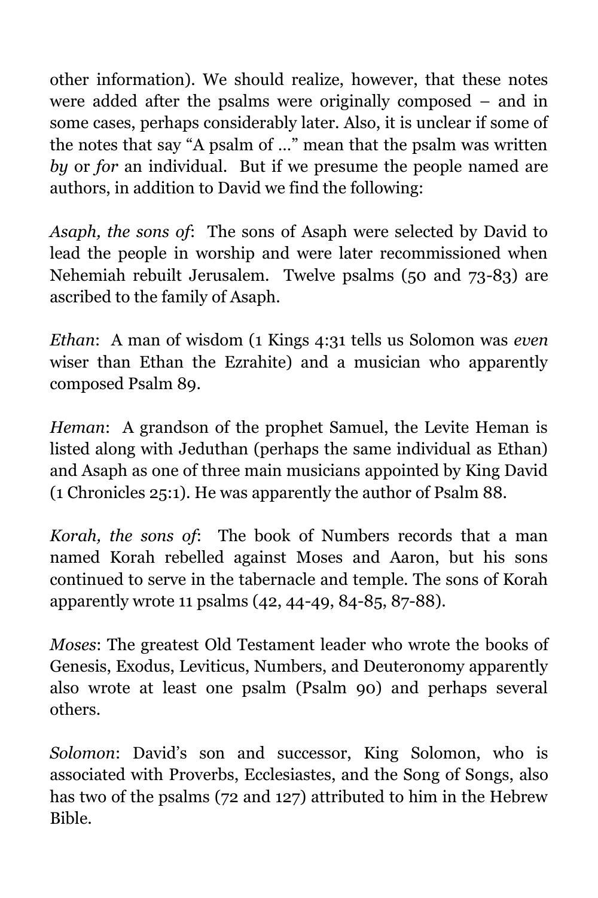other information). We should realize, however, that these notes were added after the psalms were originally composed – and in some cases, perhaps considerably later. Also, it is unclear if some of the notes that say "A psalm of …" mean that the psalm was written *by* or *for* an individual. But if we presume the people named are authors, in addition to David we find the following:

*Asaph, the sons of*: The sons of Asaph were selected by David to lead the people in worship and were later recommissioned when Nehemiah rebuilt Jerusalem. Twelve psalms (50 and 73-83) are ascribed to the family of Asaph.

*Ethan*: A man of wisdom (1 Kings 4:31 tells us Solomon was *even* wiser than Ethan the Ezrahite) and a musician who apparently composed Psalm 89.

*Heman*: A grandson of the prophet Samuel, the Levite Heman is listed along with Jeduthan (perhaps the same individual as Ethan) and Asaph as one of three main musicians appointed by King David (1 Chronicles 25:1). He was apparently the author of Psalm 88.

*Korah, the sons of*: The book of Numbers records that a man named Korah rebelled against Moses and Aaron, but his sons continued to serve in the tabernacle and temple. The sons of Korah apparently wrote 11 psalms (42, 44-49, 84-85, 87-88).

*Moses*: The greatest Old Testament leader who wrote the books of Genesis, Exodus, Leviticus, Numbers, and Deuteronomy apparently also wrote at least one psalm (Psalm 90) and perhaps several others.

*Solomon*: David's son and successor, King Solomon, who is associated with Proverbs, Ecclesiastes, and the Song of Songs, also has two of the psalms (72 and 127) attributed to him in the Hebrew Bible.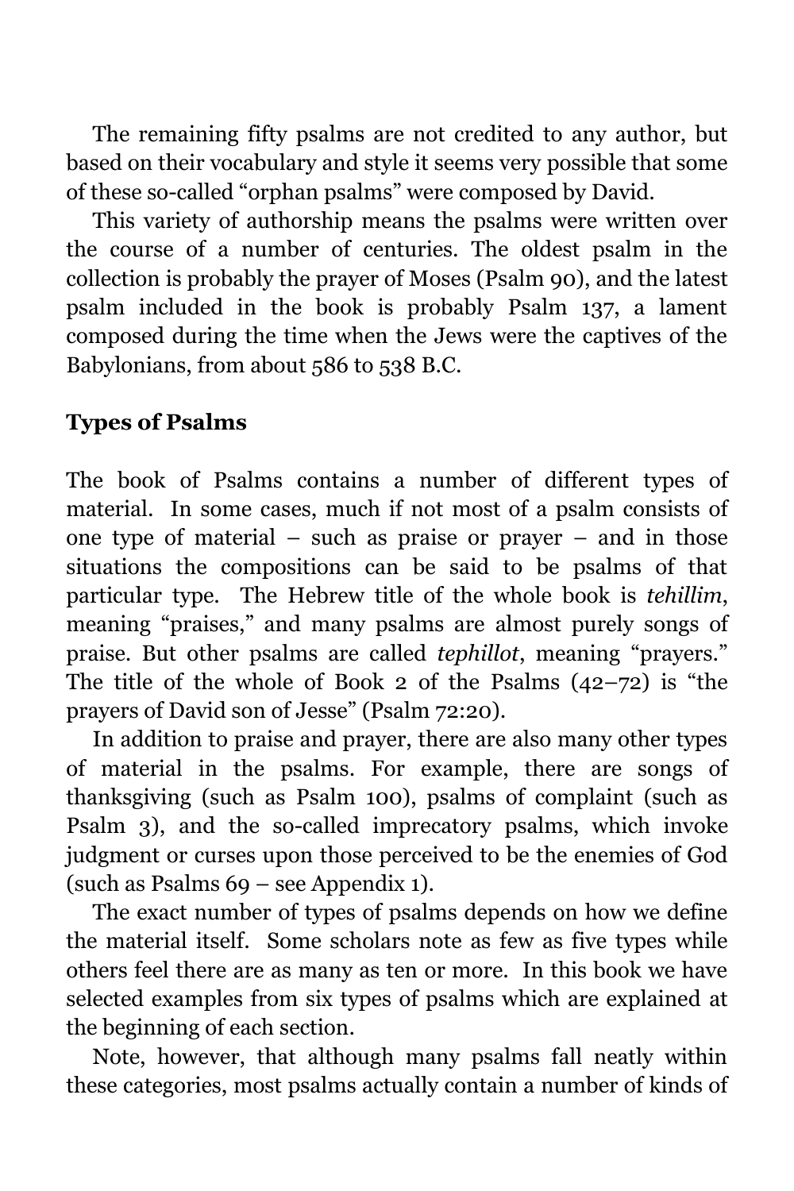The remaining fifty psalms are not credited to any author, but based on their vocabulary and style it seems very possible that some of these so-called "orphan psalms" were composed by David.

This variety of authorship means the psalms were written over the course of a number of centuries. The oldest psalm in the collection is probably the prayer of Moses (Psalm 90), and the latest psalm included in the book is probably Psalm 137, a lament composed during the time when the Jews were the captives of the Babylonians, from about 586 to 538 B.C.

**Types of Psalms**

The book of Psalms contains a number of different types of material. In some cases, much if not most of a psalm consists of one type of material – such as praise or prayer – and in those situations the compositions can be said to be psalms of that particular type. The Hebrew title of the whole book is *tehillim*, meaning "praises," and many psalms are almost purely songs of praise. But other psalms are called *tephillot*, meaning "prayers." The title of the whole of Book 2 of the Psalms (42–72) is "the prayers of David son of Jesse" (Psalm 72:20).

In addition to praise and prayer, there are also many other types of material in the psalms. For example, there are songs of thanksgiving (such as Psalm 100), psalms of complaint (such as Psalm 3), and the so-called imprecatory psalms, which invoke judgment or curses upon those perceived to be the enemies of God (such as Psalms 69 – see Appendix 1).

The exact number of types of psalms depends on how we define the material itself. Some scholars note as few as five types while others feel there are as many as ten or more. In this book we have selected examples from six types of psalms which are explained at the beginning of each section.

Note, however, that although many psalms fall neatly within these categories, most psalms actually contain a number of kinds of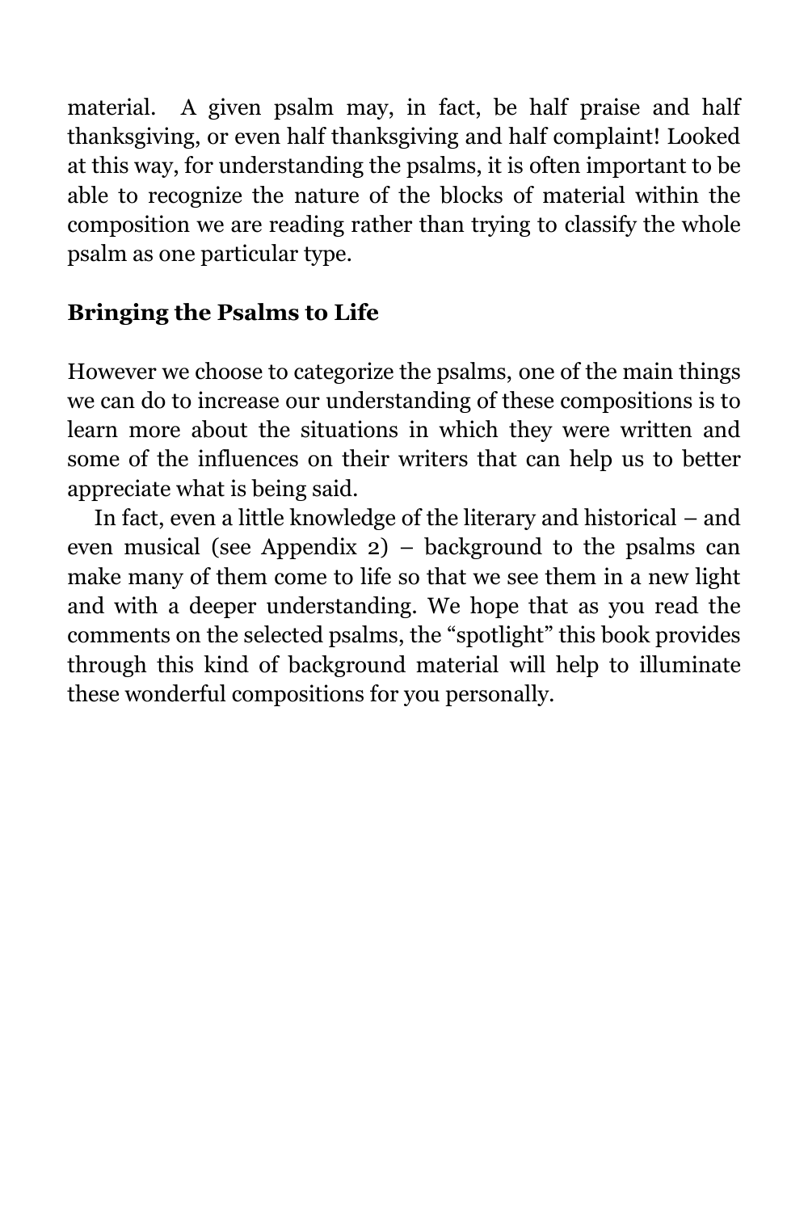material. A given psalm may, in fact, be half praise and half thanksgiving, or even half thanksgiving and half complaint! Looked at this way, for understanding the psalms, it is often important to be able to recognize the nature of the blocks of material within the composition we are reading rather than trying to classify the whole psalm as one particular type.

## Bringing the Psalms to Life

However we choose to categorize the psalms, one of the main things we can do to increase our understanding of these compositions is to learn more about the situations in which they were written and some of the influences on their writers that can help us to better appreciate what is being said.

In fact, even a little knowledge of the literary and historical – and even musical (see Appendix 2) – background to the psalms can make many of them come to life so that we see them in a new light and with a deeper understanding. We hope that as you read the comments on the selected psalms, the "spotlight" this book provides through this kind of background material will help to illuminate these wonderful compositions for you personally.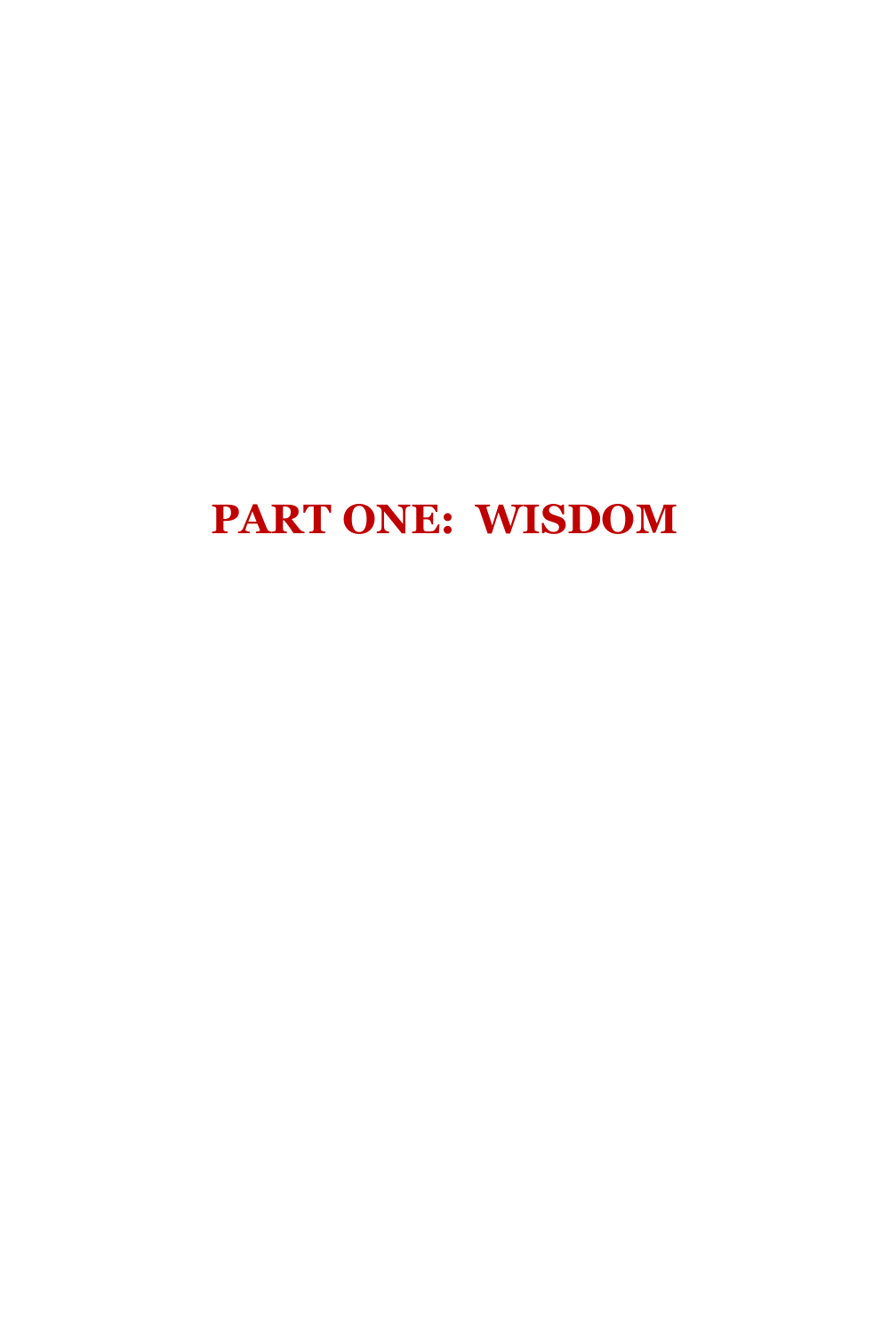# PART ONE: WISDOM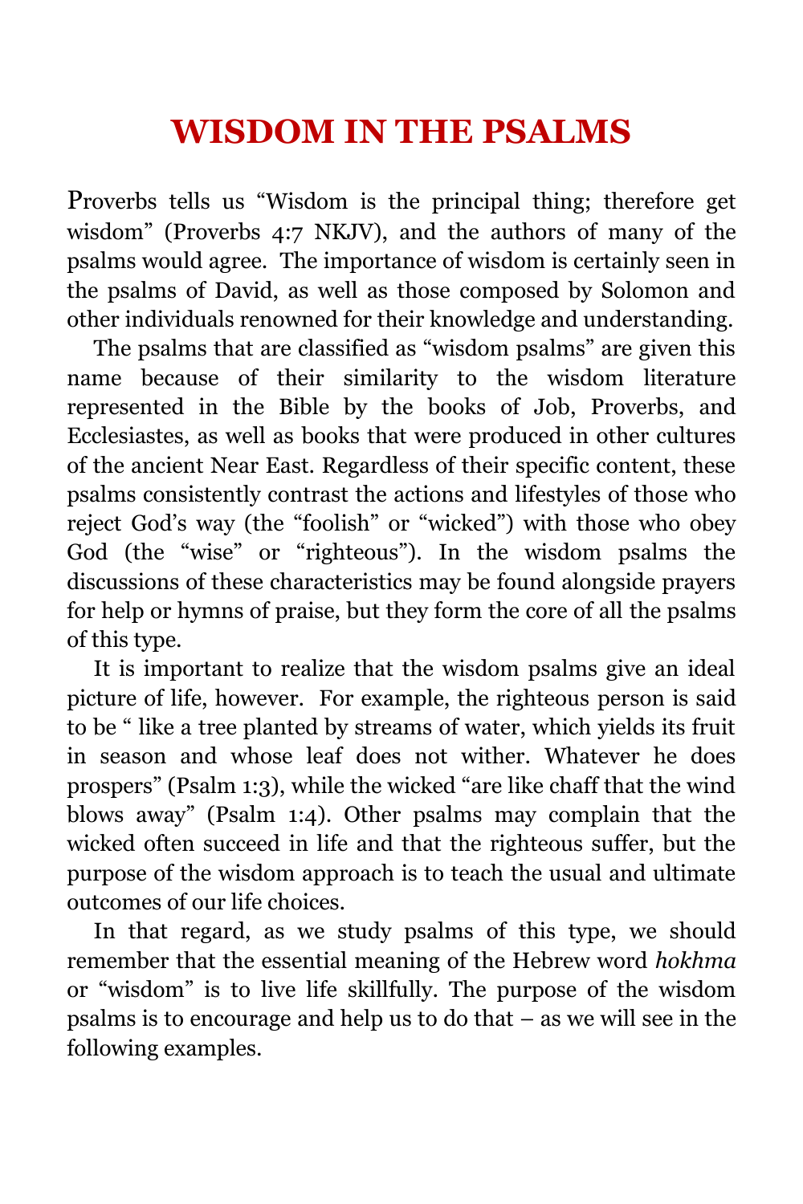# WISDOM IN THE PSALMS

Proverbs tells us "Wisdom is the principal thing; therefore get wisdom" (Proverbs 4:7 NKJV), and the authors of many of the psalms would agree. The importance of wisdom is certainly seen in the psalms of David, as well as those composed by Solomon and other individuals renowned for their knowledge and understanding.

The psalms that are classified as "wisdom psalms" are given this name because of their similarity to the wisdom literature represented in the Bible by the books of Job, Proverbs, and Ecclesiastes, as well as books that were produced in other cultures of the ancient Near East. Regardless of their specific content, these psalms consistently contrast the actions and lifestyles of those who reject God's way (the "foolish" or "wicked") with those who obey God (the "wise" or "righteous"). In the wisdom psalms the discussions of these characteristics may be found alongside prayers for help or hymns of praise, but they form the core of all the psalms of this type.

It is important to realize that the wisdom psalms give an ideal picture of life, however. For example, the righteous person is said to be " like a tree planted by streams of water, which yields its fruit in season and whose leaf does not wither. Whatever he does prospers" (Psalm 1:3), while the wicked "are like chaff that the wind blows away" (Psalm 1:4). Other psalms may complain that the wicked often succeed in life and that the righteous suffer, but the purpose of the wisdom approach is to teach the usual and ultimate outcomes of our life choices.

In that regard, as we study psalms of this type, we should remember that the essential meaning of the Hebrew word *hokhma* or "wisdom" is to live life skillfully. The purpose of the wisdom psalms is to encourage and help us to do that – as we will see in the following examples.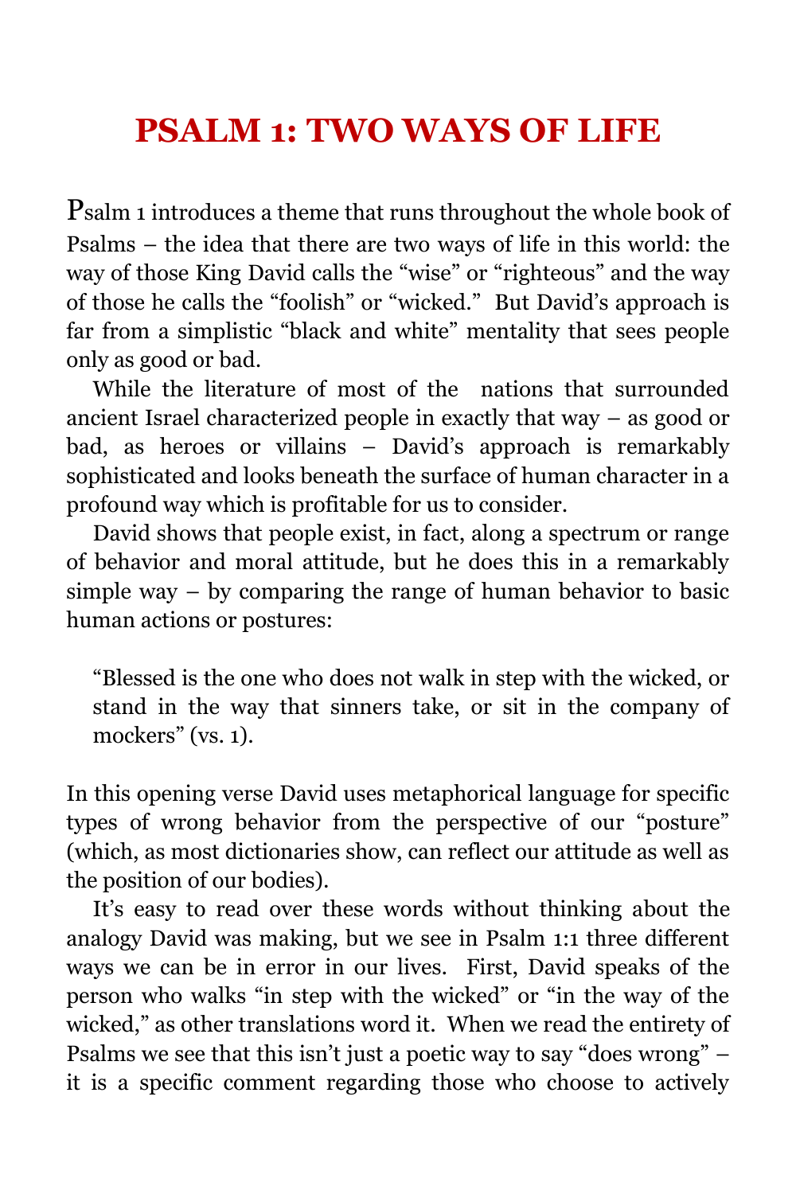# PSALM 1: TWO WAYS OF LIFE

Psalm 1 introduces a theme that runs throughout the whole book of Psalms – the idea that there are two ways of life in this world: the way of those King David calls the "wise" or "righteous" and the way of those he calls the "foolish" or "wicked." But David's approach is far from a simplistic "black and white" mentality that sees people only as good or bad.

While the literature of most of the nations that surrounded ancient Israel characterized people in exactly that way – as good or bad, as heroes or villains – David's approach is remarkably sophisticated and looks beneath the surface of human character in a profound way which is profitable for us to consider.

David shows that people exist, in fact, along a spectrum or range of behavior and moral attitude, but he does this in a remarkably simple way – by comparing the range of human behavior to basic human actions or postures:

> "Blessed is the one who does not walk in step with the wicked, or stand in the way that sinners take, or sit in the company of mockers" (vs. 1).

In this opening verse David uses metaphorical language for specific types of wrong behavior from the perspective of our "posture" (which, as most dictionaries show, can reflect our attitude as well as the position of our bodies).

It's easy to read over these words without thinking about the analogy David was making, but we see in Psalm 1:1 three different ways we can be in error in our lives. First, David speaks of the person who walks "in step with the wicked" or "in the way of the wicked," as other translations word it. When we read the entirety of Psalms we see that this isn't just a poetic way to say "does wrong" – it is a specific comment regarding those who choose to actively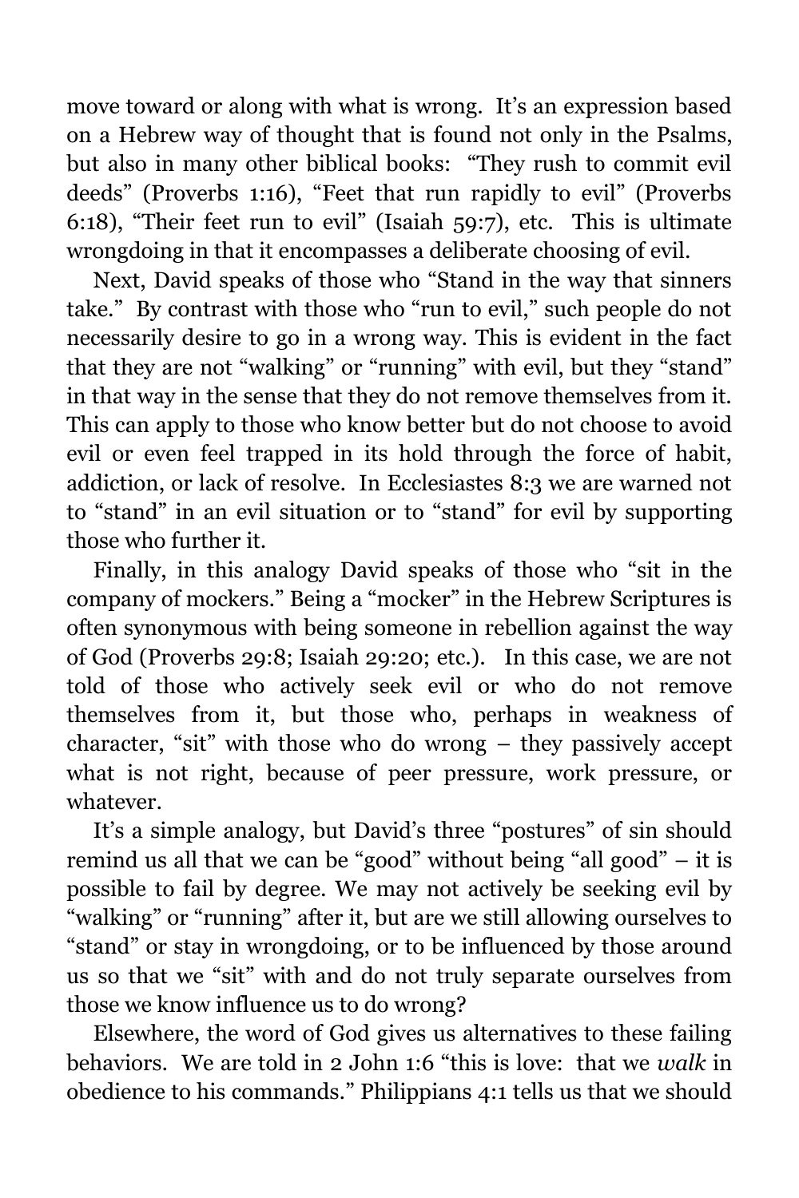move toward or along with what is wrong. It's an expression based on a Hebrew way of thought that is found not only in the Psalms, but also in many other biblical books: "They rush to commit evil deeds" (Proverbs 1:16), "Feet that run rapidly to evil" (Proverbs 6:18), "Their feet run to evil" (Isaiah 59:7), etc. This is ultimate wrongdoing in that it encompasses a deliberate choosing of evil.

Next, David speaks of those who "Stand in the way that sinners take." By contrast with those who "run to evil," such people do not necessarily desire to go in a wrong way. This is evident in the fact that they are not "walking" or "running" with evil, but they "stand" in that way in the sense that they do not remove themselves from it. This can apply to those who know better but do not choose to avoid evil or even feel trapped in its hold through the force of habit, addiction, or lack of resolve. In Ecclesiastes 8:3 we are warned not to "stand" in an evil situation or to "stand" for evil by supporting those who further it.

Finally, in this analogy David speaks of those who "sit in the company of mockers." Being a "mocker" in the Hebrew Scriptures is often synonymous with being someone in rebellion against the way of God (Proverbs 29:8; Isaiah 29:20; etc.). In this case, we are not told of those who actively seek evil or who do not remove themselves from it, but those who, perhaps in weakness of character, "sit" with those who do wrong – they passively accept what is not right, because of peer pressure, work pressure, or whatever.

It's a simple analogy, but David's three "postures" of sin should remind us all that we can be "good" without being "all good" – it is possible to fail by degree. We may not actively be seeking evil by "walking" or "running" after it, but are we still allowing ourselves to "stand" or stay in wrongdoing, or to be influenced by those around us so that we "sit" with and do not truly separate ourselves from those we know influence us to do wrong?

Elsewhere, the word of God gives us alternatives to these failing behaviors. We are told in 2 John 1:6 "this is love: that we *walk* in obedience to his commands." Philippians 4:1 tells us that we should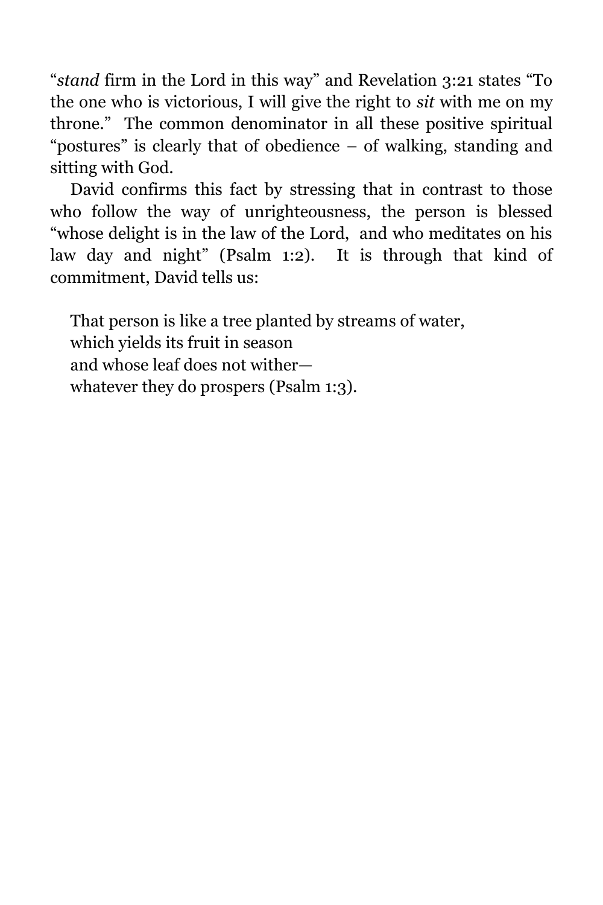"*stand* firm in the Lord in this way" and Revelation 3:21 states "To the one who is victorious, I will give the right to *sit* with me on my throne." The common denominator in all these positive spiritual "postures" is clearly that of obedience – of walking, standing and sitting with God.

David confirms this fact by stressing that in contrast to those who follow the way of unrighteousness, the person is blessed "whose delight is in the law of the Lord, and who meditates on his law day and night" (Psalm 1:2). It is through that kind of commitment, David tells us:

> That person is like a tree planted by streams of water,
> which yields its fruit in season
> and whose leaf does not wither—
> whatever they do prospers (Psalm 1:3).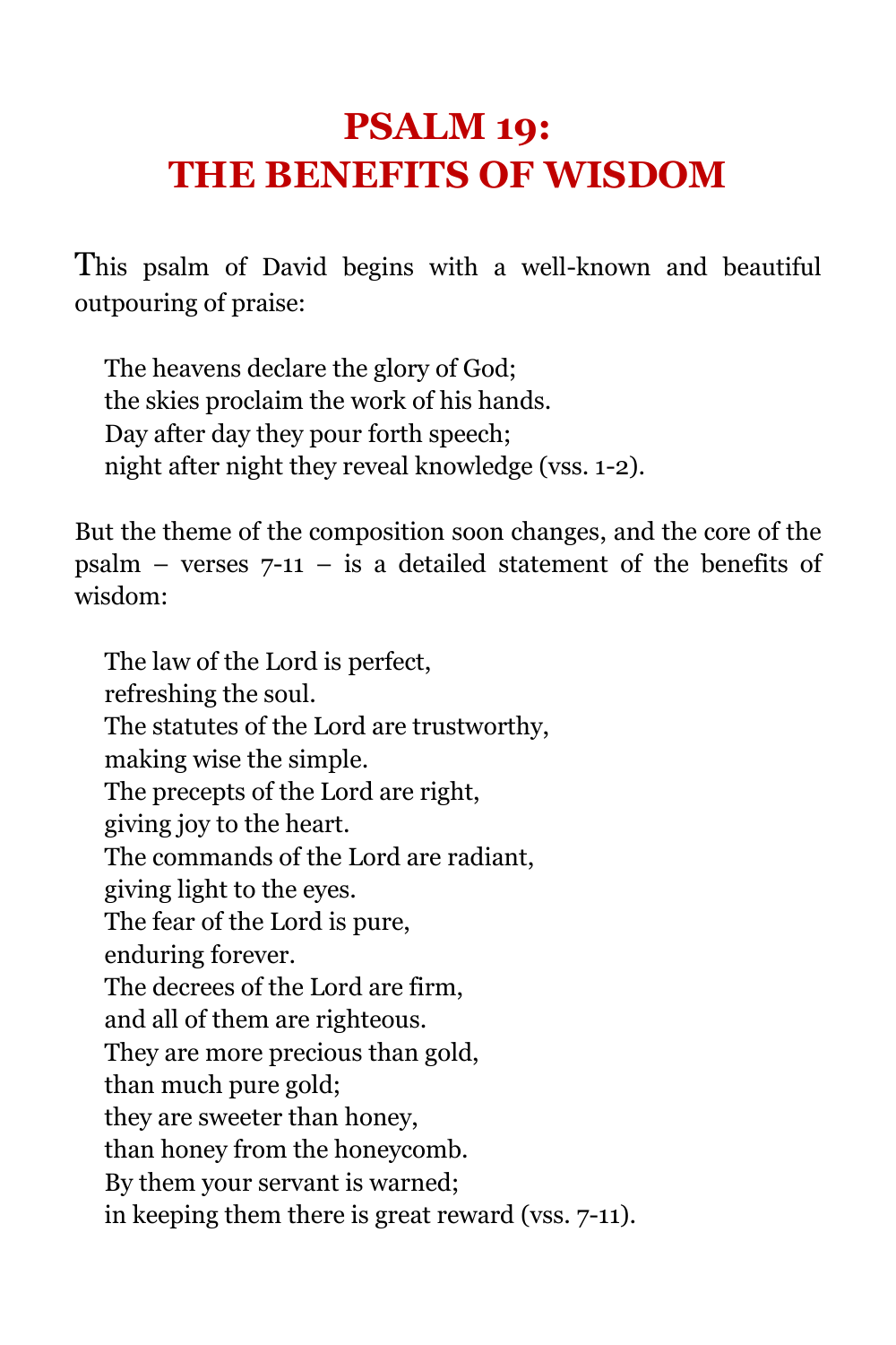# PSALM 19:
# THE BENEFITS OF WISDOM

This psalm of David begins with a well-known and beautiful outpouring of praise:

> The heavens declare the glory of God;  
> the skies proclaim the work of his hands.  
> Day after day they pour forth speech;  
> night after night they reveal knowledge (vss. 1-2).

But the theme of the composition soon changes, and the core of the psalm – verses 7-11 – is a detailed statement of the benefits of wisdom:

> The law of the Lord is perfect,  
> refreshing the soul.  
> The statutes of the Lord are trustworthy,  
> making wise the simple.  
> The precepts of the Lord are right,  
> giving joy to the heart.  
> The commands of the Lord are radiant,  
> giving light to the eyes.  
> The fear of the Lord is pure,  
> enduring forever.  
> The decrees of the Lord are firm,  
> and all of them are righteous.  
> They are more precious than gold,  
> than much pure gold;  
> they are sweeter than honey,  
> than honey from the honeycomb.  
> By them your servant is warned;  
> in keeping them there is great reward (vss. 7-11).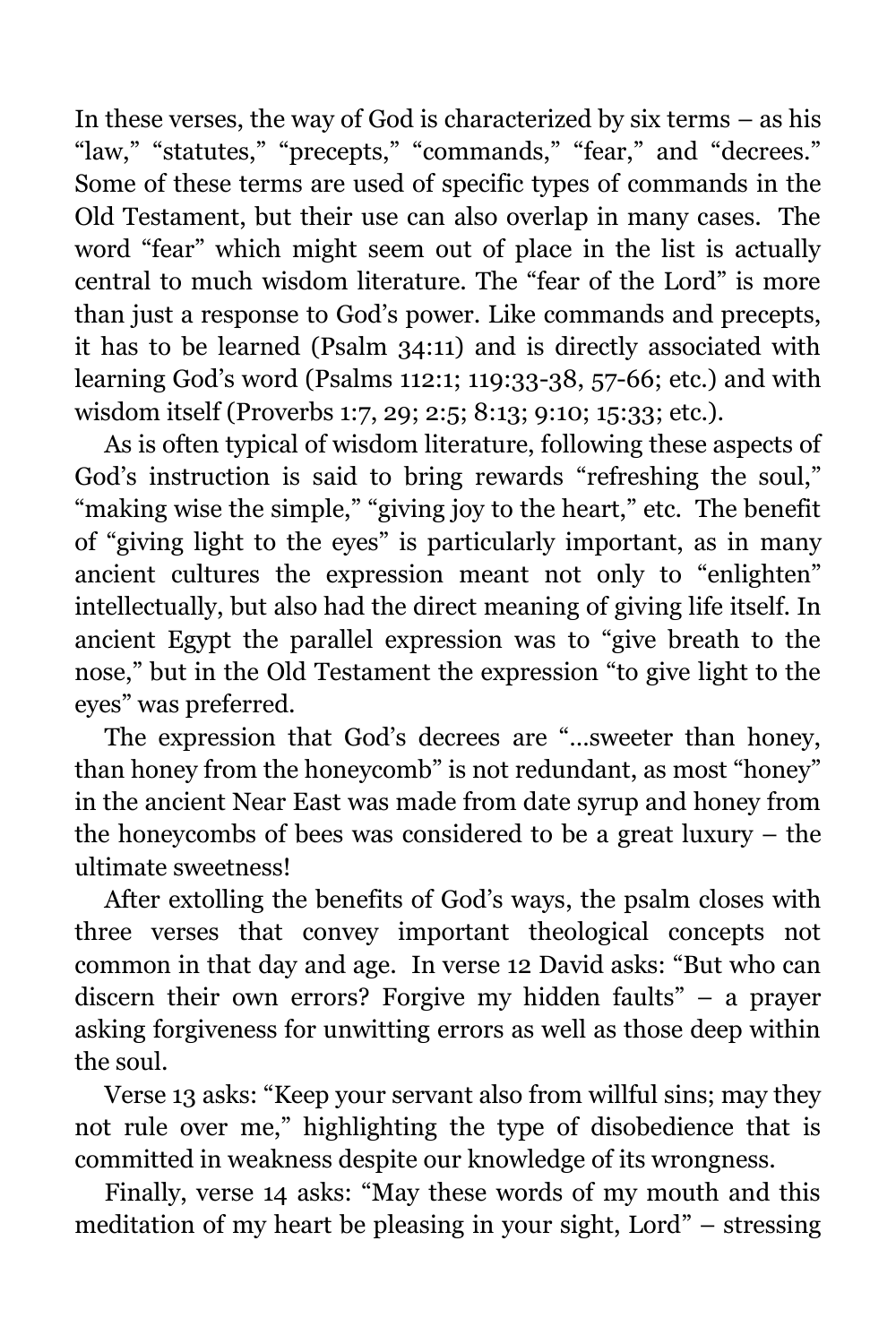In these verses, the way of God is characterized by six terms – as his "law," "statutes," "precepts," "commands," "fear," and "decrees." Some of these terms are used of specific types of commands in the Old Testament, but their use can also overlap in many cases. The word "fear" which might seem out of place in the list is actually central to much wisdom literature. The "fear of the Lord" is more than just a response to God's power. Like commands and precepts, it has to be learned (Psalm 34:11) and is directly associated with learning God's word (Psalms 112:1; 119:33-38, 57-66; etc.) and with wisdom itself (Proverbs 1:7, 29; 2:5; 8:13; 9:10; 15:33; etc.).

As is often typical of wisdom literature, following these aspects of God's instruction is said to bring rewards "refreshing the soul," "making wise the simple," "giving joy to the heart," etc. The benefit of "giving light to the eyes" is particularly important, as in many ancient cultures the expression meant not only to "enlighten" intellectually, but also had the direct meaning of giving life itself. In ancient Egypt the parallel expression was to "give breath to the nose," but in the Old Testament the expression "to give light to the eyes" was preferred.

The expression that God's decrees are "…sweeter than honey, than honey from the honeycomb" is not redundant, as most "honey" in the ancient Near East was made from date syrup and honey from the honeycombs of bees was considered to be a great luxury – the ultimate sweetness!

After extolling the benefits of God's ways, the psalm closes with three verses that convey important theological concepts not common in that day and age. In verse 12 David asks: "But who can discern their own errors? Forgive my hidden faults" – a prayer asking forgiveness for unwitting errors as well as those deep within the soul.

Verse 13 asks: "Keep your servant also from willful sins; may they not rule over me," highlighting the type of disobedience that is committed in weakness despite our knowledge of its wrongness.

Finally, verse 14 asks: "May these words of my mouth and this meditation of my heart be pleasing in your sight, Lord" – stressing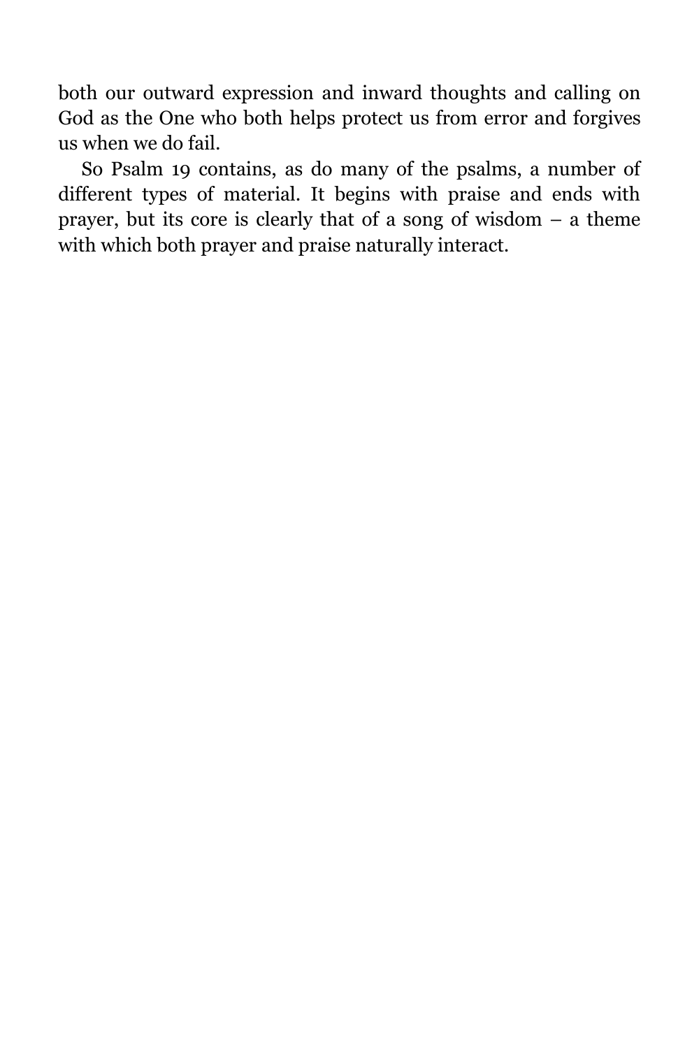both our outward expression and inward thoughts and calling on God as the One who both helps protect us from error and forgives us when we do fail.

So Psalm 19 contains, as do many of the psalms, a number of different types of material. It begins with praise and ends with prayer, but its core is clearly that of a song of wisdom – a theme with which both prayer and praise naturally interact.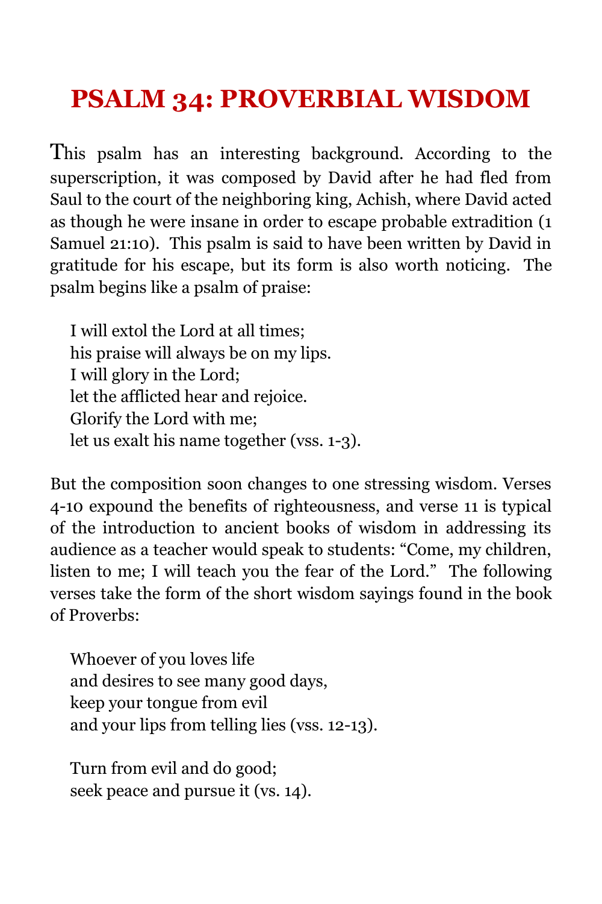# PSALM 34: PROVERBIAL WISDOM

This psalm has an interesting background. According to the superscription, it was composed by David after he had fled from Saul to the court of the neighboring king, Achish, where David acted as though he were insane in order to escape probable extradition (1 Samuel 21:10). This psalm is said to have been written by David in gratitude for his escape, but its form is also worth noticing. The psalm begins like a psalm of praise:

> I will extol the Lord at all times;
> his praise will always be on my lips.
> I will glory in the Lord;
> let the afflicted hear and rejoice.
> Glorify the Lord with me;
> let us exalt his name together (vss. 1-3).

But the composition soon changes to one stressing wisdom. Verses 4-10 expound the benefits of righteousness, and verse 11 is typical of the introduction to ancient books of wisdom in addressing its audience as a teacher would speak to students: "Come, my children, listen to me; I will teach you the fear of the Lord." The following verses take the form of the short wisdom sayings found in the book of Proverbs:

> Whoever of you loves life
> and desires to see many good days,
> keep your tongue from evil
> and your lips from telling lies (vss. 12-13).

> Turn from evil and do good;
> seek peace and pursue it (vs. 14).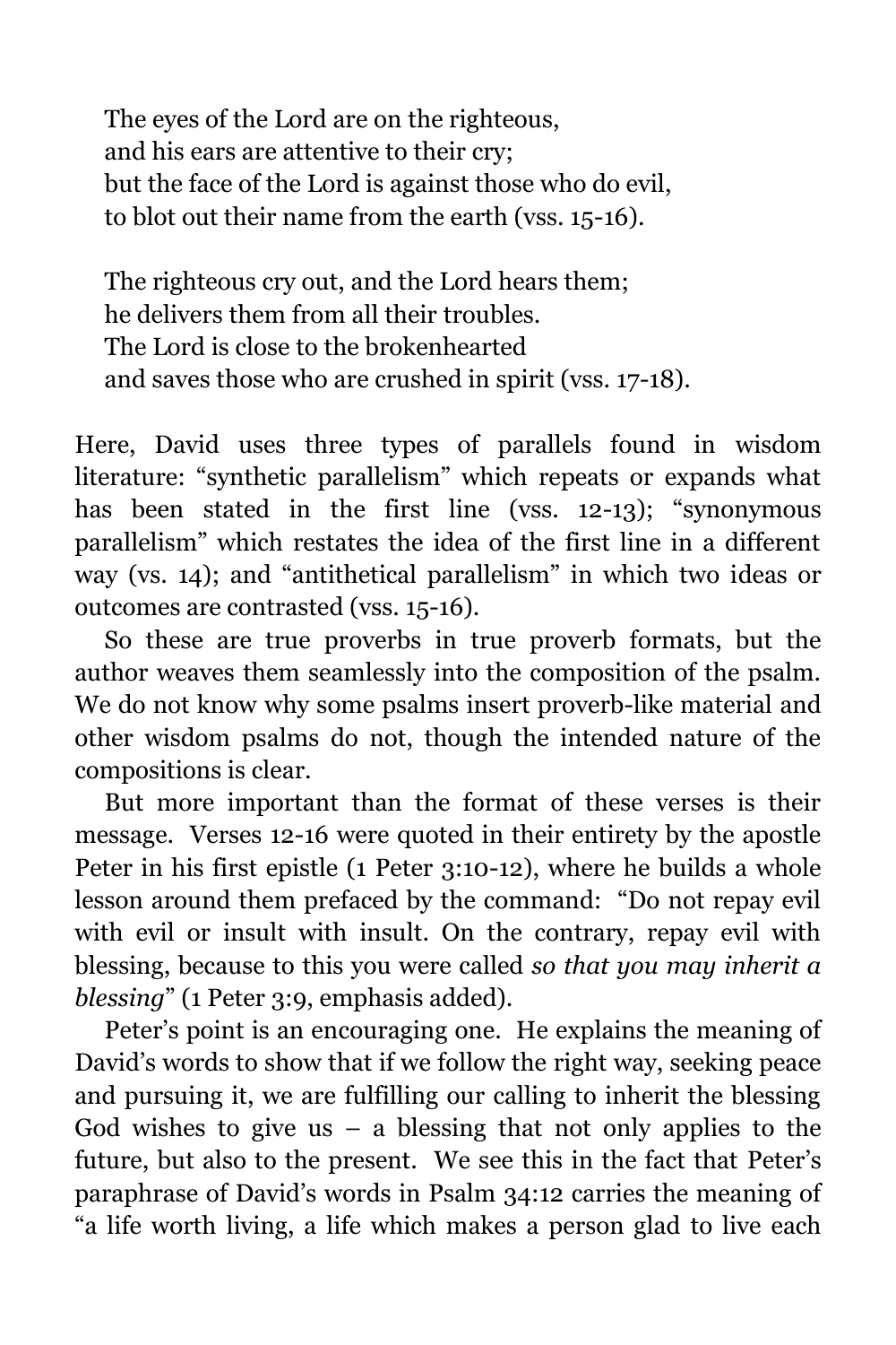> The eyes of the Lord are on the righteous,
> and his ears are attentive to their cry;
> but the face of the Lord is against those who do evil,
> to blot out their name from the earth (vss. 15-16).
>
> The righteous cry out, and the Lord hears them;
> he delivers them from all their troubles.
> The Lord is close to the brokenhearted
> and saves those who are crushed in spirit (vss. 17-18).

Here, David uses three types of parallels found in wisdom literature: "synthetic parallelism" which repeats or expands what has been stated in the first line (vss. 12-13); "synonymous parallelism" which restates the idea of the first line in a different way (vs. 14); and "antithetical parallelism" in which two ideas or outcomes are contrasted (vss. 15-16).

So these are true proverbs in true proverb formats, but the author weaves them seamlessly into the composition of the psalm. We do not know why some psalms insert proverb-like material and other wisdom psalms do not, though the intended nature of the compositions is clear.

But more important than the format of these verses is their message. Verses 12-16 were quoted in their entirety by the apostle Peter in his first epistle (1 Peter 3:10-12), where he builds a whole lesson around them prefaced by the command: "Do not repay evil with evil or insult with insult. On the contrary, repay evil with blessing, because to this you were called *so that you may inherit a blessing*" (1 Peter 3:9, emphasis added).

Peter's point is an encouraging one. He explains the meaning of David's words to show that if we follow the right way, seeking peace and pursuing it, we are fulfilling our calling to inherit the blessing God wishes to give us – a blessing that not only applies to the future, but also to the present. We see this in the fact that Peter's paraphrase of David's words in Psalm 34:12 carries the meaning of "a life worth living, a life which makes a person glad to live each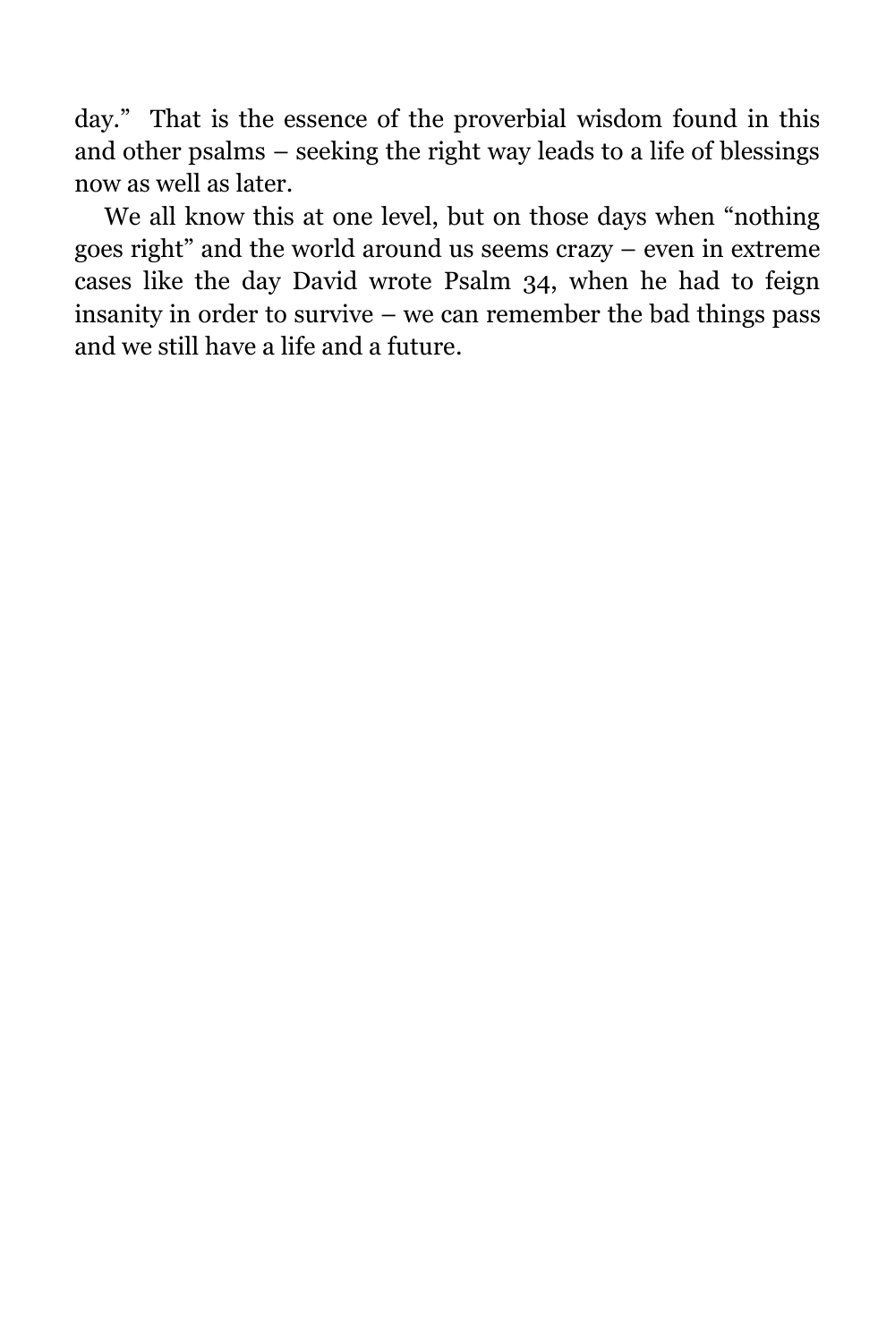day." That is the essence of the proverbial wisdom found in this and other psalms – seeking the right way leads to a life of blessings now as well as later.

We all know this at one level, but on those days when "nothing goes right" and the world around us seems crazy – even in extreme cases like the day David wrote Psalm 34, when he had to feign insanity in order to survive – we can remember the bad things pass and we still have a life and a future.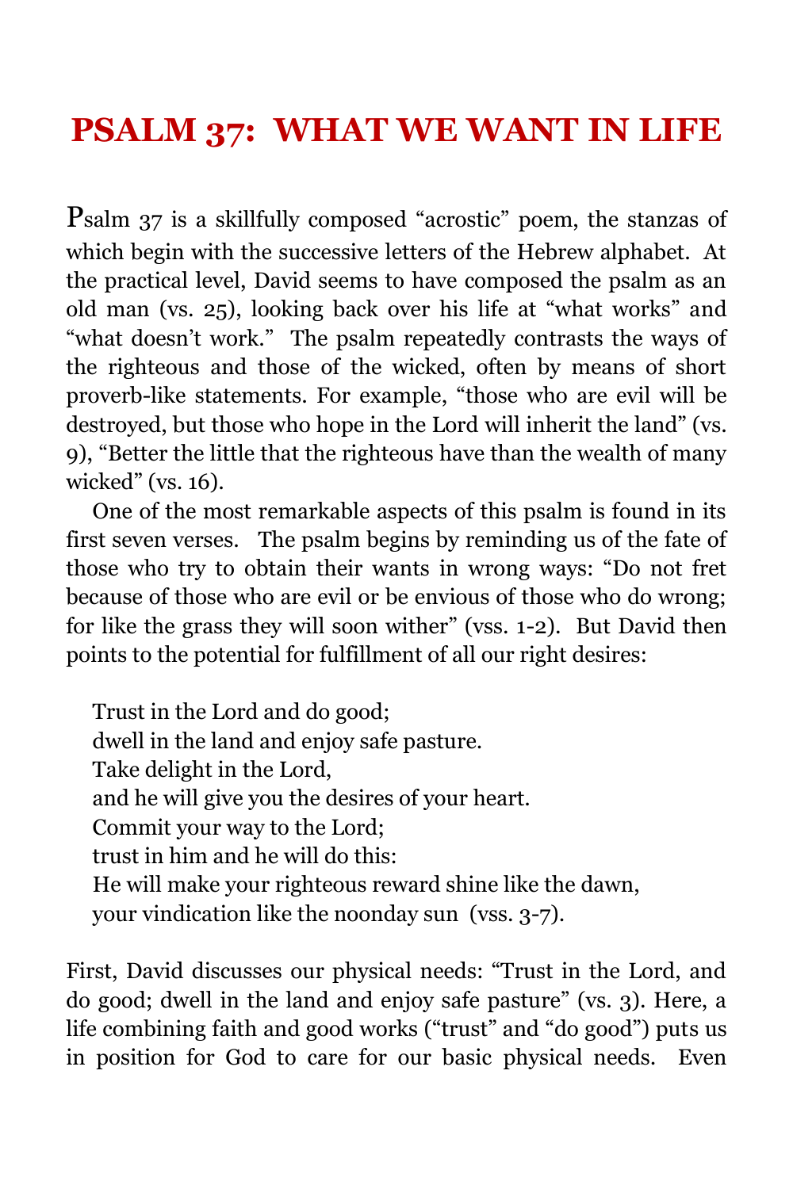# PSALM 37: WHAT WE WANT IN LIFE

Psalm 37 is a skillfully composed "acrostic" poem, the stanzas of which begin with the successive letters of the Hebrew alphabet. At the practical level, David seems to have composed the psalm as an old man (vs. 25), looking back over his life at "what works" and "what doesn't work." The psalm repeatedly contrasts the ways of the righteous and those of the wicked, often by means of short proverb-like statements. For example, "those who are evil will be destroyed, but those who hope in the Lord will inherit the land" (vs. 9), "Better the little that the righteous have than the wealth of many wicked" (vs. 16).

One of the most remarkable aspects of this psalm is found in its first seven verses. The psalm begins by reminding us of the fate of those who try to obtain their wants in wrong ways: "Do not fret because of those who are evil or be envious of those who do wrong; for like the grass they will soon wither" (vss. 1-2). But David then points to the potential for fulfillment of all our right desires:

> Trust in the Lord and do good;
> dwell in the land and enjoy safe pasture.
> Take delight in the Lord,
> and he will give you the desires of your heart.
> Commit your way to the Lord;
> trust in him and he will do this:
> He will make your righteous reward shine like the dawn,
> your vindication like the noonday sun (vss. 3-7).

First, David discusses our physical needs: "Trust in the Lord, and do good; dwell in the land and enjoy safe pasture" (vs. 3). Here, a life combining faith and good works ("trust" and "do good") puts us in position for God to care for our basic physical needs. Even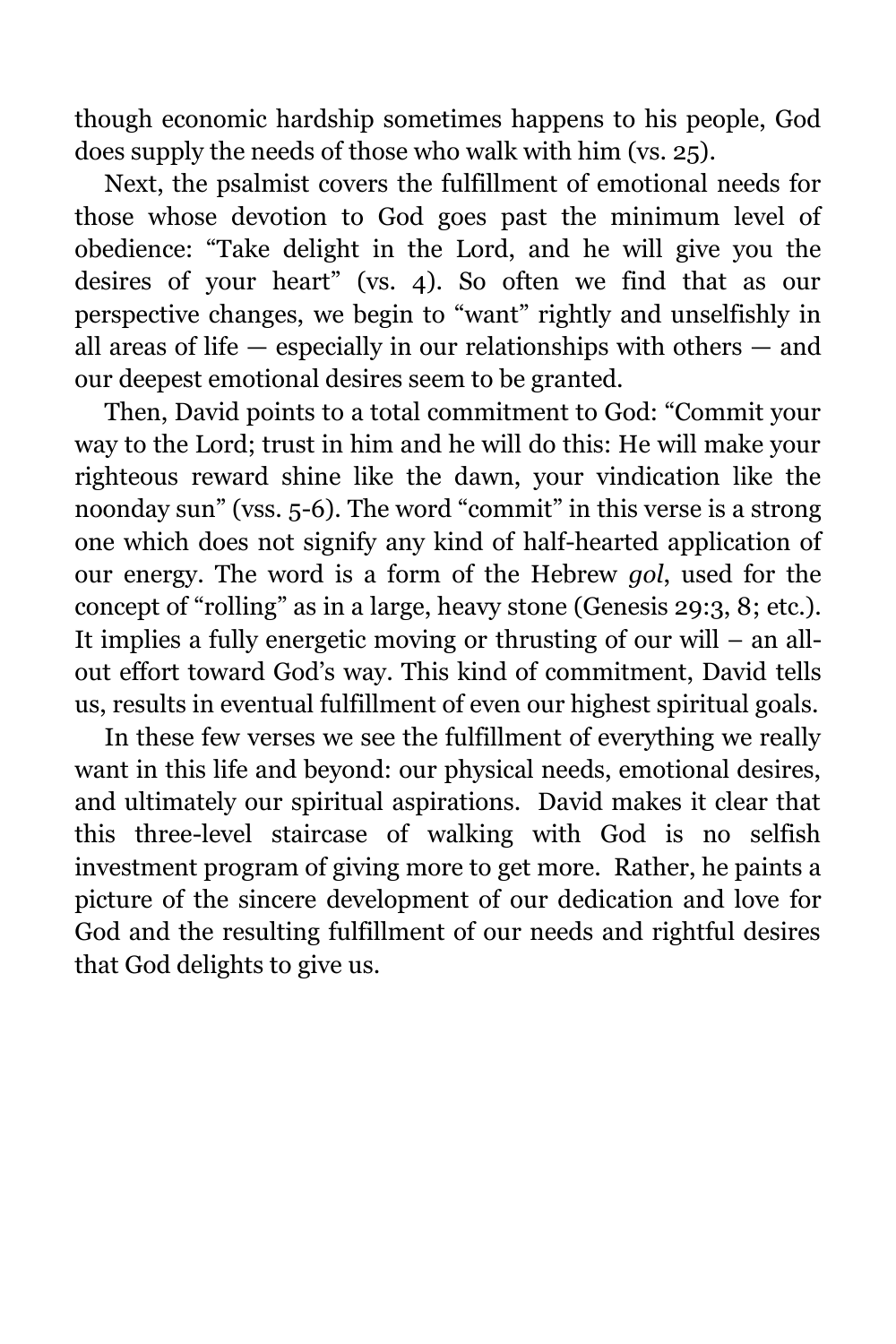though economic hardship sometimes happens to his people, God does supply the needs of those who walk with him (vs. 25).

Next, the psalmist covers the fulfillment of emotional needs for those whose devotion to God goes past the minimum level of obedience: "Take delight in the Lord, and he will give you the desires of your heart" (vs. 4). So often we find that as our perspective changes, we begin to "want" rightly and unselfishly in all areas of life — especially in our relationships with others — and our deepest emotional desires seem to be granted.

Then, David points to a total commitment to God: "Commit your way to the Lord; trust in him and he will do this: He will make your righteous reward shine like the dawn, your vindication like the noonday sun" (vss. 5-6). The word "commit" in this verse is a strong one which does not signify any kind of half-hearted application of our energy. The word is a form of the Hebrew *gol*, used for the concept of "rolling" as in a large, heavy stone (Genesis 29:3, 8; etc.). It implies a fully energetic moving or thrusting of our will – an all-out effort toward God's way. This kind of commitment, David tells us, results in eventual fulfillment of even our highest spiritual goals.

In these few verses we see the fulfillment of everything we really want in this life and beyond: our physical needs, emotional desires, and ultimately our spiritual aspirations. David makes it clear that this three-level staircase of walking with God is no selfish investment program of giving more to get more. Rather, he paints a picture of the sincere development of our dedication and love for God and the resulting fulfillment of our needs and rightful desires that God delights to give us.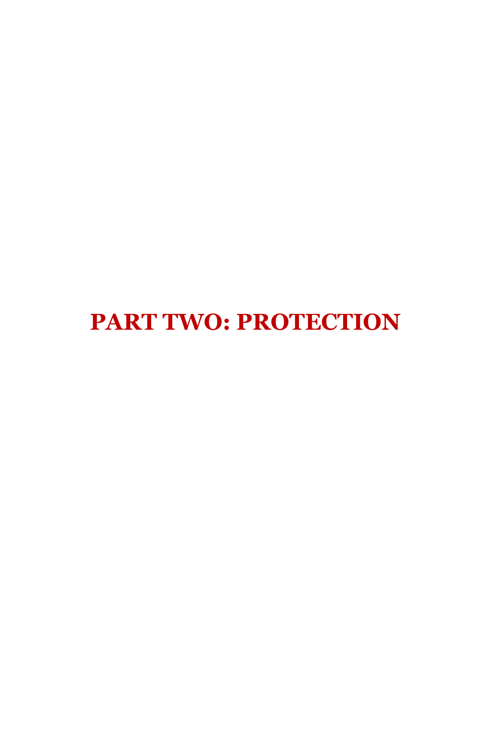# PART TWO: PROTECTION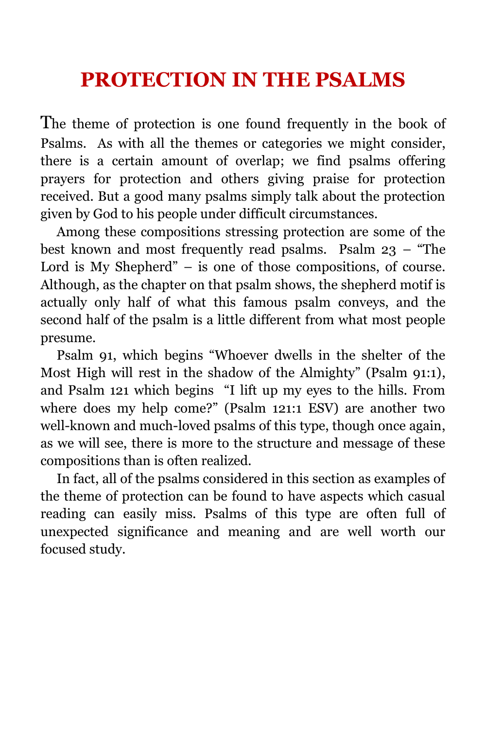# PROTECTION IN THE PSALMS

The theme of protection is one found frequently in the book of Psalms. As with all the themes or categories we might consider, there is a certain amount of overlap; we find psalms offering prayers for protection and others giving praise for protection received. But a good many psalms simply talk about the protection given by God to his people under difficult circumstances.

Among these compositions stressing protection are some of the best known and most frequently read psalms. Psalm 23 – "The Lord is My Shepherd" – is one of those compositions, of course. Although, as the chapter on that psalm shows, the shepherd motif is actually only half of what this famous psalm conveys, and the second half of the psalm is a little different from what most people presume.

Psalm 91, which begins "Whoever dwells in the shelter of the Most High will rest in the shadow of the Almighty" (Psalm 91:1), and Psalm 121 which begins "I lift up my eyes to the hills. From where does my help come?" (Psalm 121:1 ESV) are another two well-known and much-loved psalms of this type, though once again, as we will see, there is more to the structure and message of these compositions than is often realized.

In fact, all of the psalms considered in this section as examples of the theme of protection can be found to have aspects which casual reading can easily miss. Psalms of this type are often full of unexpected significance and meaning and are well worth our focused study.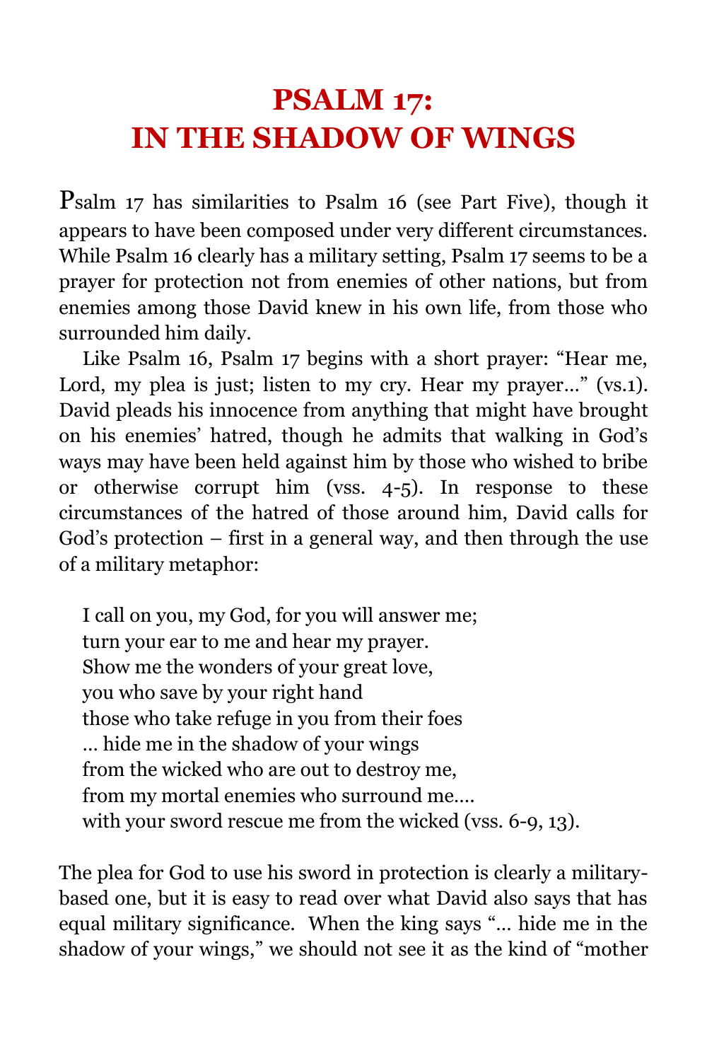# PSALM 17: IN THE SHADOW OF WINGS

Psalm 17 has similarities to Psalm 16 (see Part Five), though it appears to have been composed under very different circumstances. While Psalm 16 clearly has a military setting, Psalm 17 seems to be a prayer for protection not from enemies of other nations, but from enemies among those David knew in his own life, from those who surrounded him daily.

Like Psalm 16, Psalm 17 begins with a short prayer: "Hear me, Lord, my plea is just; listen to my cry. Hear my prayer…" (vs.1). David pleads his innocence from anything that might have brought on his enemies' hatred, though he admits that walking in God's ways may have been held against him by those who wished to bribe or otherwise corrupt him (vss. 4-5). In response to these circumstances of the hatred of those around him, David calls for God's protection – first in a general way, and then through the use of a military metaphor:

> I call on you, my God, for you will answer me;
> turn your ear to me and hear my prayer.
> Show me the wonders of your great love,
> you who save by your right hand
> those who take refuge in you from their foes
> … hide me in the shadow of your wings
> from the wicked who are out to destroy me,
> from my mortal enemies who surround me….
> with your sword rescue me from the wicked (vss. 6-9, 13).

The plea for God to use his sword in protection is clearly a military-based one, but it is easy to read over what David also says that has equal military significance. When the king says "… hide me in the shadow of your wings," we should not see it as the kind of "mother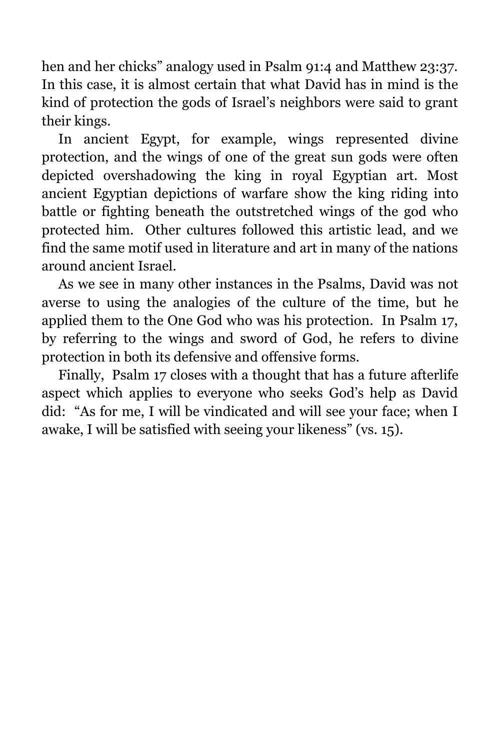hen and her chicks" analogy used in Psalm 91:4 and Matthew 23:37. In this case, it is almost certain that what David has in mind is the kind of protection the gods of Israel's neighbors were said to grant their kings.

In ancient Egypt, for example, wings represented divine protection, and the wings of one of the great sun gods were often depicted overshadowing the king in royal Egyptian art. Most ancient Egyptian depictions of warfare show the king riding into battle or fighting beneath the outstretched wings of the god who protected him. Other cultures followed this artistic lead, and we find the same motif used in literature and art in many of the nations around ancient Israel.

As we see in many other instances in the Psalms, David was not averse to using the analogies of the culture of the time, but he applied them to the One God who was his protection. In Psalm 17, by referring to the wings and sword of God, he refers to divine protection in both its defensive and offensive forms.

Finally, Psalm 17 closes with a thought that has a future afterlife aspect which applies to everyone who seeks God's help as David did: "As for me, I will be vindicated and will see your face; when I awake, I will be satisfied with seeing your likeness" (vs. 15).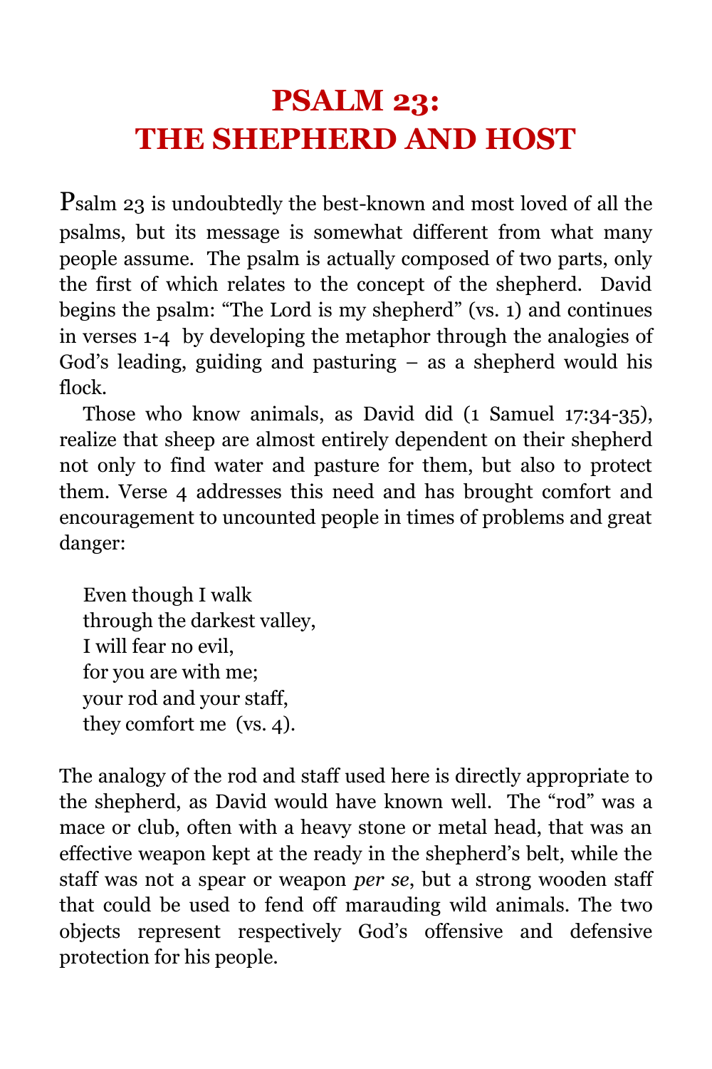# PSALM 23: THE SHEPHERD AND HOST

Psalm 23 is undoubtedly the best-known and most loved of all the psalms, but its message is somewhat different from what many people assume. The psalm is actually composed of two parts, only the first of which relates to the concept of the shepherd. David begins the psalm: "The Lord is my shepherd" (vs. 1) and continues in verses 1-4 by developing the metaphor through the analogies of God's leading, guiding and pasturing – as a shepherd would his flock.

Those who know animals, as David did (1 Samuel 17:34-35), realize that sheep are almost entirely dependent on their shepherd not only to find water and pasture for them, but also to protect them. Verse 4 addresses this need and has brought comfort and encouragement to uncounted people in times of problems and great danger:

> Even though I walk
> through the darkest valley,
> I will fear no evil,
> for you are with me;
> your rod and your staff,
> they comfort me (vs. 4).

The analogy of the rod and staff used here is directly appropriate to the shepherd, as David would have known well. The "rod" was a mace or club, often with a heavy stone or metal head, that was an effective weapon kept at the ready in the shepherd's belt, while the staff was not a spear or weapon *per se*, but a strong wooden staff that could be used to fend off marauding wild animals. The two objects represent respectively God's offensive and defensive protection for his people.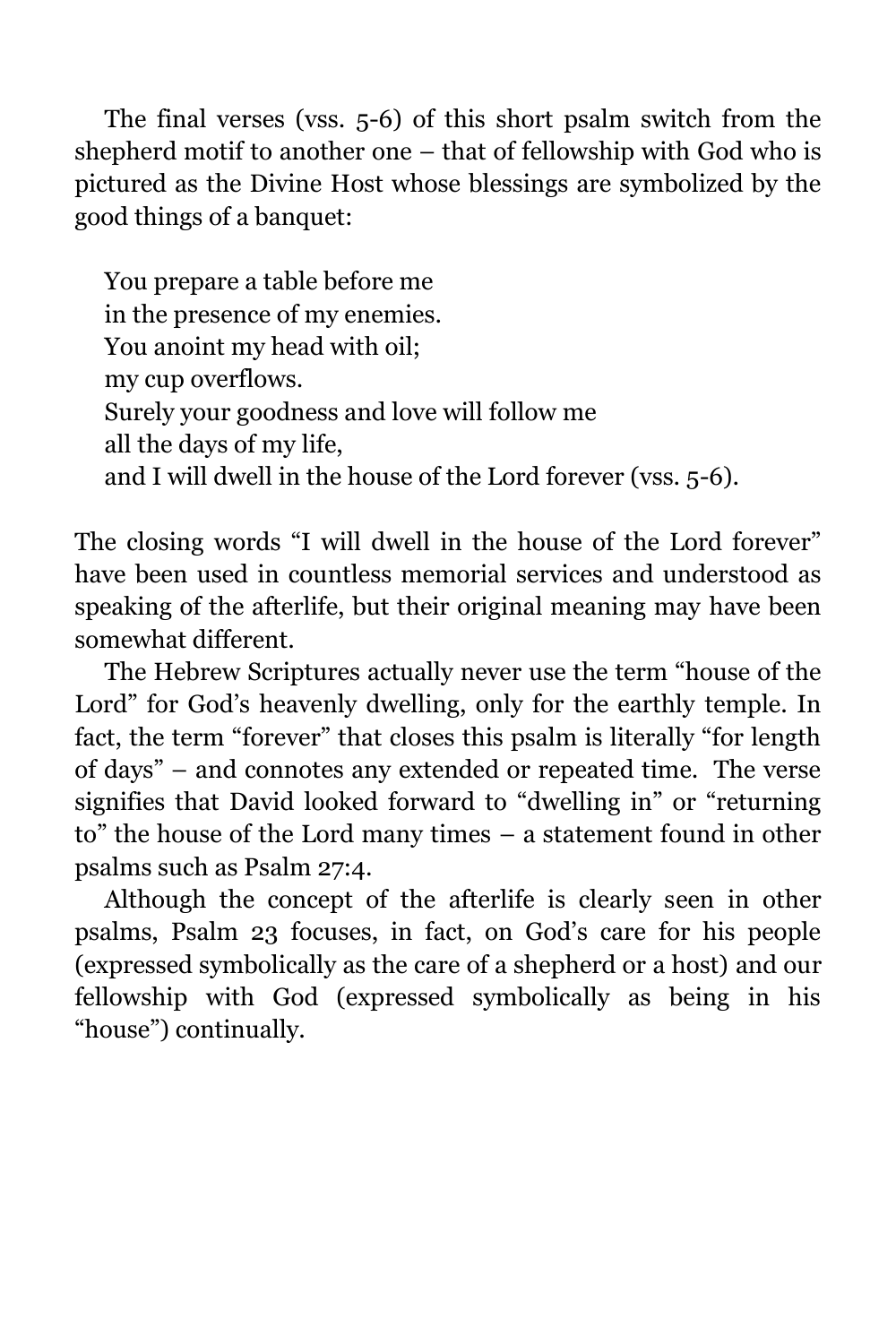The final verses (vss. 5-6) of this short psalm switch from the shepherd motif to another one – that of fellowship with God who is pictured as the Divine Host whose blessings are symbolized by the good things of a banquet:

> You prepare a table before me
> in the presence of my enemies.
> You anoint my head with oil;
> my cup overflows.
> Surely your goodness and love will follow me
> all the days of my life,
> and I will dwell in the house of the Lord forever (vss. 5-6).

The closing words "I will dwell in the house of the Lord forever" have been used in countless memorial services and understood as speaking of the afterlife, but their original meaning may have been somewhat different.

The Hebrew Scriptures actually never use the term "house of the Lord" for God's heavenly dwelling, only for the earthly temple. In fact, the term "forever" that closes this psalm is literally "for length of days" – and connotes any extended or repeated time. The verse signifies that David looked forward to "dwelling in" or "returning to" the house of the Lord many times – a statement found in other psalms such as Psalm 27:4.

Although the concept of the afterlife is clearly seen in other psalms, Psalm 23 focuses, in fact, on God's care for his people (expressed symbolically as the care of a shepherd or a host) and our fellowship with God (expressed symbolically as being in his "house") continually.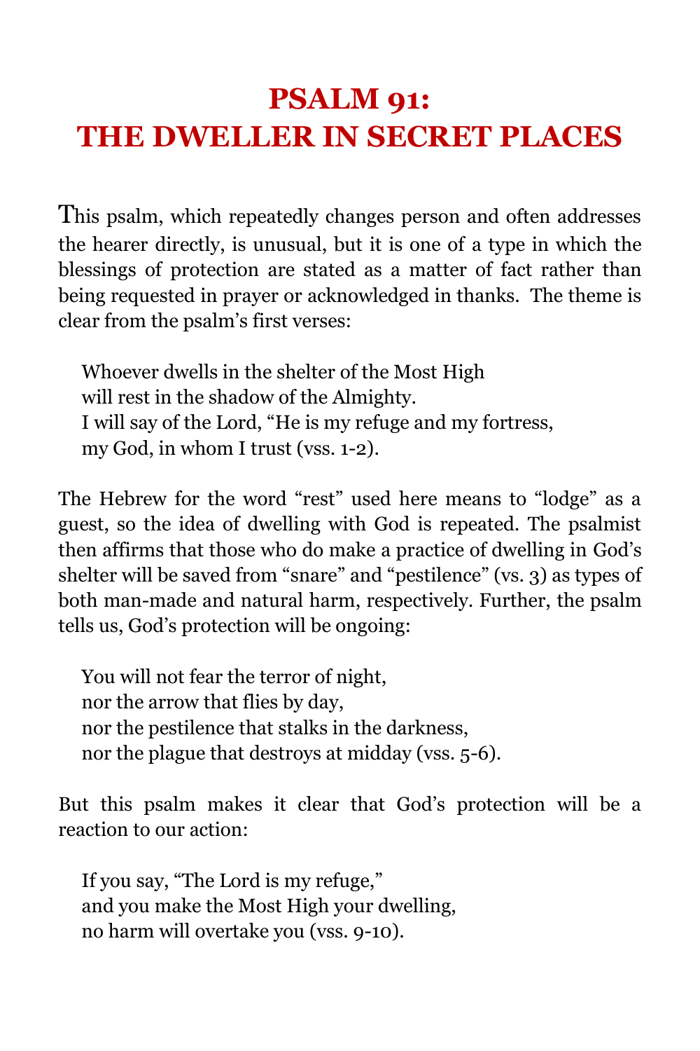# PSALM 91: THE DWELLER IN SECRET PLACES

This psalm, which repeatedly changes person and often addresses the hearer directly, is unusual, but it is one of a type in which the blessings of protection are stated as a matter of fact rather than being requested in prayer or acknowledged in thanks. The theme is clear from the psalm's first verses:

> Whoever dwells in the shelter of the Most High
> will rest in the shadow of the Almighty.
> I will say of the Lord, "He is my refuge and my fortress,
> my God, in whom I trust (vss. 1-2).

The Hebrew for the word "rest" used here means to "lodge" as a guest, so the idea of dwelling with God is repeated. The psalmist then affirms that those who do make a practice of dwelling in God's shelter will be saved from "snare" and "pestilence" (vs. 3) as types of both man-made and natural harm, respectively. Further, the psalm tells us, God's protection will be ongoing:

> You will not fear the terror of night,
> nor the arrow that flies by day,
> nor the pestilence that stalks in the darkness,
> nor the plague that destroys at midday (vss. 5-6).

But this psalm makes it clear that God's protection will be a reaction to our action:

> If you say, "The Lord is my refuge,"
> and you make the Most High your dwelling,
> no harm will overtake you (vss. 9-10).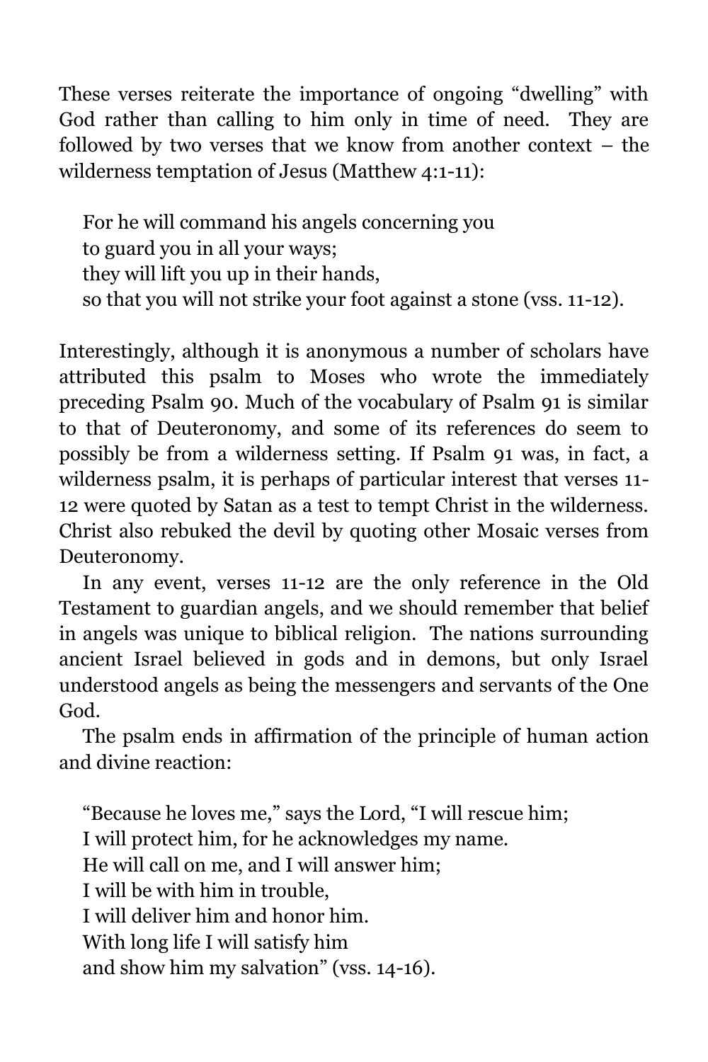These verses reiterate the importance of ongoing "dwelling" with God rather than calling to him only in time of need. They are followed by two verses that we know from another context – the wilderness temptation of Jesus (Matthew 4:1-11):

> For he will command his angels concerning you
> to guard you in all your ways;
> they will lift you up in their hands,
> so that you will not strike your foot against a stone (vss. 11-12).

Interestingly, although it is anonymous a number of scholars have attributed this psalm to Moses who wrote the immediately preceding Psalm 90. Much of the vocabulary of Psalm 91 is similar to that of Deuteronomy, and some of its references do seem to possibly be from a wilderness setting. If Psalm 91 was, in fact, a wilderness psalm, it is perhaps of particular interest that verses 11-12 were quoted by Satan as a test to tempt Christ in the wilderness. Christ also rebuked the devil by quoting other Mosaic verses from Deuteronomy.

In any event, verses 11-12 are the only reference in the Old Testament to guardian angels, and we should remember that belief in angels was unique to biblical religion. The nations surrounding ancient Israel believed in gods and in demons, but only Israel understood angels as being the messengers and servants of the One God.

The psalm ends in affirmation of the principle of human action and divine reaction:

> "Because he loves me," says the Lord, "I will rescue him;
> I will protect him, for he acknowledges my name.
> He will call on me, and I will answer him;
> I will be with him in trouble,
> I will deliver him and honor him.
> With long life I will satisfy him
> and show him my salvation" (vss. 14-16).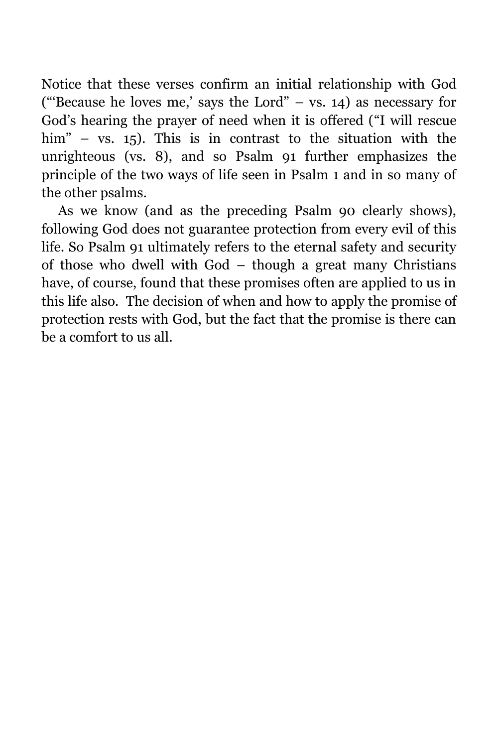Notice that these verses confirm an initial relationship with God ("'Because he loves me,' says the Lord" – vs. 14) as necessary for God's hearing the prayer of need when it is offered ("I will rescue him" – vs. 15). This is in contrast to the situation with the unrighteous (vs. 8), and so Psalm 91 further emphasizes the principle of the two ways of life seen in Psalm 1 and in so many of the other psalms.

As we know (and as the preceding Psalm 90 clearly shows), following God does not guarantee protection from every evil of this life. So Psalm 91 ultimately refers to the eternal safety and security of those who dwell with God – though a great many Christians have, of course, found that these promises often are applied to us in this life also. The decision of when and how to apply the promise of protection rests with God, but the fact that the promise is there can be a comfort to us all.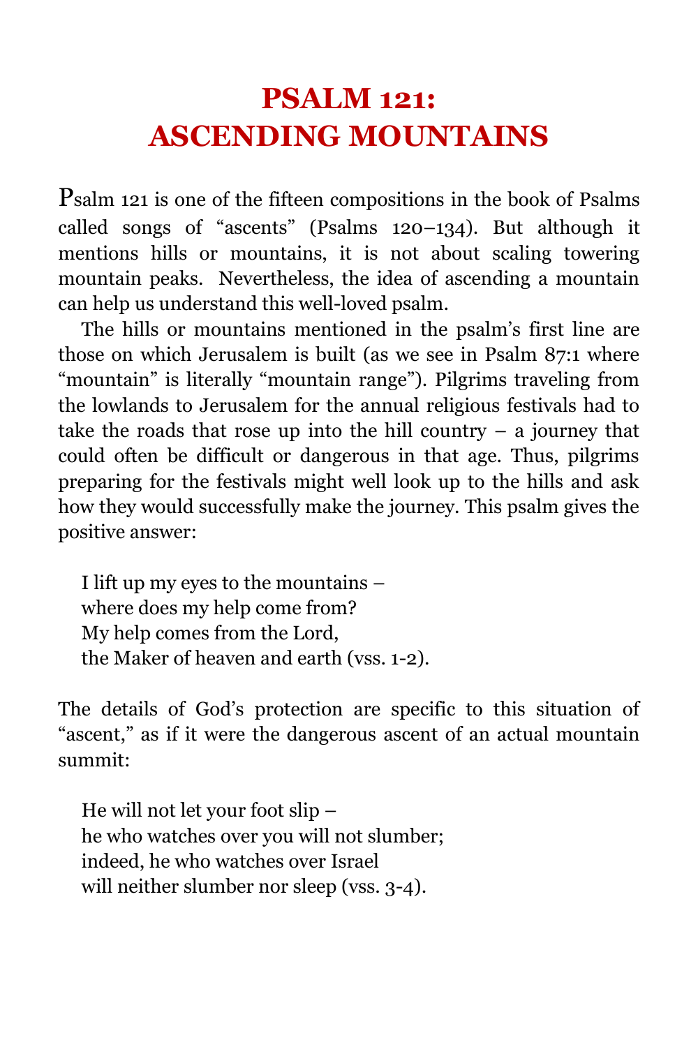# PSALM 121: ASCENDING MOUNTAINS

Psalm 121 is one of the fifteen compositions in the book of Psalms called songs of "ascents" (Psalms 120–134). But although it mentions hills or mountains, it is not about scaling towering mountain peaks. Nevertheless, the idea of ascending a mountain can help us understand this well-loved psalm.

The hills or mountains mentioned in the psalm's first line are those on which Jerusalem is built (as we see in Psalm 87:1 where "mountain" is literally "mountain range"). Pilgrims traveling from the lowlands to Jerusalem for the annual religious festivals had to take the roads that rose up into the hill country – a journey that could often be difficult or dangerous in that age. Thus, pilgrims preparing for the festivals might well look up to the hills and ask how they would successfully make the journey. This psalm gives the positive answer:

> I lift up my eyes to the mountains –
> where does my help come from?
> My help comes from the Lord,
> the Maker of heaven and earth (vss. 1-2).

The details of God's protection are specific to this situation of "ascent," as if it were the dangerous ascent of an actual mountain summit:

> He will not let your foot slip –
> he who watches over you will not slumber;
> indeed, he who watches over Israel
> will neither slumber nor sleep (vss. 3-4).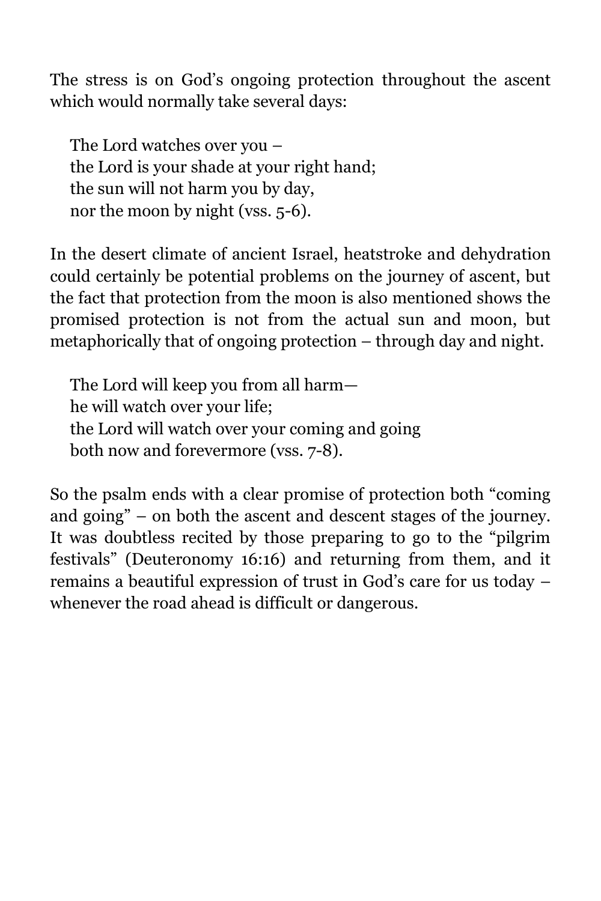The stress is on God's ongoing protection throughout the ascent which would normally take several days:

> The Lord watches over you –
> the Lord is your shade at your right hand;
> the sun will not harm you by day,
> nor the moon by night (vss. 5-6).

In the desert climate of ancient Israel, heatstroke and dehydration could certainly be potential problems on the journey of ascent, but the fact that protection from the moon is also mentioned shows the promised protection is not from the actual sun and moon, but metaphorically that of ongoing protection – through day and night.

> The Lord will keep you from all harm—
> he will watch over your life;
> the Lord will watch over your coming and going
> both now and forevermore (vss. 7-8).

So the psalm ends with a clear promise of protection both "coming and going" – on both the ascent and descent stages of the journey. It was doubtless recited by those preparing to go to the "pilgrim festivals" (Deuteronomy 16:16) and returning from them, and it remains a beautiful expression of trust in God's care for us today – whenever the road ahead is difficult or dangerous.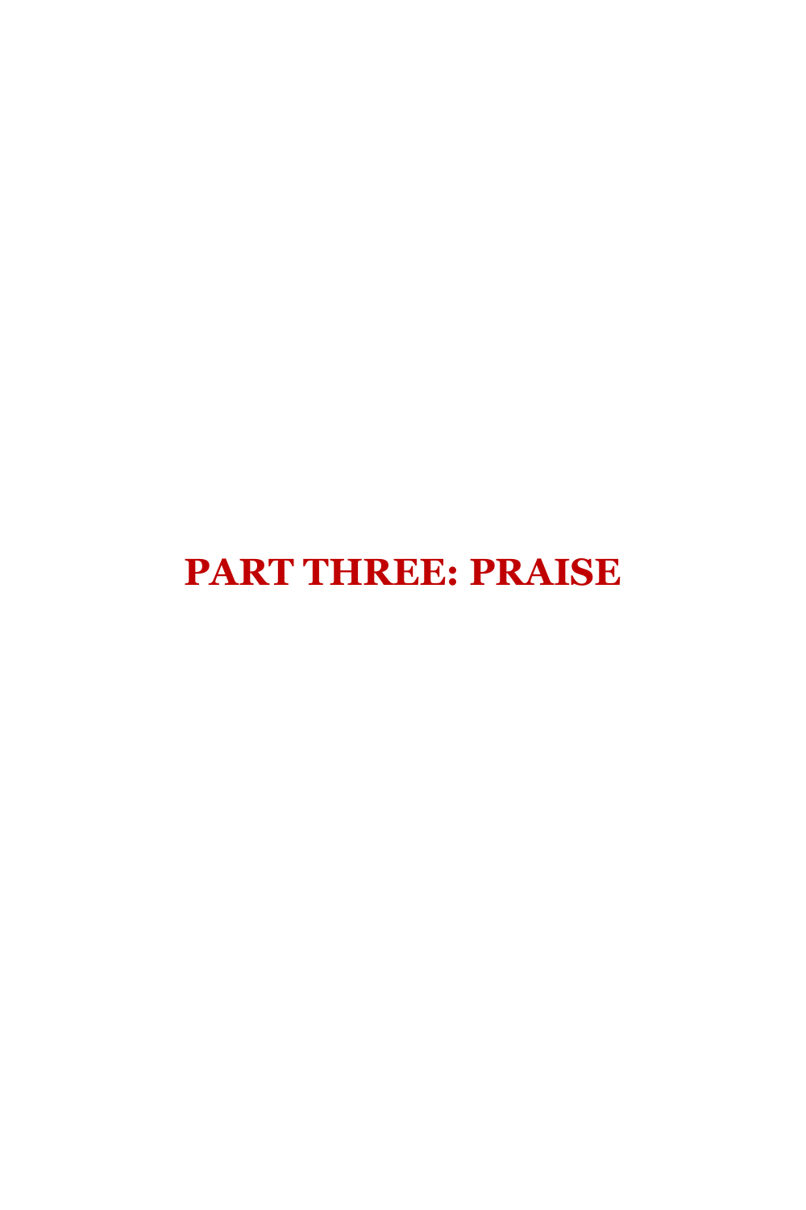# PART THREE: PRAISE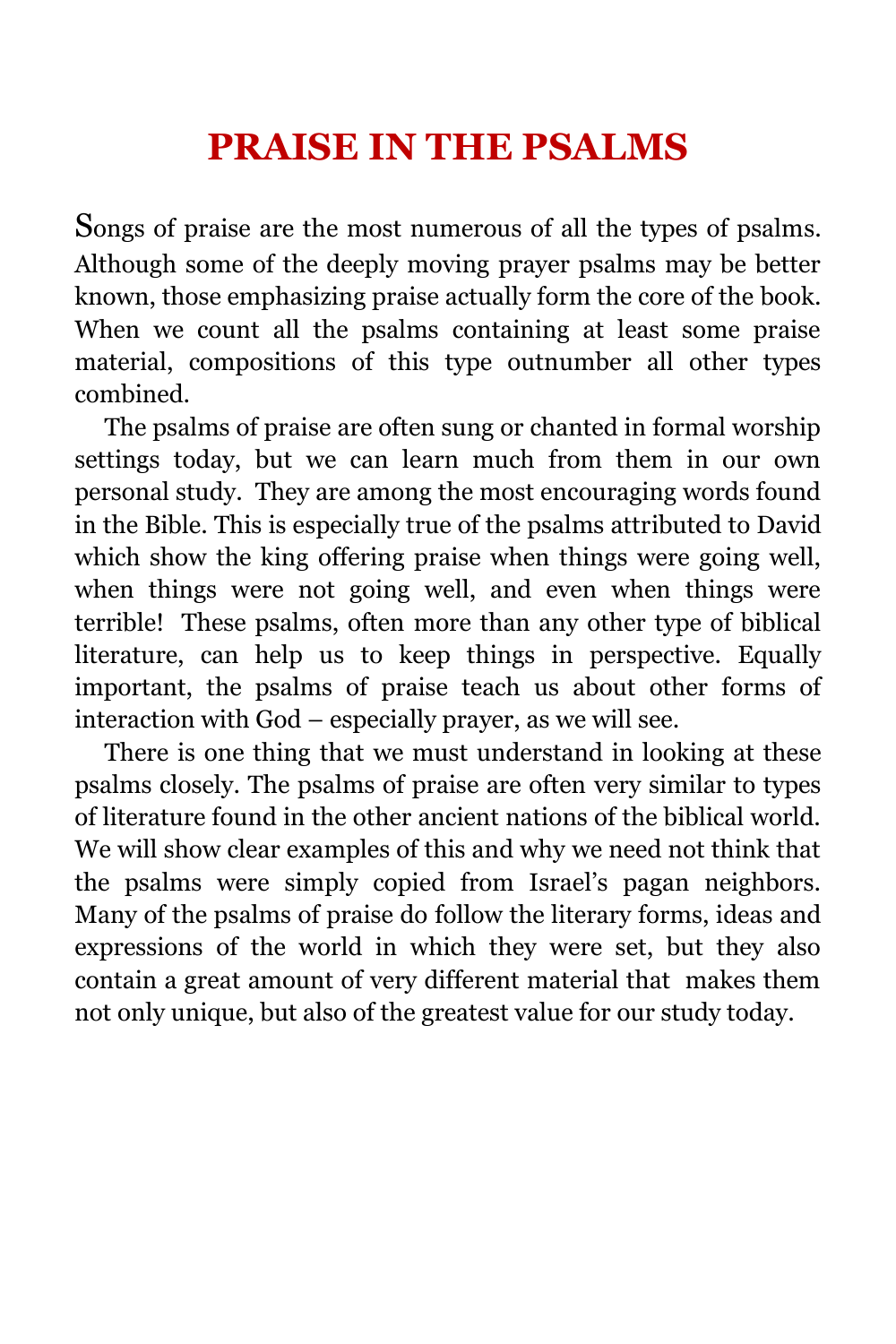# PRAISE IN THE PSALMS

Songs of praise are the most numerous of all the types of psalms. Although some of the deeply moving prayer psalms may be better known, those emphasizing praise actually form the core of the book. When we count all the psalms containing at least some praise material, compositions of this type outnumber all other types combined.

The psalms of praise are often sung or chanted in formal worship settings today, but we can learn much from them in our own personal study. They are among the most encouraging words found in the Bible. This is especially true of the psalms attributed to David which show the king offering praise when things were going well, when things were not going well, and even when things were terrible! These psalms, often more than any other type of biblical literature, can help us to keep things in perspective. Equally important, the psalms of praise teach us about other forms of interaction with God – especially prayer, as we will see.

There is one thing that we must understand in looking at these psalms closely. The psalms of praise are often very similar to types of literature found in the other ancient nations of the biblical world. We will show clear examples of this and why we need not think that the psalms were simply copied from Israel's pagan neighbors. Many of the psalms of praise do follow the literary forms, ideas and expressions of the world in which they were set, but they also contain a great amount of very different material that makes them not only unique, but also of the greatest value for our study today.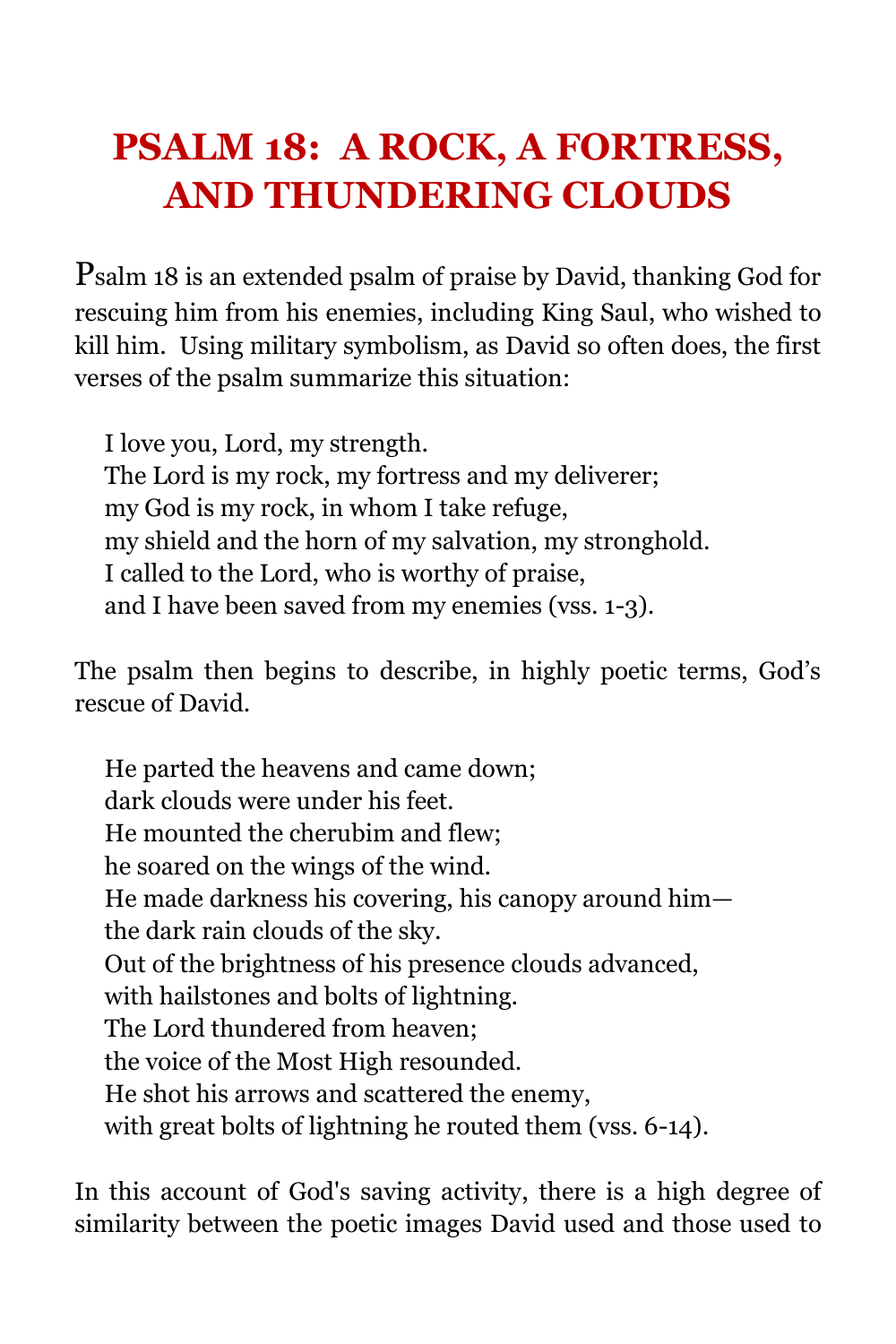# PSALM 18: A ROCK, A FORTRESS, AND THUNDERING CLOUDS

Psalm 18 is an extended psalm of praise by David, thanking God for rescuing him from his enemies, including King Saul, who wished to kill him. Using military symbolism, as David so often does, the first verses of the psalm summarize this situation:

> I love you, Lord, my strength.
> The Lord is my rock, my fortress and my deliverer;
> my God is my rock, in whom I take refuge,
> my shield and the horn of my salvation, my stronghold.
> I called to the Lord, who is worthy of praise,
> and I have been saved from my enemies (vss. 1-3).

The psalm then begins to describe, in highly poetic terms, God's rescue of David.

> He parted the heavens and came down;
> dark clouds were under his feet.
> He mounted the cherubim and flew;
> he soared on the wings of the wind.
> He made darkness his covering, his canopy around him—
> the dark rain clouds of the sky.
> Out of the brightness of his presence clouds advanced,
> with hailstones and bolts of lightning.
> The Lord thundered from heaven;
> the voice of the Most High resounded.
> He shot his arrows and scattered the enemy,
> with great bolts of lightning he routed them (vss. 6-14).

In this account of God's saving activity, there is a high degree of similarity between the poetic images David used and those used to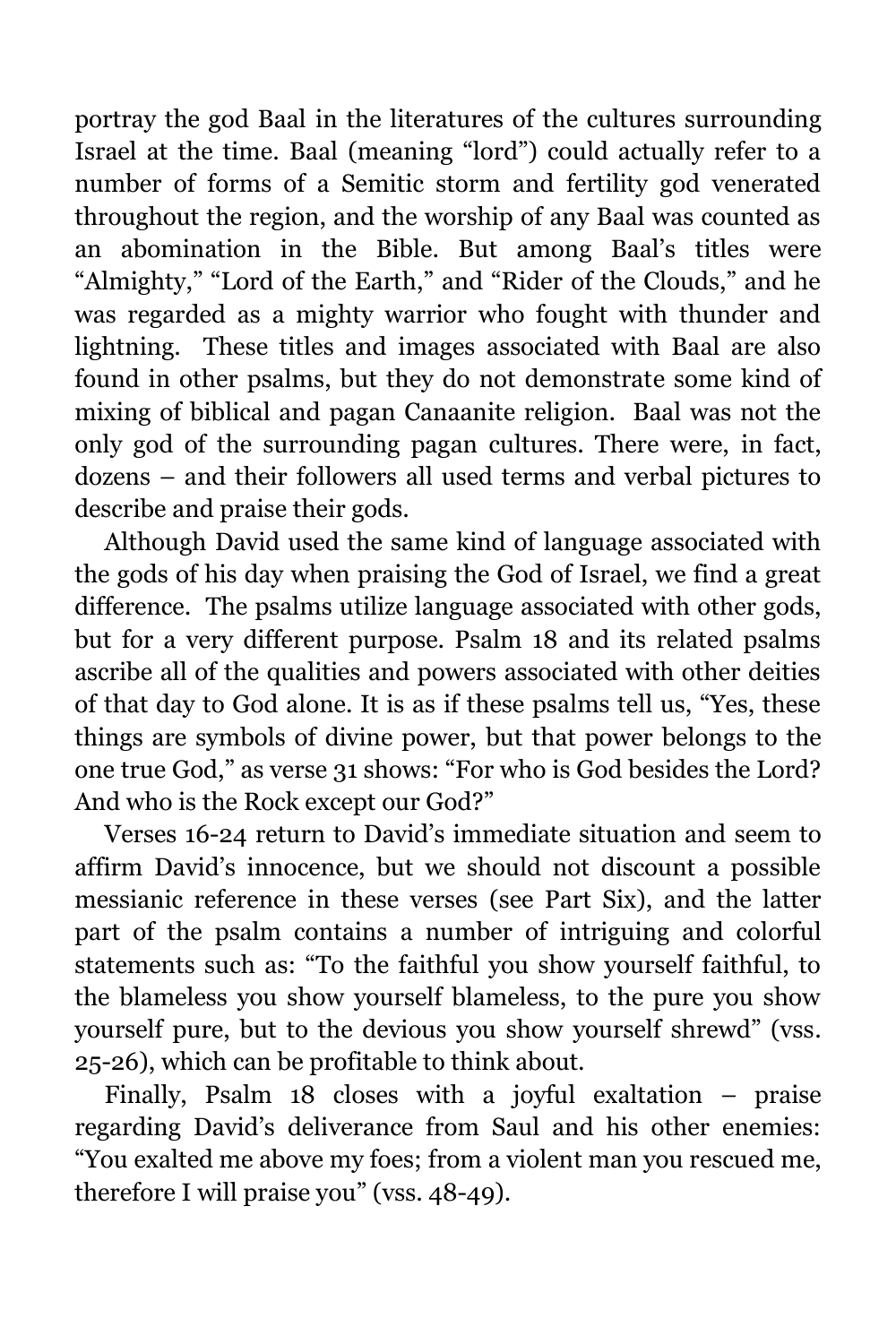portray the god Baal in the literatures of the cultures surrounding Israel at the time. Baal (meaning "lord") could actually refer to a number of forms of a Semitic storm and fertility god venerated throughout the region, and the worship of any Baal was counted as an abomination in the Bible. But among Baal's titles were "Almighty," "Lord of the Earth," and "Rider of the Clouds," and he was regarded as a mighty warrior who fought with thunder and lightning. These titles and images associated with Baal are also found in other psalms, but they do not demonstrate some kind of mixing of biblical and pagan Canaanite religion. Baal was not the only god of the surrounding pagan cultures. There were, in fact, dozens – and their followers all used terms and verbal pictures to describe and praise their gods.

Although David used the same kind of language associated with the gods of his day when praising the God of Israel, we find a great difference. The psalms utilize language associated with other gods, but for a very different purpose. Psalm 18 and its related psalms ascribe all of the qualities and powers associated with other deities of that day to God alone. It is as if these psalms tell us, "Yes, these things are symbols of divine power, but that power belongs to the one true God," as verse 31 shows: "For who is God besides the Lord? And who is the Rock except our God?"

Verses 16-24 return to David's immediate situation and seem to affirm David's innocence, but we should not discount a possible messianic reference in these verses (see Part Six), and the latter part of the psalm contains a number of intriguing and colorful statements such as: "To the faithful you show yourself faithful, to the blameless you show yourself blameless, to the pure you show yourself pure, but to the devious you show yourself shrewd" (vss. 25-26), which can be profitable to think about.

Finally, Psalm 18 closes with a joyful exaltation – praise regarding David's deliverance from Saul and his other enemies: "You exalted me above my foes; from a violent man you rescued me, therefore I will praise you" (vss. 48-49).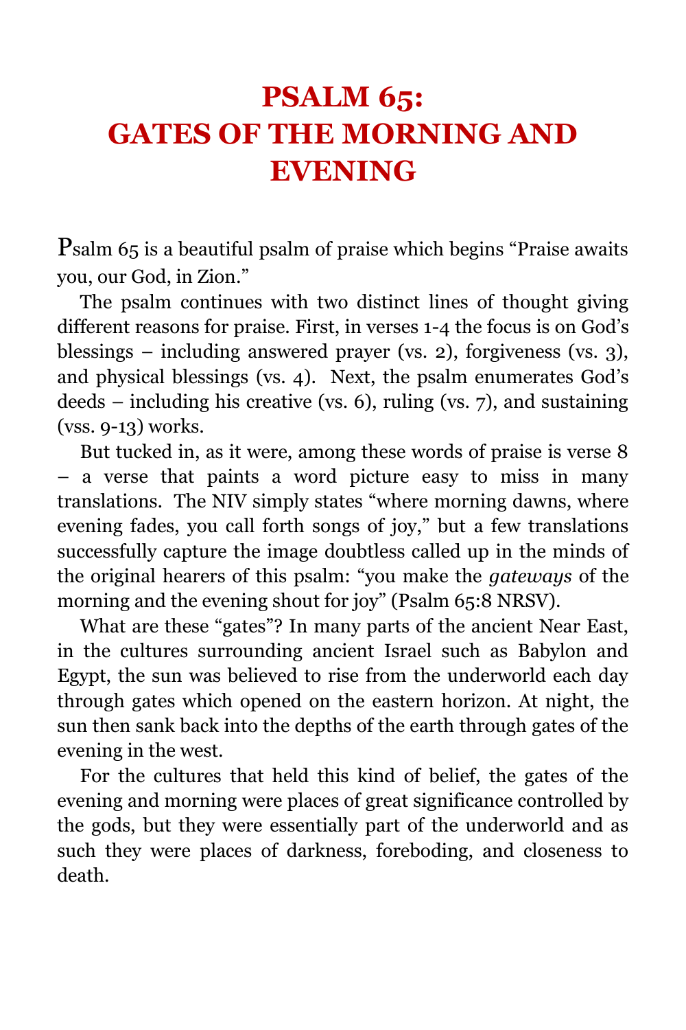# PSALM 65: GATES OF THE MORNING AND EVENING

Psalm 65 is a beautiful psalm of praise which begins "Praise awaits you, our God, in Zion."

The psalm continues with two distinct lines of thought giving different reasons for praise. First, in verses 1-4 the focus is on God's blessings – including answered prayer (vs. 2), forgiveness (vs. 3), and physical blessings (vs. 4). Next, the psalm enumerates God's deeds – including his creative (vs. 6), ruling (vs. 7), and sustaining (vss. 9-13) works.

But tucked in, as it were, among these words of praise is verse 8 – a verse that paints a word picture easy to miss in many translations. The NIV simply states "where morning dawns, where evening fades, you call forth songs of joy," but a few translations successfully capture the image doubtless called up in the minds of the original hearers of this psalm: "you make the *gateways* of the morning and the evening shout for joy" (Psalm 65:8 NRSV).

What are these "gates"? In many parts of the ancient Near East, in the cultures surrounding ancient Israel such as Babylon and Egypt, the sun was believed to rise from the underworld each day through gates which opened on the eastern horizon. At night, the sun then sank back into the depths of the earth through gates of the evening in the west.

For the cultures that held this kind of belief, the gates of the evening and morning were places of great significance controlled by the gods, but they were essentially part of the underworld and as such they were places of darkness, foreboding, and closeness to death.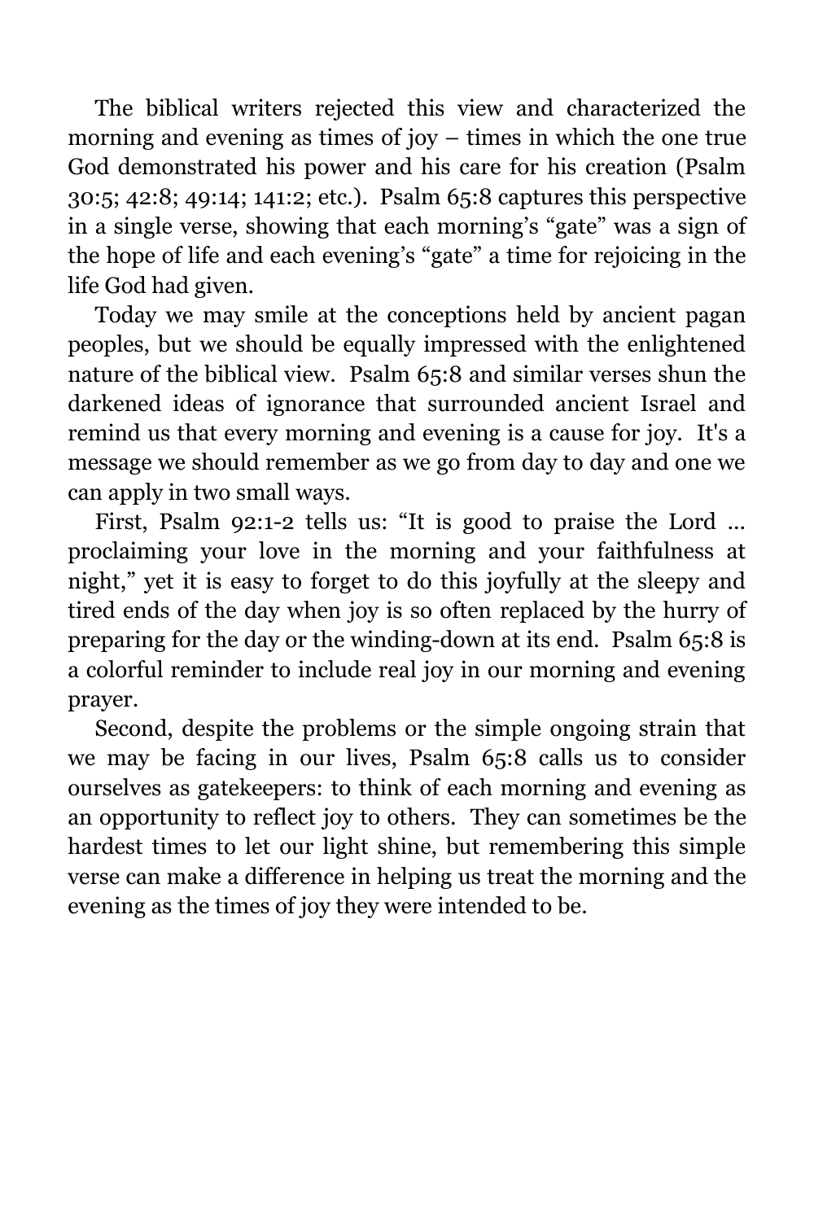The biblical writers rejected this view and characterized the morning and evening as times of joy – times in which the one true God demonstrated his power and his care for his creation (Psalm 30:5; 42:8; 49:14; 141:2; etc.). Psalm 65:8 captures this perspective in a single verse, showing that each morning's "gate" was a sign of the hope of life and each evening's "gate" a time for rejoicing in the life God had given.

Today we may smile at the conceptions held by ancient pagan peoples, but we should be equally impressed with the enlightened nature of the biblical view. Psalm 65:8 and similar verses shun the darkened ideas of ignorance that surrounded ancient Israel and remind us that every morning and evening is a cause for joy. It's a message we should remember as we go from day to day and one we can apply in two small ways.

First, Psalm 92:1-2 tells us: "It is good to praise the Lord ... proclaiming your love in the morning and your faithfulness at night," yet it is easy to forget to do this joyfully at the sleepy and tired ends of the day when joy is so often replaced by the hurry of preparing for the day or the winding-down at its end. Psalm 65:8 is a colorful reminder to include real joy in our morning and evening prayer.

Second, despite the problems or the simple ongoing strain that we may be facing in our lives, Psalm 65:8 calls us to consider ourselves as gatekeepers: to think of each morning and evening as an opportunity to reflect joy to others. They can sometimes be the hardest times to let our light shine, but remembering this simple verse can make a difference in helping us treat the morning and the evening as the times of joy they were intended to be.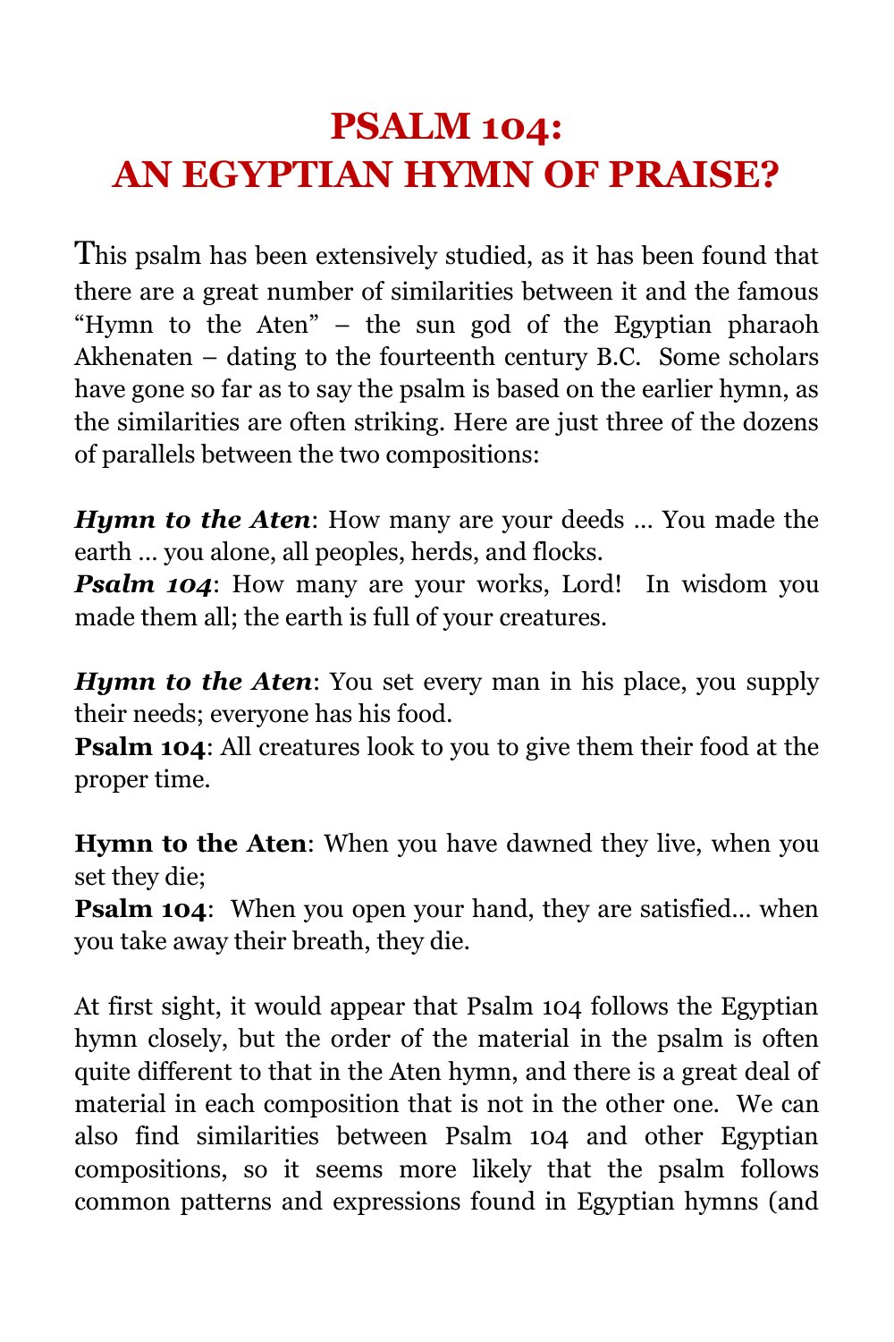# PSALM 104:
# AN EGYPTIAN HYMN OF PRAISE?

This psalm has been extensively studied, as it has been found that there are a great number of similarities between it and the famous "Hymn to the Aten" – the sun god of the Egyptian pharaoh Akhenaten – dating to the fourteenth century B.C. Some scholars have gone so far as to say the psalm is based on the earlier hymn, as the similarities are often striking. Here are just three of the dozens of parallels between the two compositions:

***Hymn to the Aten***: How many are your deeds … You made the earth … you alone, all peoples, herds, and flocks.
***Psalm 104***: How many are your works, Lord! In wisdom you made them all; the earth is full of your creatures.

***Hymn to the Aten***: You set every man in his place, you supply their needs; everyone has his food.
**Psalm 104**: All creatures look to you to give them their food at the proper time.

**Hymn to the Aten**: When you have dawned they live, when you set they die;
**Psalm 104**: When you open your hand, they are satisfied… when you take away their breath, they die.

At first sight, it would appear that Psalm 104 follows the Egyptian hymn closely, but the order of the material in the psalm is often quite different to that in the Aten hymn, and there is a great deal of material in each composition that is not in the other one. We can also find similarities between Psalm 104 and other Egyptian compositions, so it seems more likely that the psalm follows common patterns and expressions found in Egyptian hymns (and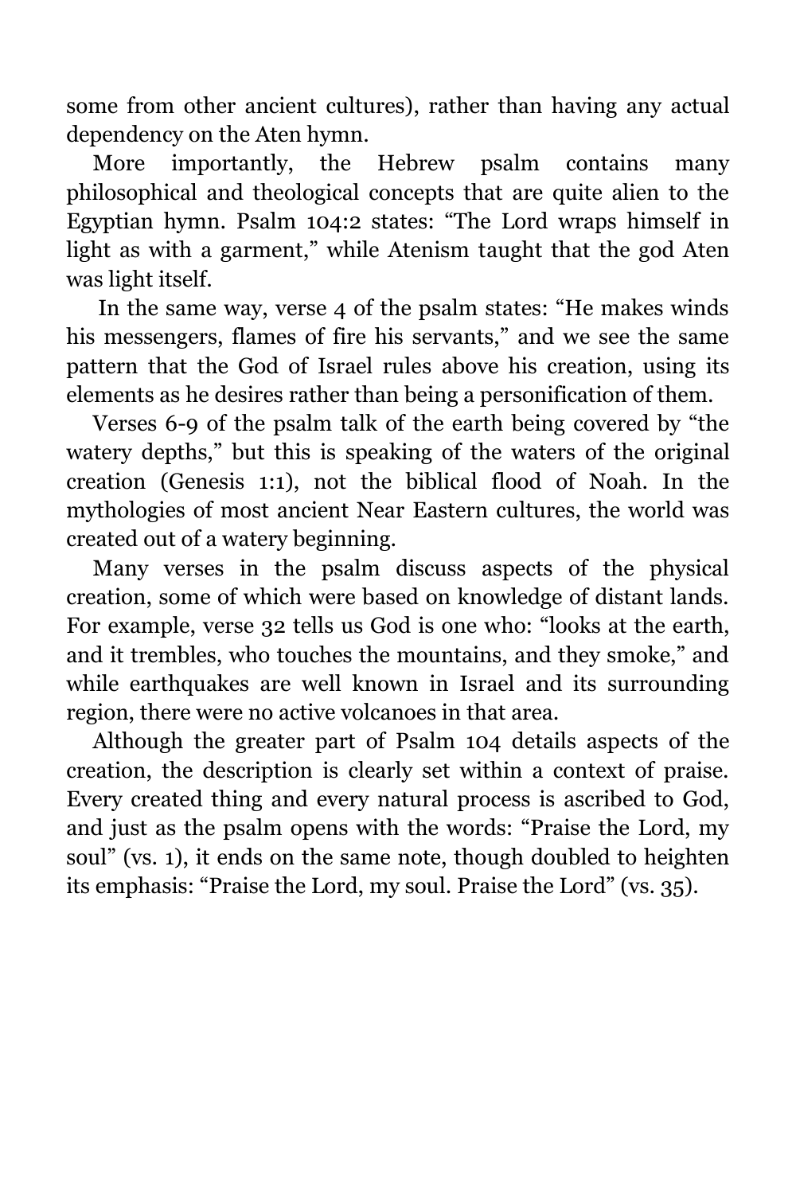some from other ancient cultures), rather than having any actual dependency on the Aten hymn.

More importantly, the Hebrew psalm contains many philosophical and theological concepts that are quite alien to the Egyptian hymn. Psalm 104:2 states: "The Lord wraps himself in light as with a garment," while Atenism taught that the god Aten was light itself.

In the same way, verse 4 of the psalm states: "He makes winds his messengers, flames of fire his servants," and we see the same pattern that the God of Israel rules above his creation, using its elements as he desires rather than being a personification of them.

Verses 6-9 of the psalm talk of the earth being covered by "the watery depths," but this is speaking of the waters of the original creation (Genesis 1:1), not the biblical flood of Noah. In the mythologies of most ancient Near Eastern cultures, the world was created out of a watery beginning.

Many verses in the psalm discuss aspects of the physical creation, some of which were based on knowledge of distant lands. For example, verse 32 tells us God is one who: "looks at the earth, and it trembles, who touches the mountains, and they smoke," and while earthquakes are well known in Israel and its surrounding region, there were no active volcanoes in that area.

Although the greater part of Psalm 104 details aspects of the creation, the description is clearly set within a context of praise. Every created thing and every natural process is ascribed to God, and just as the psalm opens with the words: "Praise the Lord, my soul" (vs. 1), it ends on the same note, though doubled to heighten its emphasis: "Praise the Lord, my soul. Praise the Lord" (vs. 35).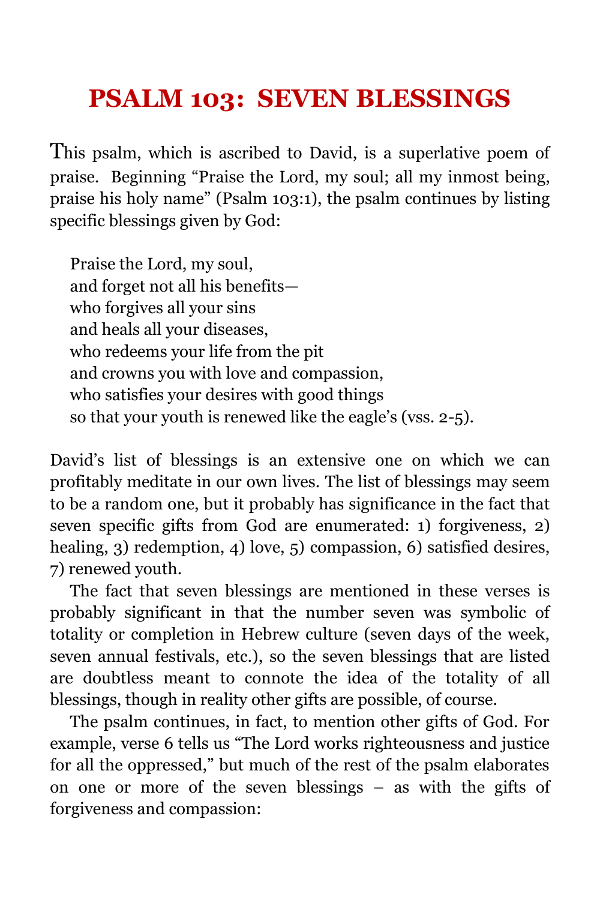# PSALM 103: SEVEN BLESSINGS

This psalm, which is ascribed to David, is a superlative poem of praise. Beginning "Praise the Lord, my soul; all my inmost being, praise his holy name" (Psalm 103:1), the psalm continues by listing specific blessings given by God:

> Praise the Lord, my soul,
> and forget not all his benefits—
> who forgives all your sins
> and heals all your diseases,
> who redeems your life from the pit
> and crowns you with love and compassion,
> who satisfies your desires with good things
> so that your youth is renewed like the eagle's (vss. 2-5).

David's list of blessings is an extensive one on which we can profitably meditate in our own lives. The list of blessings may seem to be a random one, but it probably has significance in the fact that seven specific gifts from God are enumerated: 1) forgiveness, 2) healing, 3) redemption, 4) love, 5) compassion, 6) satisfied desires, 7) renewed youth.

The fact that seven blessings are mentioned in these verses is probably significant in that the number seven was symbolic of totality or completion in Hebrew culture (seven days of the week, seven annual festivals, etc.), so the seven blessings that are listed are doubtless meant to connote the idea of the totality of all blessings, though in reality other gifts are possible, of course.

The psalm continues, in fact, to mention other gifts of God. For example, verse 6 tells us "The Lord works righteousness and justice for all the oppressed," but much of the rest of the psalm elaborates on one or more of the seven blessings – as with the gifts of forgiveness and compassion: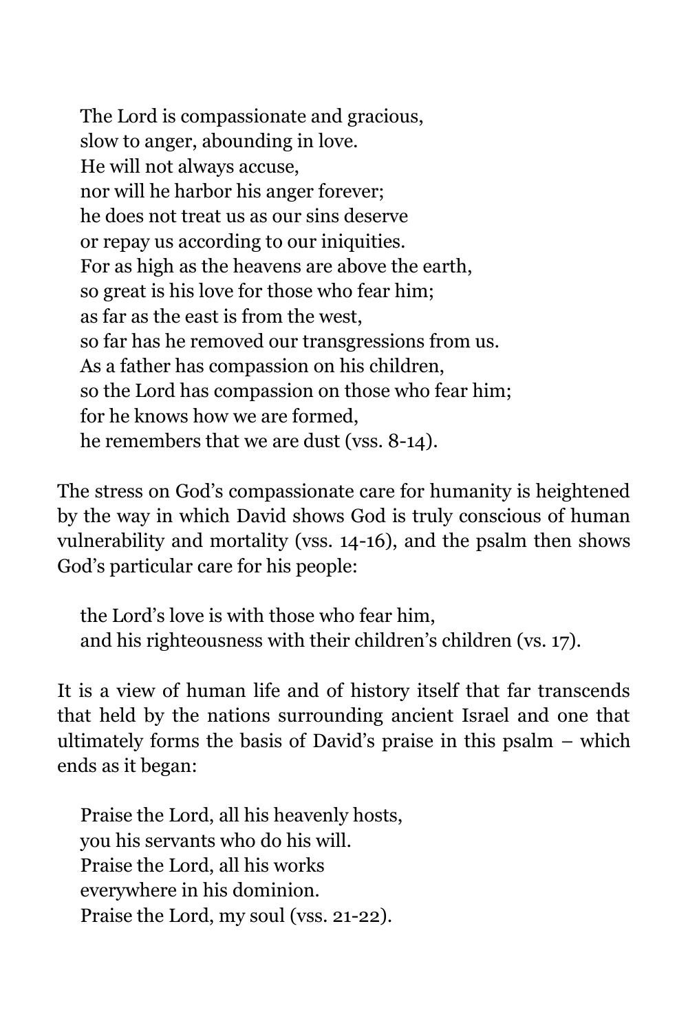> The Lord is compassionate and gracious,
> slow to anger, abounding in love.
> He will not always accuse,
> nor will he harbor his anger forever;
> he does not treat us as our sins deserve
> or repay us according to our iniquities.
> For as high as the heavens are above the earth,
> so great is his love for those who fear him;
> as far as the east is from the west,
> so far has he removed our transgressions from us.
> As a father has compassion on his children,
> so the Lord has compassion on those who fear him;
> for he knows how we are formed,
> he remembers that we are dust (vss. 8-14).

The stress on God's compassionate care for humanity is heightened by the way in which David shows God is truly conscious of human vulnerability and mortality (vss. 14-16), and the psalm then shows God's particular care for his people:

> the Lord's love is with those who fear him,
> and his righteousness with their children's children (vs. 17).

It is a view of human life and of history itself that far transcends that held by the nations surrounding ancient Israel and one that ultimately forms the basis of David's praise in this psalm – which ends as it began:

> Praise the Lord, all his heavenly hosts,
> you his servants who do his will.
> Praise the Lord, all his works
> everywhere in his dominion.
> Praise the Lord, my soul (vss. 21-22).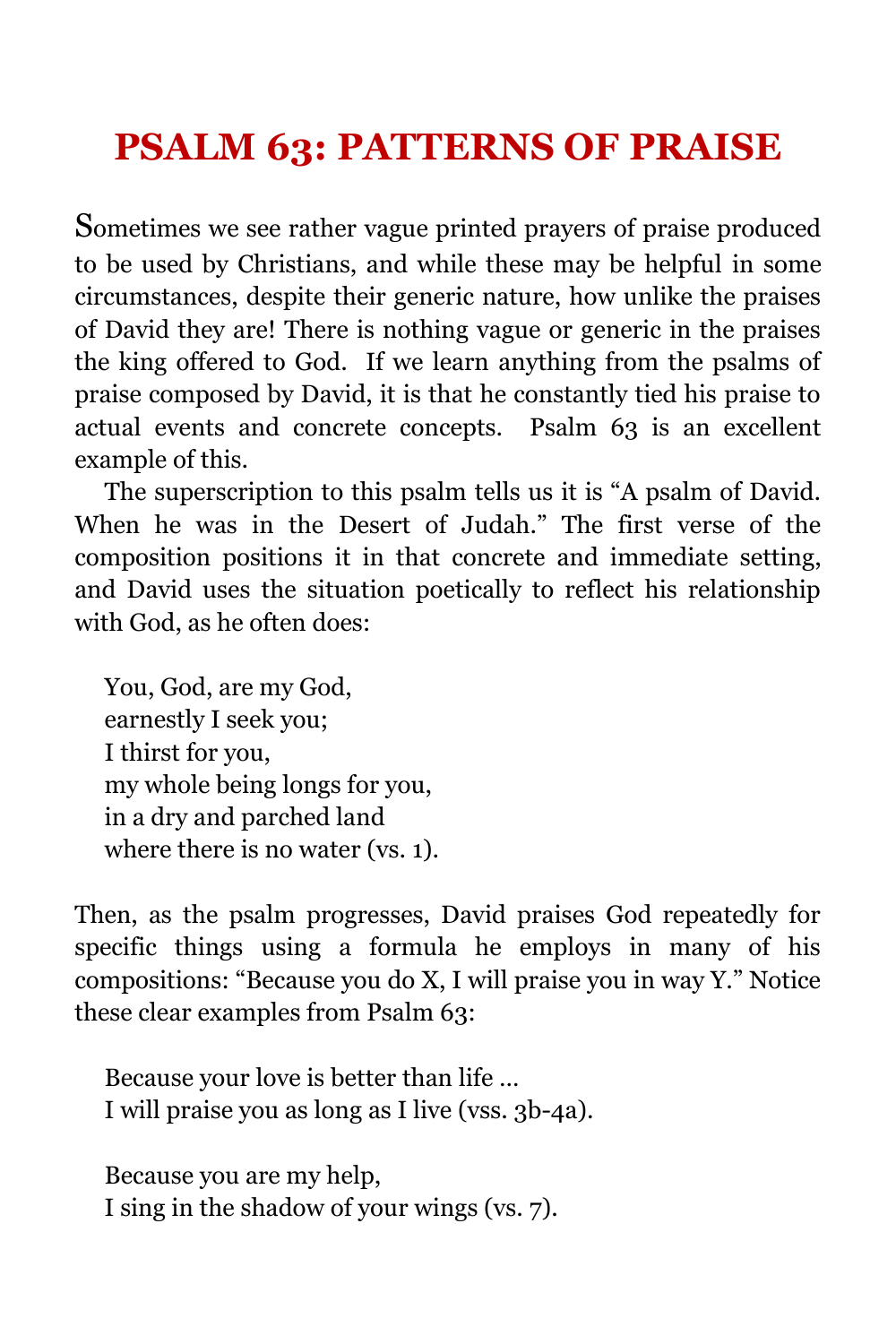# PSALM 63: PATTERNS OF PRAISE

Sometimes we see rather vague printed prayers of praise produced to be used by Christians, and while these may be helpful in some circumstances, despite their generic nature, how unlike the praises of David they are! There is nothing vague or generic in the praises the king offered to God. If we learn anything from the psalms of praise composed by David, it is that he constantly tied his praise to actual events and concrete concepts. Psalm 63 is an excellent example of this.

The superscription to this psalm tells us it is "A psalm of David. When he was in the Desert of Judah." The first verse of the composition positions it in that concrete and immediate setting, and David uses the situation poetically to reflect his relationship with God, as he often does:

> You, God, are my God,
> earnestly I seek you;
> I thirst for you,
> my whole being longs for you,
> in a dry and parched land
> where there is no water (vs. 1).

Then, as the psalm progresses, David praises God repeatedly for specific things using a formula he employs in many of his compositions: "Because you do X, I will praise you in way Y." Notice these clear examples from Psalm 63:

> Because your love is better than life …
> I will praise you as long as I live (vss. 3b-4a).

> Because you are my help,
> I sing in the shadow of your wings (vs. 7).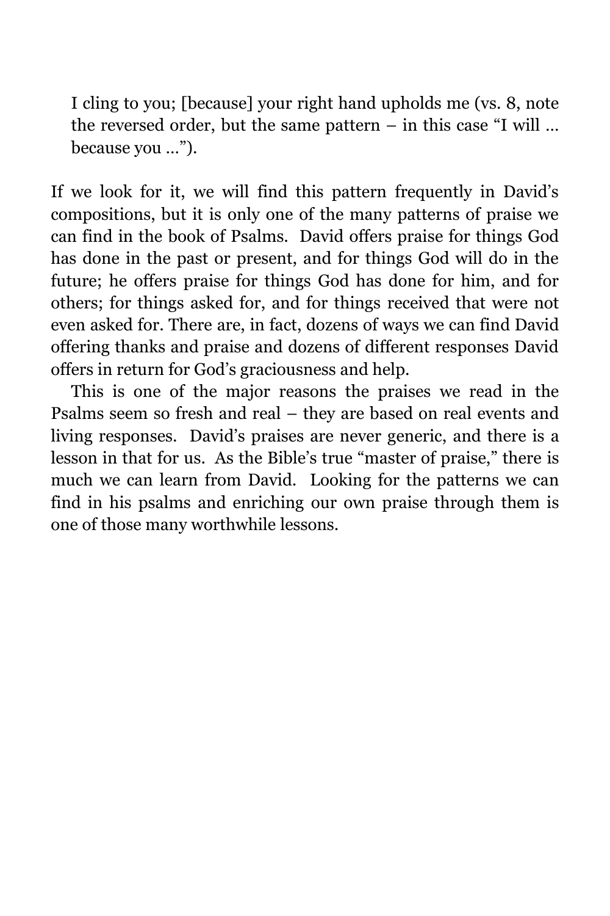I cling to you; [because] your right hand upholds me (vs. 8, note the reversed order, but the same pattern – in this case "I will … because you …").

If we look for it, we will find this pattern frequently in David's compositions, but it is only one of the many patterns of praise we can find in the book of Psalms. David offers praise for things God has done in the past or present, and for things God will do in the future; he offers praise for things God has done for him, and for others; for things asked for, and for things received that were not even asked for. There are, in fact, dozens of ways we can find David offering thanks and praise and dozens of different responses David offers in return for God's graciousness and help.

This is one of the major reasons the praises we read in the Psalms seem so fresh and real – they are based on real events and living responses. David's praises are never generic, and there is a lesson in that for us. As the Bible's true "master of praise," there is much we can learn from David. Looking for the patterns we can find in his psalms and enriching our own praise through them is one of those many worthwhile lessons.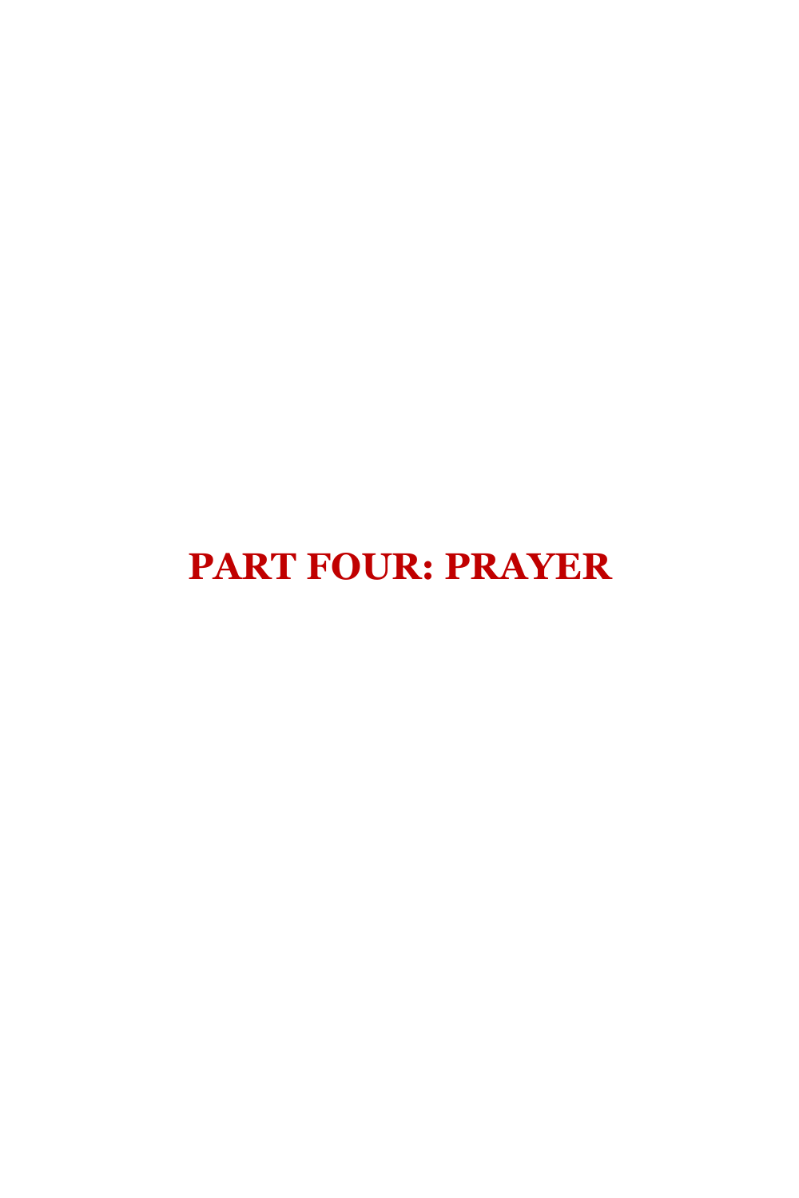# PART FOUR: PRAYER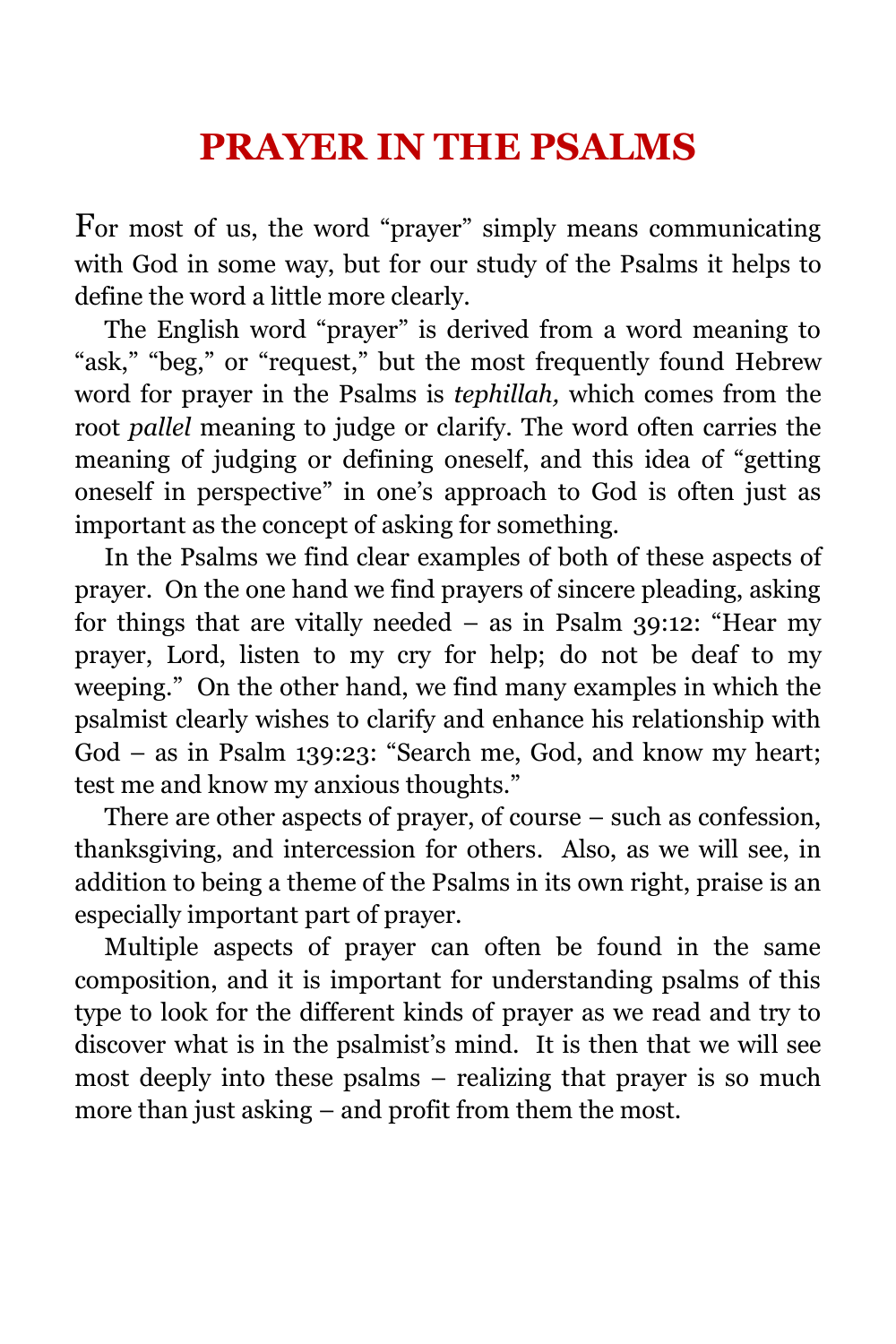# PRAYER IN THE PSALMS

For most of us, the word "prayer" simply means communicating with God in some way, but for our study of the Psalms it helps to define the word a little more clearly.

The English word "prayer" is derived from a word meaning to "ask," "beg," or "request," but the most frequently found Hebrew word for prayer in the Psalms is *tephillah,* which comes from the root *pallel* meaning to judge or clarify. The word often carries the meaning of judging or defining oneself, and this idea of "getting oneself in perspective" in one's approach to God is often just as important as the concept of asking for something.

In the Psalms we find clear examples of both of these aspects of prayer. On the one hand we find prayers of sincere pleading, asking for things that are vitally needed – as in Psalm 39:12: "Hear my prayer, Lord, listen to my cry for help; do not be deaf to my weeping." On the other hand, we find many examples in which the psalmist clearly wishes to clarify and enhance his relationship with God – as in Psalm 139:23: "Search me, God, and know my heart; test me and know my anxious thoughts."

There are other aspects of prayer, of course – such as confession, thanksgiving, and intercession for others. Also, as we will see, in addition to being a theme of the Psalms in its own right, praise is an especially important part of prayer.

Multiple aspects of prayer can often be found in the same composition, and it is important for understanding psalms of this type to look for the different kinds of prayer as we read and try to discover what is in the psalmist's mind. It is then that we will see most deeply into these psalms – realizing that prayer is so much more than just asking – and profit from them the most.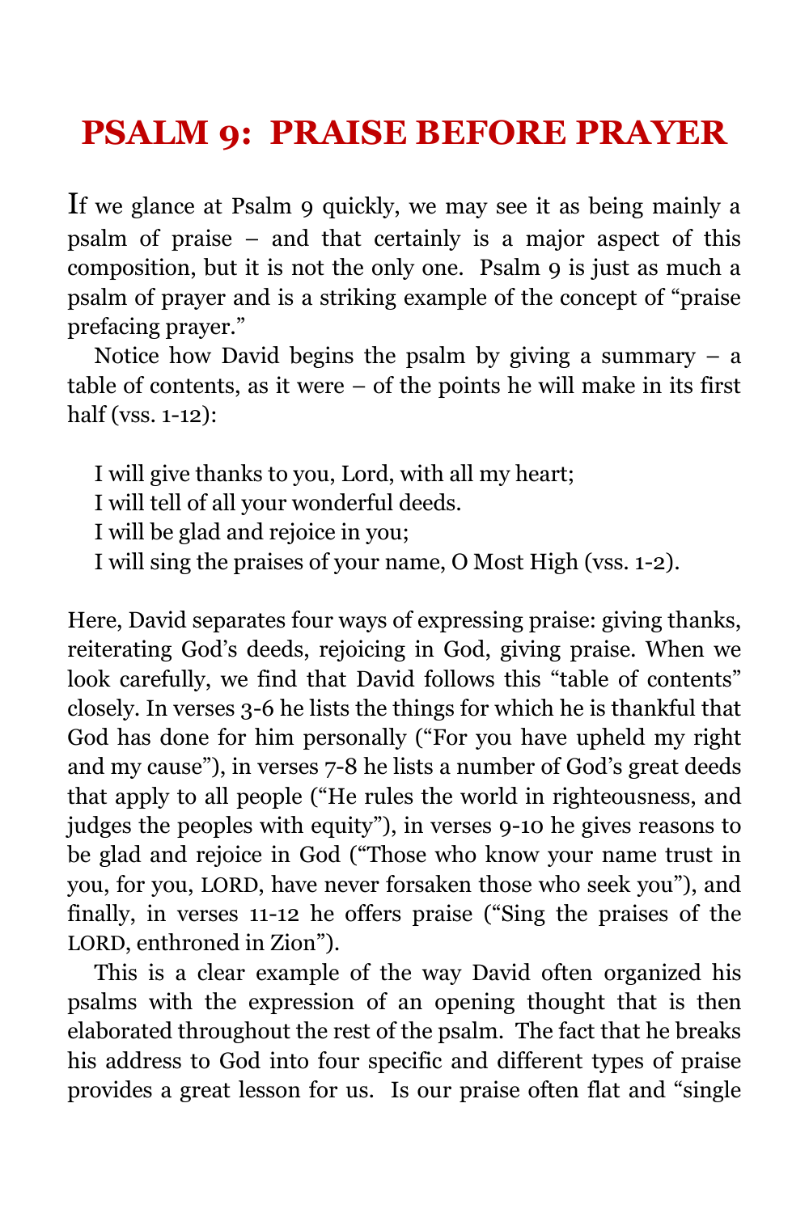# PSALM 9: PRAISE BEFORE PRAYER

If we glance at Psalm 9 quickly, we may see it as being mainly a psalm of praise – and that certainly is a major aspect of this composition, but it is not the only one. Psalm 9 is just as much a psalm of prayer and is a striking example of the concept of "praise prefacing prayer."

Notice how David begins the psalm by giving a summary – a table of contents, as it were – of the points he will make in its first half (vss. 1-12):

> I will give thanks to you, Lord, with all my heart;
> I will tell of all your wonderful deeds.
> I will be glad and rejoice in you;
> I will sing the praises of your name, O Most High (vss. 1-2).

Here, David separates four ways of expressing praise: giving thanks, reiterating God's deeds, rejoicing in God, giving praise. When we look carefully, we find that David follows this "table of contents" closely. In verses 3-6 he lists the things for which he is thankful that God has done for him personally ("For you have upheld my right and my cause"), in verses 7-8 he lists a number of God's great deeds that apply to all people ("He rules the world in righteousness, and judges the peoples with equity"), in verses 9-10 he gives reasons to be glad and rejoice in God ("Those who know your name trust in you, for you, LORD, have never forsaken those who seek you"), and finally, in verses 11-12 he offers praise ("Sing the praises of the LORD, enthroned in Zion").

This is a clear example of the way David often organized his psalms with the expression of an opening thought that is then elaborated throughout the rest of the psalm. The fact that he breaks his address to God into four specific and different types of praise provides a great lesson for us. Is our praise often flat and "single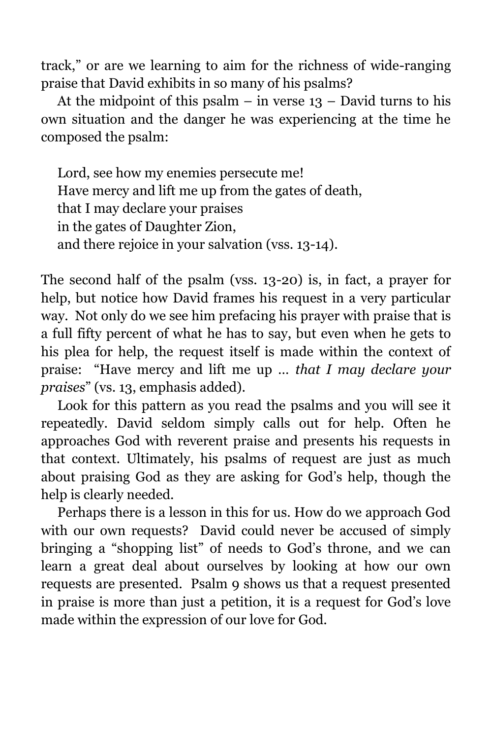track," or are we learning to aim for the richness of wide-ranging praise that David exhibits in so many of his psalms?

At the midpoint of this psalm – in verse 13 – David turns to his own situation and the danger he was experiencing at the time he composed the psalm:

> Lord, see how my enemies persecute me!
> Have mercy and lift me up from the gates of death,
> that I may declare your praises
> in the gates of Daughter Zion,
> and there rejoice in your salvation (vss. 13-14).

The second half of the psalm (vss. 13-20) is, in fact, a prayer for help, but notice how David frames his request in a very particular way. Not only do we see him prefacing his prayer with praise that is a full fifty percent of what he has to say, but even when he gets to his plea for help, the request itself is made within the context of praise: "Have mercy and lift me up … *that I may declare your praises*" (vs. 13, emphasis added).

Look for this pattern as you read the psalms and you will see it repeatedly. David seldom simply calls out for help. Often he approaches God with reverent praise and presents his requests in that context. Ultimately, his psalms of request are just as much about praising God as they are asking for God's help, though the help is clearly needed.

Perhaps there is a lesson in this for us. How do we approach God with our own requests? David could never be accused of simply bringing a "shopping list" of needs to God's throne, and we can learn a great deal about ourselves by looking at how our own requests are presented. Psalm 9 shows us that a request presented in praise is more than just a petition, it is a request for God's love made within the expression of our love for God.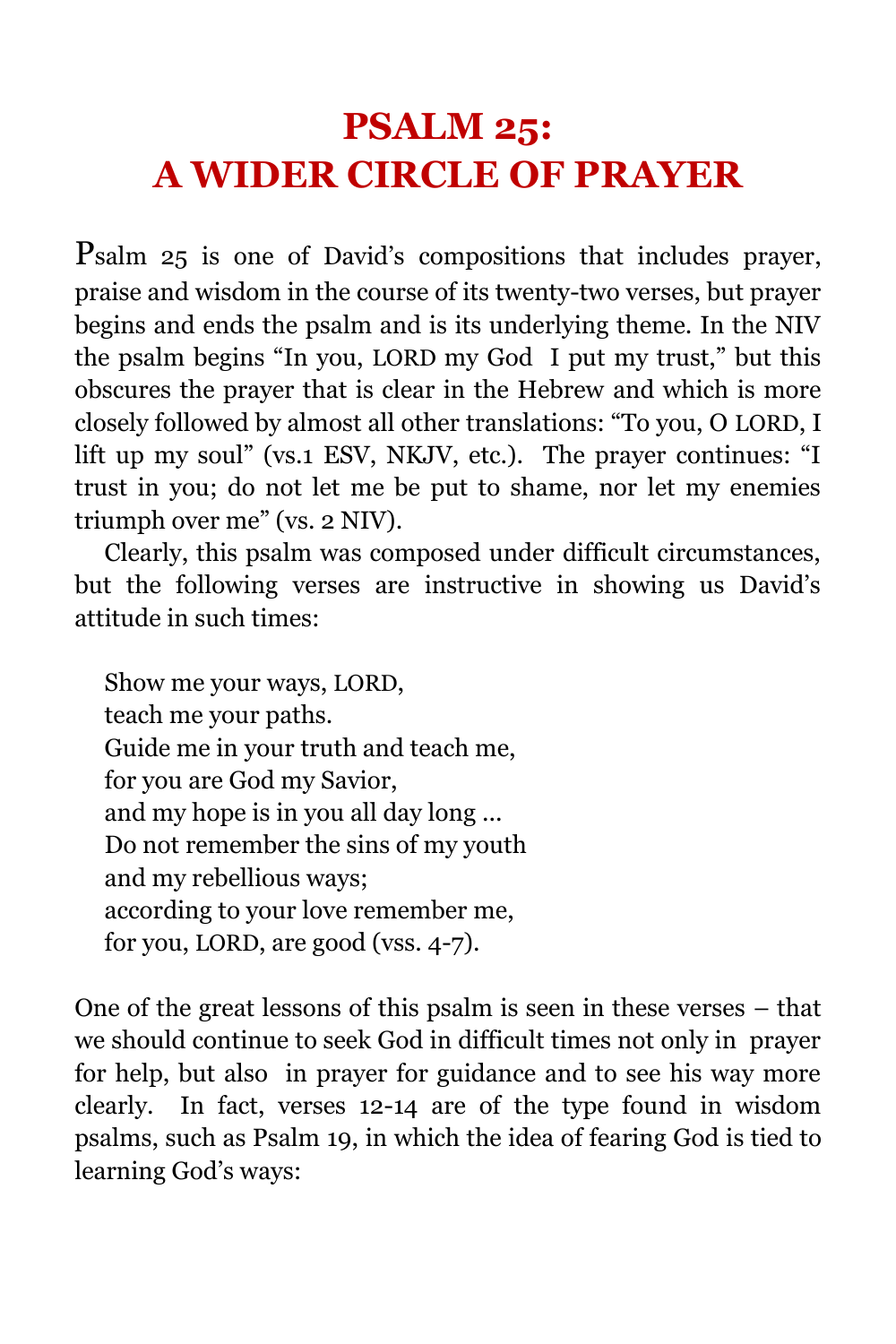# PSALM 25: A WIDER CIRCLE OF PRAYER

Psalm 25 is one of David's compositions that includes prayer, praise and wisdom in the course of its twenty-two verses, but prayer begins and ends the psalm and is its underlying theme. In the NIV the psalm begins "In you, LORD my God I put my trust," but this obscures the prayer that is clear in the Hebrew and which is more closely followed by almost all other translations: "To you, O LORD, I lift up my soul" (vs.1 ESV, NKJV, etc.). The prayer continues: "I trust in you; do not let me be put to shame, nor let my enemies triumph over me" (vs. 2 NIV).

Clearly, this psalm was composed under difficult circumstances, but the following verses are instructive in showing us David's attitude in such times:

> Show me your ways, LORD,
> teach me your paths.
> Guide me in your truth and teach me,
> for you are God my Savior,
> and my hope is in you all day long ...
> Do not remember the sins of my youth
> and my rebellious ways;
> according to your love remember me,
> for you, LORD, are good (vss. 4-7).

One of the great lessons of this psalm is seen in these verses – that we should continue to seek God in difficult times not only in prayer for help, but also in prayer for guidance and to see his way more clearly. In fact, verses 12-14 are of the type found in wisdom psalms, such as Psalm 19, in which the idea of fearing God is tied to learning God's ways: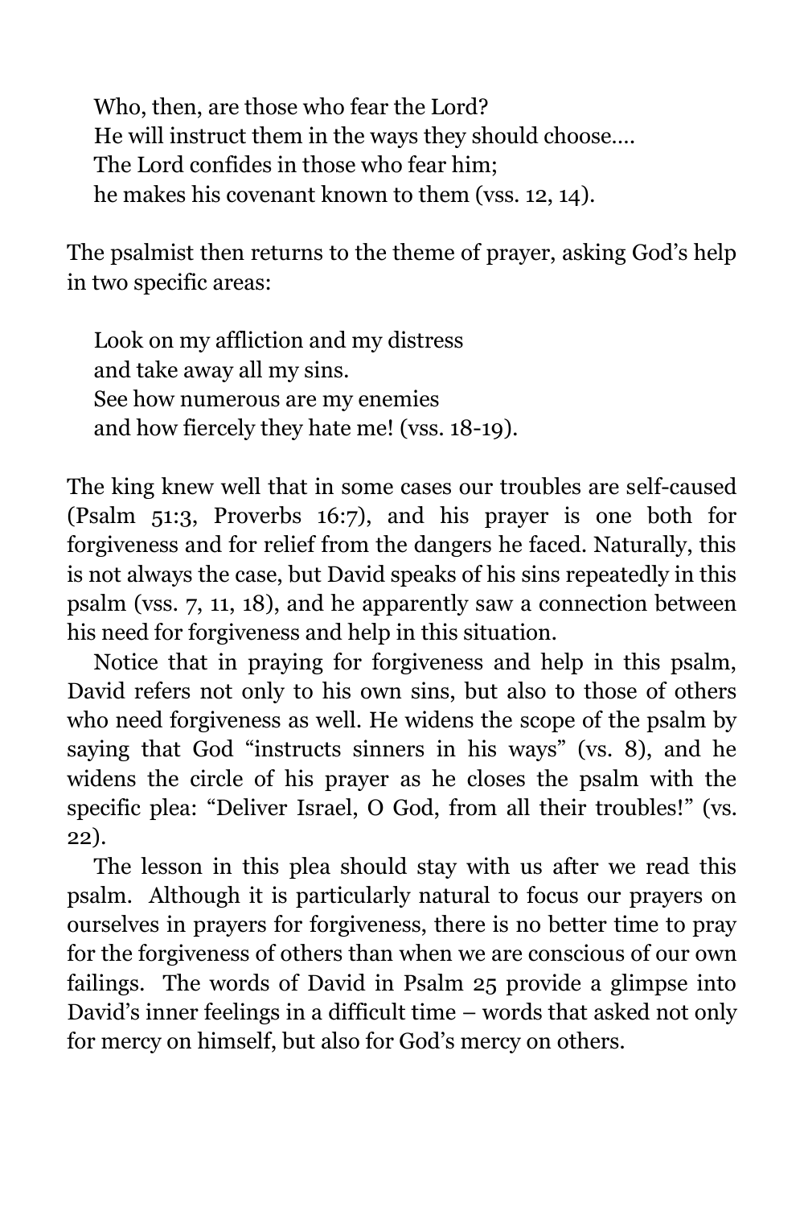> Who, then, are those who fear the Lord?
> He will instruct them in the ways they should choose….
> The Lord confides in those who fear him;
> he makes his covenant known to them (vss. 12, 14).

The psalmist then returns to the theme of prayer, asking God's help in two specific areas:

> Look on my affliction and my distress
> and take away all my sins.
> See how numerous are my enemies
> and how fiercely they hate me! (vss. 18-19).

The king knew well that in some cases our troubles are self-caused (Psalm 51:3, Proverbs 16:7), and his prayer is one both for forgiveness and for relief from the dangers he faced. Naturally, this is not always the case, but David speaks of his sins repeatedly in this psalm (vss. 7, 11, 18), and he apparently saw a connection between his need for forgiveness and help in this situation.

Notice that in praying for forgiveness and help in this psalm, David refers not only to his own sins, but also to those of others who need forgiveness as well. He widens the scope of the psalm by saying that God "instructs sinners in his ways" (vs. 8), and he widens the circle of his prayer as he closes the psalm with the specific plea: "Deliver Israel, O God, from all their troubles!" (vs. 22).

The lesson in this plea should stay with us after we read this psalm. Although it is particularly natural to focus our prayers on ourselves in prayers for forgiveness, there is no better time to pray for the forgiveness of others than when we are conscious of our own failings. The words of David in Psalm 25 provide a glimpse into David's inner feelings in a difficult time – words that asked not only for mercy on himself, but also for God's mercy on others.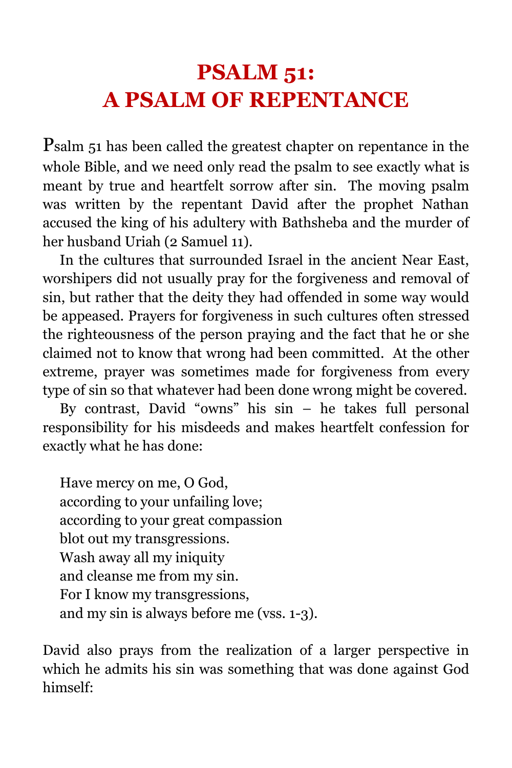# PSALM 51:
# A PSALM OF REPENTANCE

Psalm 51 has been called the greatest chapter on repentance in the whole Bible, and we need only read the psalm to see exactly what is meant by true and heartfelt sorrow after sin. The moving psalm was written by the repentant David after the prophet Nathan accused the king of his adultery with Bathsheba and the murder of her husband Uriah (2 Samuel 11).

In the cultures that surrounded Israel in the ancient Near East, worshipers did not usually pray for the forgiveness and removal of sin, but rather that the deity they had offended in some way would be appeased. Prayers for forgiveness in such cultures often stressed the righteousness of the person praying and the fact that he or she claimed not to know that wrong had been committed. At the other extreme, prayer was sometimes made for forgiveness from every type of sin so that whatever had been done wrong might be covered.

By contrast, David "owns" his sin – he takes full personal responsibility for his misdeeds and makes heartfelt confession for exactly what he has done:

> Have mercy on me, O God,
> according to your unfailing love;
> according to your great compassion
> blot out my transgressions.
> Wash away all my iniquity
> and cleanse me from my sin.
> For I know my transgressions,
> and my sin is always before me (vss. 1-3).

David also prays from the realization of a larger perspective in which he admits his sin was something that was done against God himself: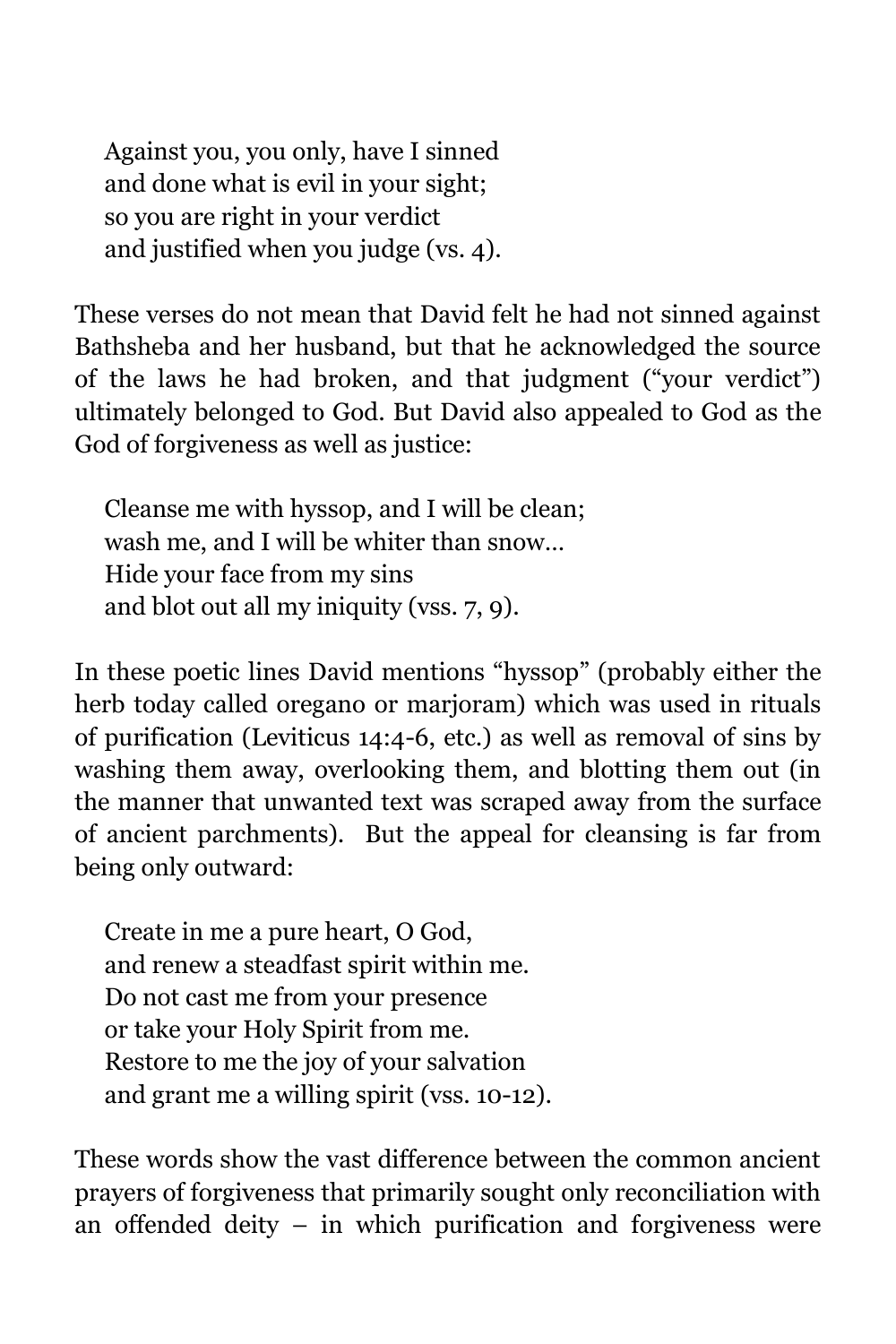> Against you, you only, have I sinned
> and done what is evil in your sight;
> so you are right in your verdict
> and justified when you judge (vs. 4).

These verses do not mean that David felt he had not sinned against Bathsheba and her husband, but that he acknowledged the source of the laws he had broken, and that judgment ("your verdict") ultimately belonged to God. But David also appealed to God as the God of forgiveness as well as justice:

> Cleanse me with hyssop, and I will be clean;
> wash me, and I will be whiter than snow…
> Hide your face from my sins
> and blot out all my iniquity (vss. 7, 9).

In these poetic lines David mentions "hyssop" (probably either the herb today called oregano or marjoram) which was used in rituals of purification (Leviticus 14:4-6, etc.) as well as removal of sins by washing them away, overlooking them, and blotting them out (in the manner that unwanted text was scraped away from the surface of ancient parchments). But the appeal for cleansing is far from being only outward:

> Create in me a pure heart, O God,
> and renew a steadfast spirit within me.
> Do not cast me from your presence
> or take your Holy Spirit from me.
> Restore to me the joy of your salvation
> and grant me a willing spirit (vss. 10-12).

These words show the vast difference between the common ancient prayers of forgiveness that primarily sought only reconciliation with an offended deity – in which purification and forgiveness were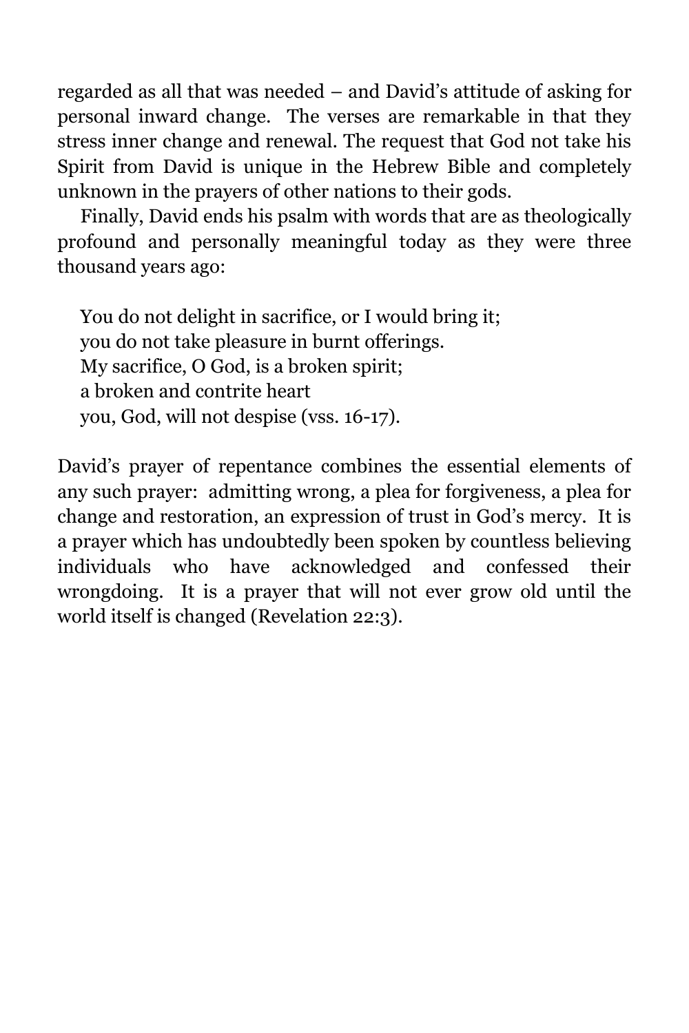regarded as all that was needed – and David's attitude of asking for personal inward change. The verses are remarkable in that they stress inner change and renewal. The request that God not take his Spirit from David is unique in the Hebrew Bible and completely unknown in the prayers of other nations to their gods.

Finally, David ends his psalm with words that are as theologically profound and personally meaningful today as they were three thousand years ago:

> You do not delight in sacrifice, or I would bring it;
> you do not take pleasure in burnt offerings.
> My sacrifice, O God, is a broken spirit;
> a broken and contrite heart
> you, God, will not despise (vss. 16-17).

David's prayer of repentance combines the essential elements of any such prayer: admitting wrong, a plea for forgiveness, a plea for change and restoration, an expression of trust in God's mercy. It is a prayer which has undoubtedly been spoken by countless believing individuals who have acknowledged and confessed their wrongdoing. It is a prayer that will not ever grow old until the world itself is changed (Revelation 22:3).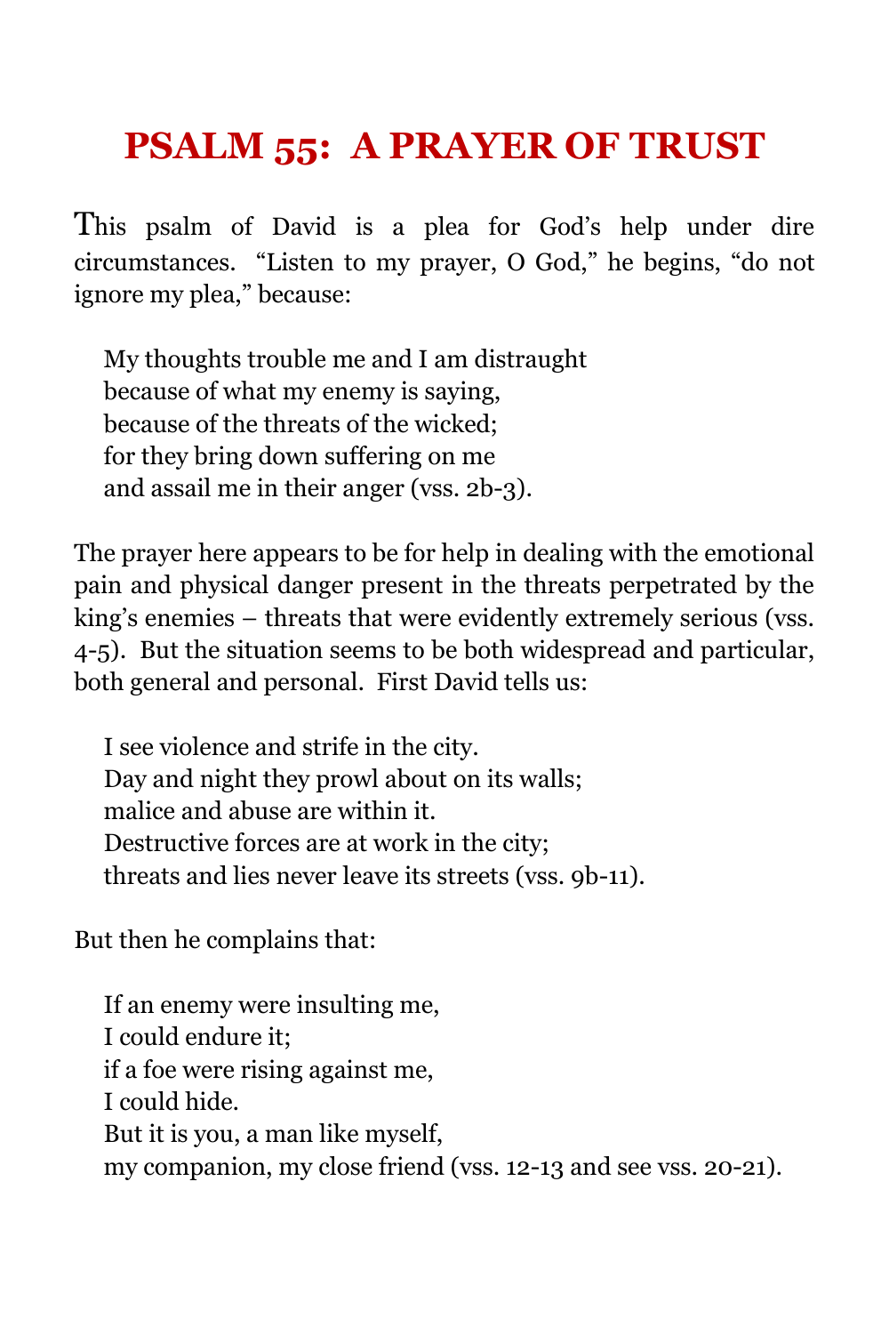# PSALM 55: A PRAYER OF TRUST

This psalm of David is a plea for God's help under dire circumstances. "Listen to my prayer, O God," he begins, "do not ignore my plea," because:

> My thoughts trouble me and I am distraught
> because of what my enemy is saying,
> because of the threats of the wicked;
> for they bring down suffering on me
> and assail me in their anger (vss. 2b-3).

The prayer here appears to be for help in dealing with the emotional pain and physical danger present in the threats perpetrated by the king's enemies – threats that were evidently extremely serious (vss. 4-5). But the situation seems to be both widespread and particular, both general and personal. First David tells us:

> I see violence and strife in the city.
> Day and night they prowl about on its walls;
> malice and abuse are within it.
> Destructive forces are at work in the city;
> threats and lies never leave its streets (vss. 9b-11).

But then he complains that:

> If an enemy were insulting me,
> I could endure it;
> if a foe were rising against me,
> I could hide.
> But it is you, a man like myself,
> my companion, my close friend (vss. 12-13 and see vss. 20-21).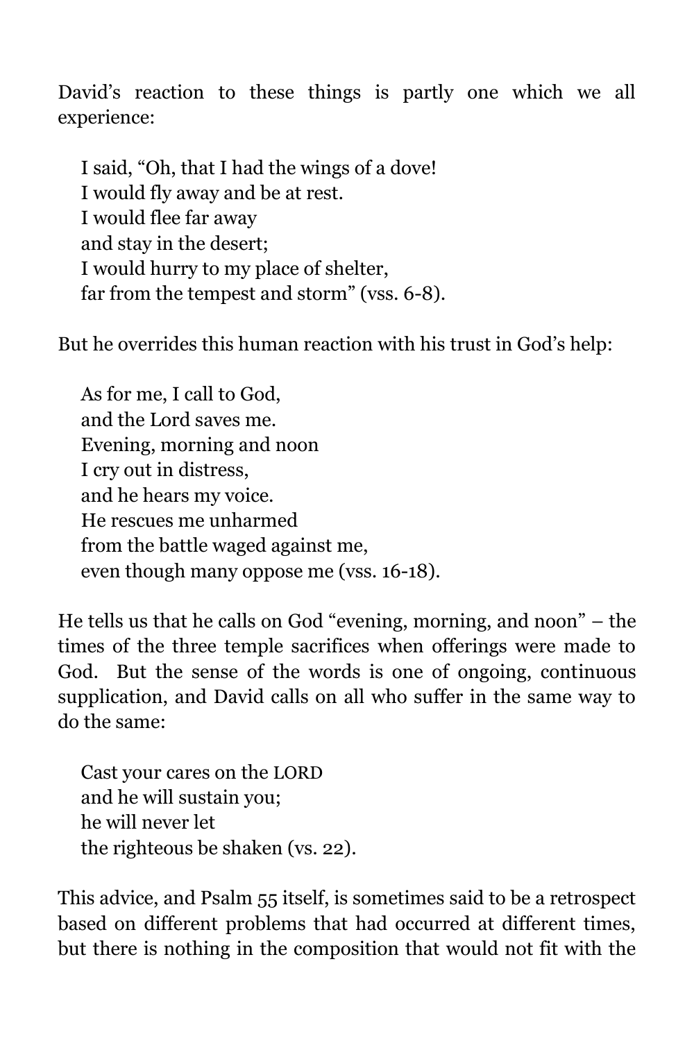David's reaction to these things is partly one which we all experience:

> I said, "Oh, that I had the wings of a dove!
> I would fly away and be at rest.
> I would flee far away
> and stay in the desert;
> I would hurry to my place of shelter,
> far from the tempest and storm" (vss. 6-8).

But he overrides this human reaction with his trust in God's help:

> As for me, I call to God,
> and the Lord saves me.
> Evening, morning and noon
> I cry out in distress,
> and he hears my voice.
> He rescues me unharmed
> from the battle waged against me,
> even though many oppose me (vss. 16-18).

He tells us that he calls on God "evening, morning, and noon" – the times of the three temple sacrifices when offerings were made to God. But the sense of the words is one of ongoing, continuous supplication, and David calls on all who suffer in the same way to do the same:

> Cast your cares on the LORD
> and he will sustain you;
> he will never let
> the righteous be shaken (vs. 22).

This advice, and Psalm 55 itself, is sometimes said to be a retrospect based on different problems that had occurred at different times, but there is nothing in the composition that would not fit with the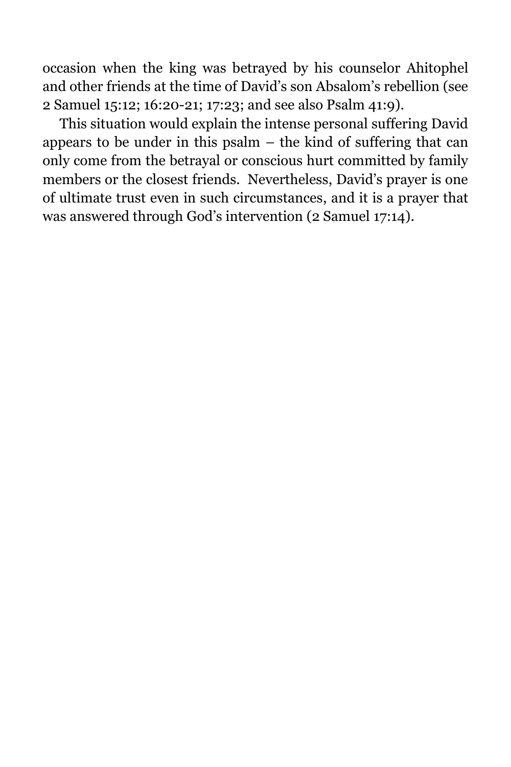occasion when the king was betrayed by his counselor Ahitophel and other friends at the time of David's son Absalom's rebellion (see 2 Samuel 15:12; 16:20-21; 17:23; and see also Psalm 41:9).

This situation would explain the intense personal suffering David appears to be under in this psalm – the kind of suffering that can only come from the betrayal or conscious hurt committed by family members or the closest friends. Nevertheless, David's prayer is one of ultimate trust even in such circumstances, and it is a prayer that was answered through God's intervention (2 Samuel 17:14).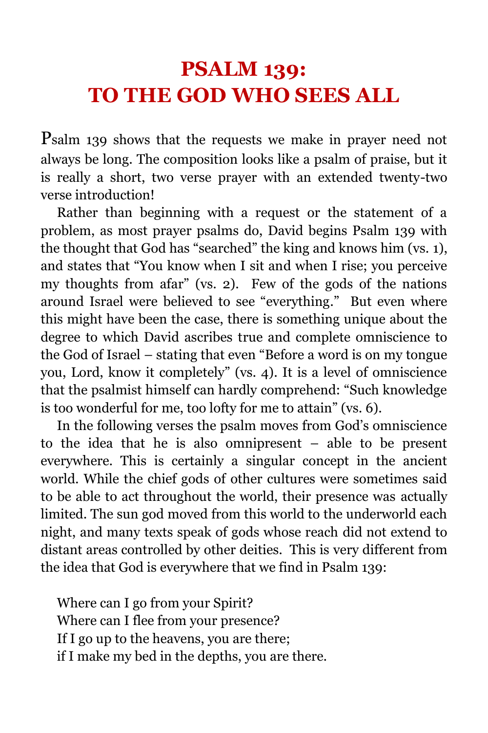# PSALM 139: TO THE GOD WHO SEES ALL

Psalm 139 shows that the requests we make in prayer need not always be long. The composition looks like a psalm of praise, but it is really a short, two verse prayer with an extended twenty-two verse introduction!

Rather than beginning with a request or the statement of a problem, as most prayer psalms do, David begins Psalm 139 with the thought that God has "searched" the king and knows him (vs. 1), and states that "You know when I sit and when I rise; you perceive my thoughts from afar" (vs. 2). Few of the gods of the nations around Israel were believed to see "everything." But even where this might have been the case, there is something unique about the degree to which David ascribes true and complete omniscience to the God of Israel – stating that even "Before a word is on my tongue you, Lord, know it completely" (vs. 4). It is a level of omniscience that the psalmist himself can hardly comprehend: "Such knowledge is too wonderful for me, too lofty for me to attain" (vs. 6).

In the following verses the psalm moves from God's omniscience to the idea that he is also omnipresent – able to be present everywhere. This is certainly a singular concept in the ancient world. While the chief gods of other cultures were sometimes said to be able to act throughout the world, their presence was actually limited. The sun god moved from this world to the underworld each night, and many texts speak of gods whose reach did not extend to distant areas controlled by other deities. This is very different from the idea that God is everywhere that we find in Psalm 139:

> Where can I go from your Spirit?
> Where can I flee from your presence?
> If I go up to the heavens, you are there;
> if I make my bed in the depths, you are there.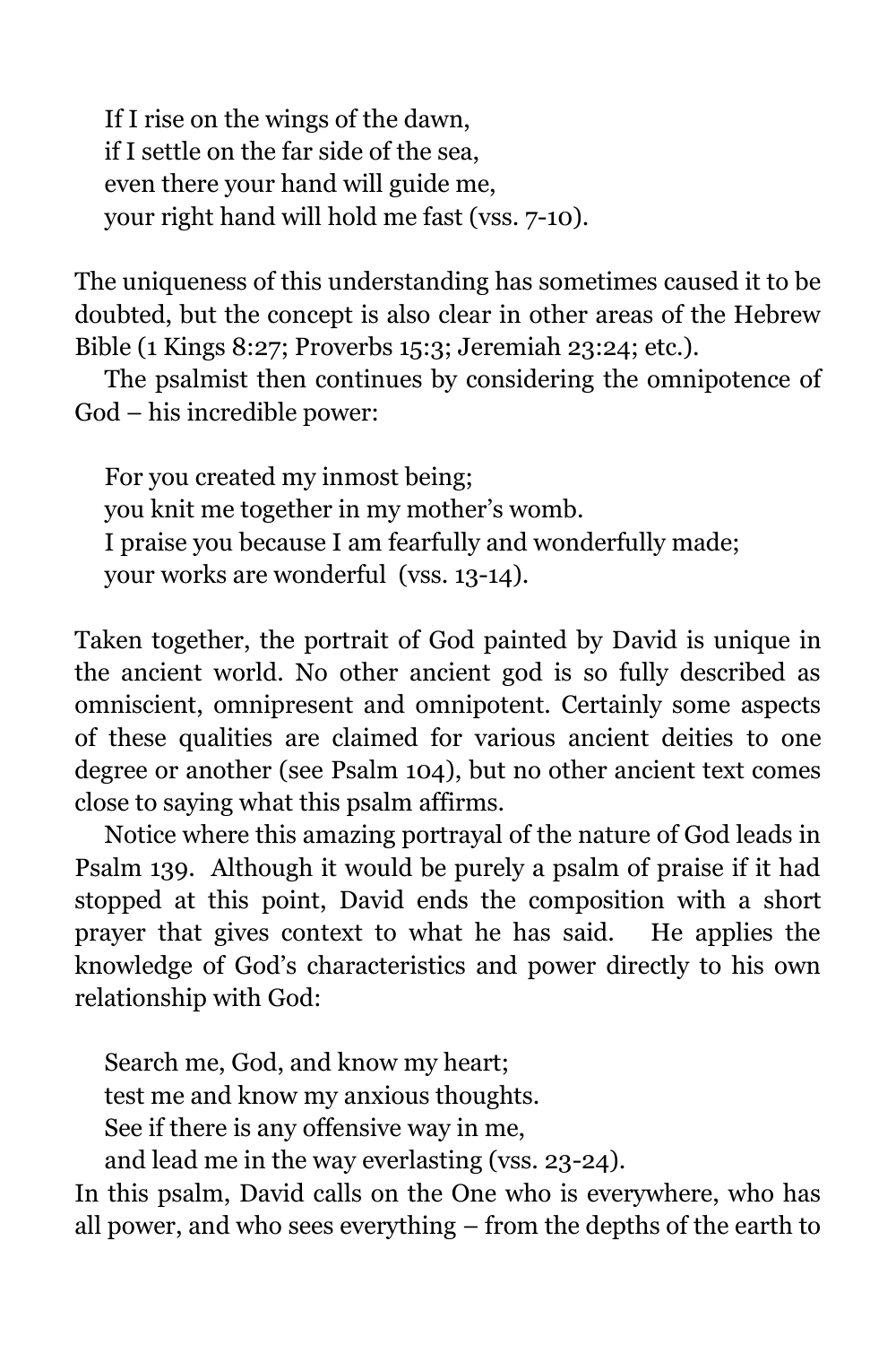> If I rise on the wings of the dawn,
> if I settle on the far side of the sea,
> even there your hand will guide me,
> your right hand will hold me fast (vss. 7-10).

The uniqueness of this understanding has sometimes caused it to be doubted, but the concept is also clear in other areas of the Hebrew Bible (1 Kings 8:27; Proverbs 15:3; Jeremiah 23:24; etc.).

The psalmist then continues by considering the omnipotence of God – his incredible power:

> For you created my inmost being;
> you knit me together in my mother's womb.
> I praise you because I am fearfully and wonderfully made;
> your works are wonderful (vss. 13-14).

Taken together, the portrait of God painted by David is unique in the ancient world. No other ancient god is so fully described as omniscient, omnipresent and omnipotent. Certainly some aspects of these qualities are claimed for various ancient deities to one degree or another (see Psalm 104), but no other ancient text comes close to saying what this psalm affirms.

Notice where this amazing portrayal of the nature of God leads in Psalm 139. Although it would be purely a psalm of praise if it had stopped at this point, David ends the composition with a short prayer that gives context to what he has said. He applies the knowledge of God's characteristics and power directly to his own relationship with God:

> Search me, God, and know my heart;
> test me and know my anxious thoughts.
> See if there is any offensive way in me,
> and lead me in the way everlasting (vss. 23-24).

In this psalm, David calls on the One who is everywhere, who has all power, and who sees everything – from the depths of the earth to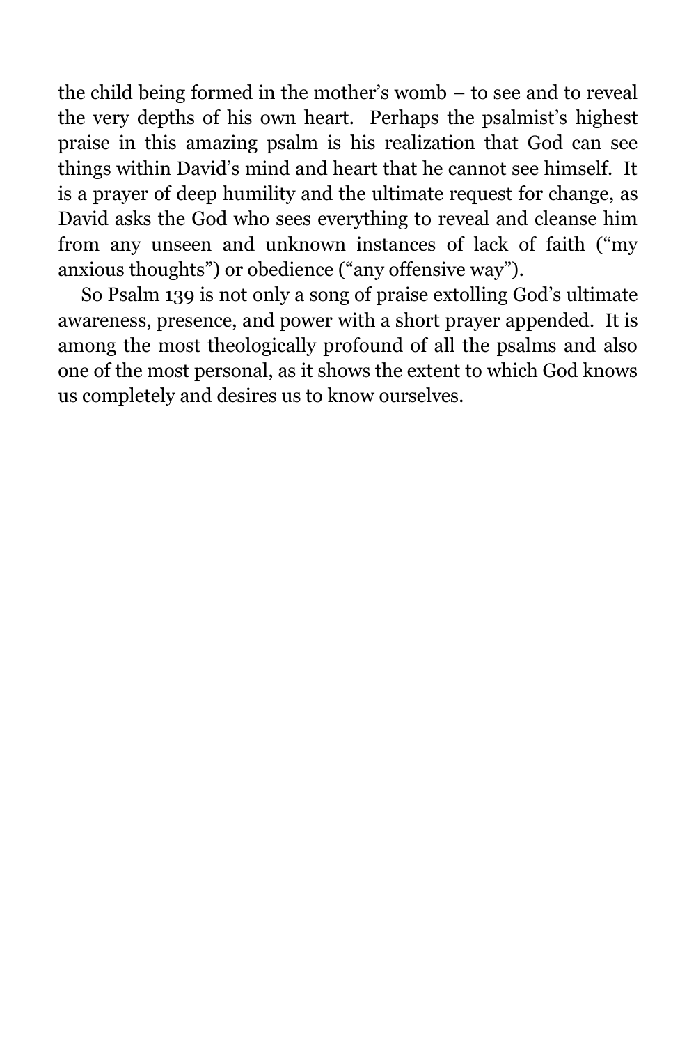the child being formed in the mother's womb – to see and to reveal the very depths of his own heart. Perhaps the psalmist's highest praise in this amazing psalm is his realization that God can see things within David's mind and heart that he cannot see himself. It is a prayer of deep humility and the ultimate request for change, as David asks the God who sees everything to reveal and cleanse him from any unseen and unknown instances of lack of faith ("my anxious thoughts") or obedience ("any offensive way").

So Psalm 139 is not only a song of praise extolling God's ultimate awareness, presence, and power with a short prayer appended. It is among the most theologically profound of all the psalms and also one of the most personal, as it shows the extent to which God knows us completely and desires us to know ourselves.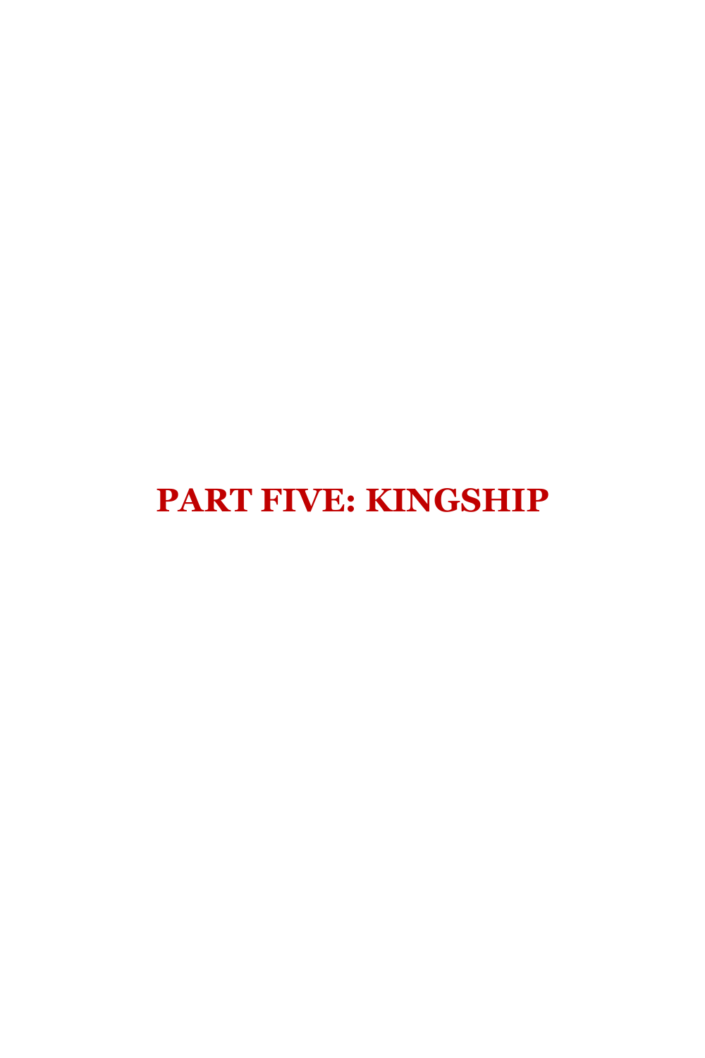# PART FIVE: KINGSHIP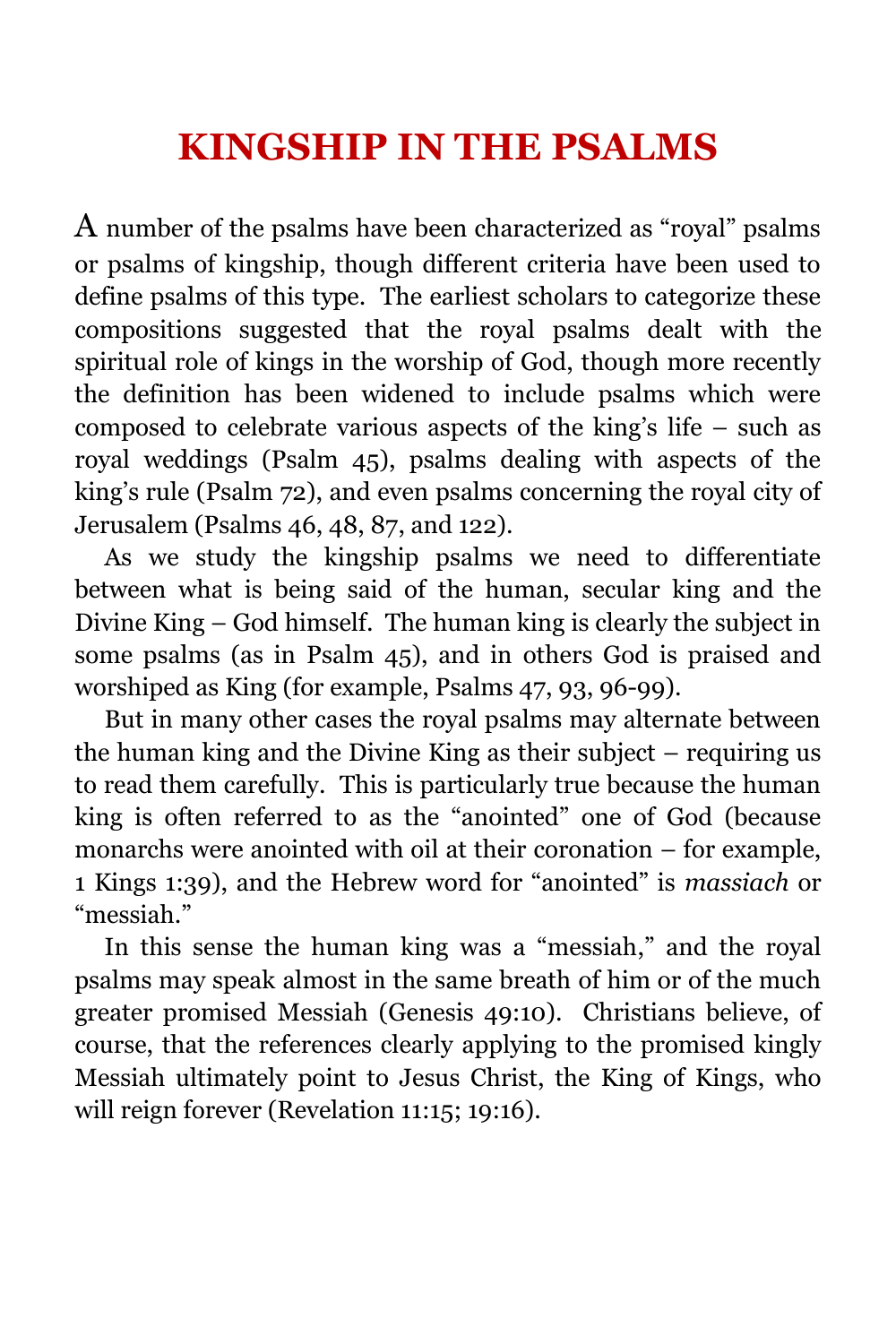# KINGSHIP IN THE PSALMS

A number of the psalms have been characterized as "royal" psalms or psalms of kingship, though different criteria have been used to define psalms of this type. The earliest scholars to categorize these compositions suggested that the royal psalms dealt with the spiritual role of kings in the worship of God, though more recently the definition has been widened to include psalms which were composed to celebrate various aspects of the king's life – such as royal weddings (Psalm 45), psalms dealing with aspects of the king's rule (Psalm 72), and even psalms concerning the royal city of Jerusalem (Psalms 46, 48, 87, and 122).

As we study the kingship psalms we need to differentiate between what is being said of the human, secular king and the Divine King – God himself. The human king is clearly the subject in some psalms (as in Psalm 45), and in others God is praised and worshiped as King (for example, Psalms 47, 93, 96-99).

But in many other cases the royal psalms may alternate between the human king and the Divine King as their subject – requiring us to read them carefully. This is particularly true because the human king is often referred to as the "anointed" one of God (because monarchs were anointed with oil at their coronation – for example, 1 Kings 1:39), and the Hebrew word for "anointed" is *massiach* or "messiah."

In this sense the human king was a "messiah," and the royal psalms may speak almost in the same breath of him or of the much greater promised Messiah (Genesis 49:10). Christians believe, of course, that the references clearly applying to the promised kingly Messiah ultimately point to Jesus Christ, the King of Kings, who will reign forever (Revelation 11:15; 19:16).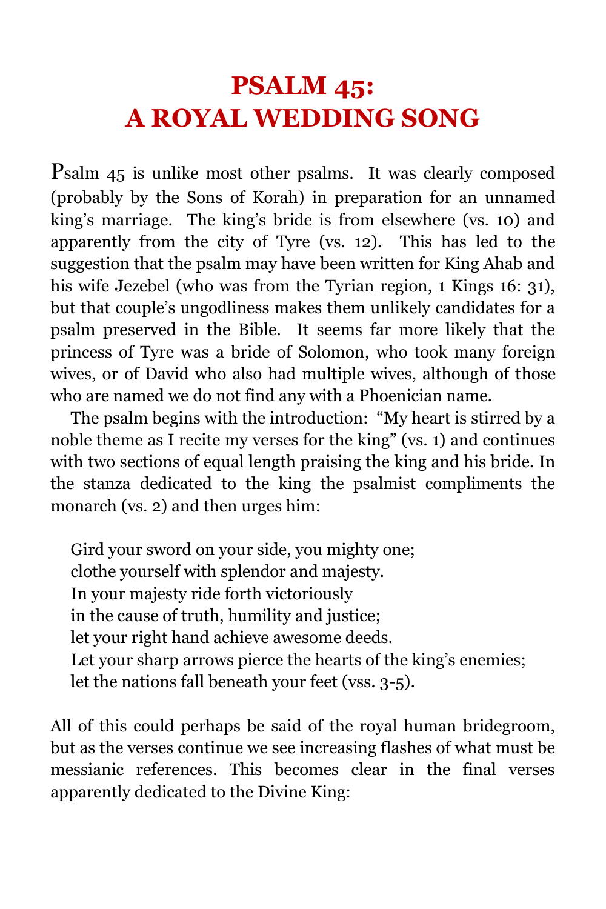# PSALM 45: A ROYAL WEDDING SONG

Psalm 45 is unlike most other psalms. It was clearly composed (probably by the Sons of Korah) in preparation for an unnamed king's marriage. The king's bride is from elsewhere (vs. 10) and apparently from the city of Tyre (vs. 12). This has led to the suggestion that the psalm may have been written for King Ahab and his wife Jezebel (who was from the Tyrian region, 1 Kings 16: 31), but that couple's ungodliness makes them unlikely candidates for a psalm preserved in the Bible. It seems far more likely that the princess of Tyre was a bride of Solomon, who took many foreign wives, or of David who also had multiple wives, although of those who are named we do not find any with a Phoenician name.

The psalm begins with the introduction: "My heart is stirred by a noble theme as I recite my verses for the king" (vs. 1) and continues with two sections of equal length praising the king and his bride. In the stanza dedicated to the king the psalmist compliments the monarch (vs. 2) and then urges him:

> Gird your sword on your side, you mighty one;
> clothe yourself with splendor and majesty.
> In your majesty ride forth victoriously
> in the cause of truth, humility and justice;
> let your right hand achieve awesome deeds.
> Let your sharp arrows pierce the hearts of the king's enemies;
> let the nations fall beneath your feet (vss. 3-5).

All of this could perhaps be said of the royal human bridegroom, but as the verses continue we see increasing flashes of what must be messianic references. This becomes clear in the final verses apparently dedicated to the Divine King: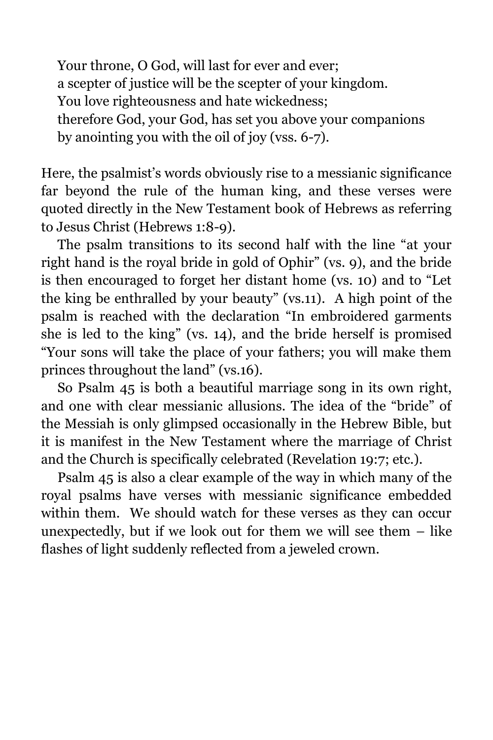> Your throne, O God, will last for ever and ever;
> a scepter of justice will be the scepter of your kingdom.
> You love righteousness and hate wickedness;
> therefore God, your God, has set you above your companions
> by anointing you with the oil of joy (vss. 6-7).

Here, the psalmist's words obviously rise to a messianic significance far beyond the rule of the human king, and these verses were quoted directly in the New Testament book of Hebrews as referring to Jesus Christ (Hebrews 1:8-9).

The psalm transitions to its second half with the line "at your right hand is the royal bride in gold of Ophir" (vs. 9), and the bride is then encouraged to forget her distant home (vs. 10) and to "Let the king be enthralled by your beauty" (vs.11). A high point of the psalm is reached with the declaration "In embroidered garments she is led to the king" (vs. 14), and the bride herself is promised "Your sons will take the place of your fathers; you will make them princes throughout the land" (vs.16).

So Psalm 45 is both a beautiful marriage song in its own right, and one with clear messianic allusions. The idea of the "bride" of the Messiah is only glimpsed occasionally in the Hebrew Bible, but it is manifest in the New Testament where the marriage of Christ and the Church is specifically celebrated (Revelation 19:7; etc.).

Psalm 45 is also a clear example of the way in which many of the royal psalms have verses with messianic significance embedded within them. We should watch for these verses as they can occur unexpectedly, but if we look out for them we will see them – like flashes of light suddenly reflected from a jeweled crown.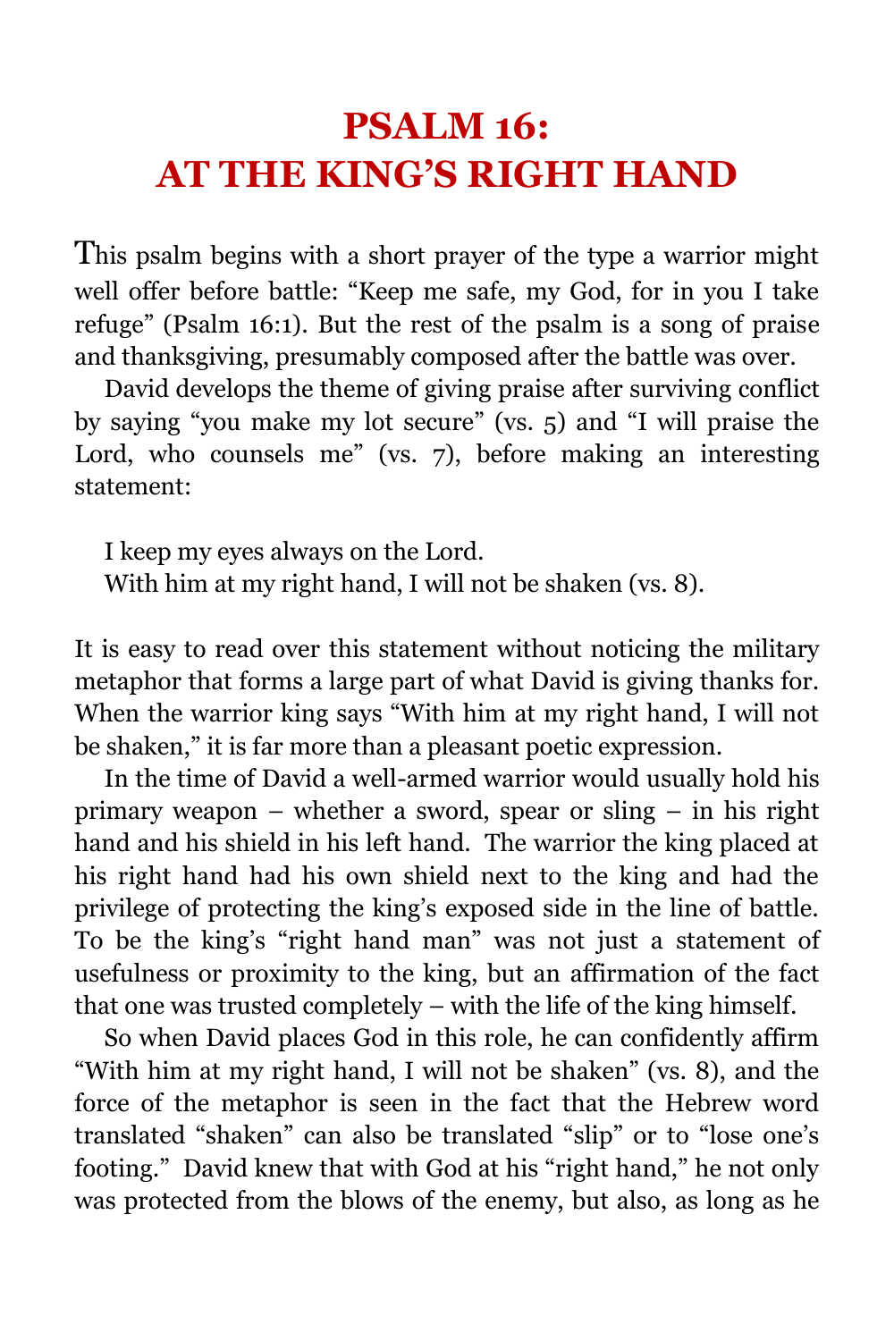# PSALM 16: AT THE KING'S RIGHT HAND

This psalm begins with a short prayer of the type a warrior might well offer before battle: "Keep me safe, my God, for in you I take refuge" (Psalm 16:1). But the rest of the psalm is a song of praise and thanksgiving, presumably composed after the battle was over.

David develops the theme of giving praise after surviving conflict by saying "you make my lot secure" (vs. 5) and "I will praise the Lord, who counsels me" (vs. 7), before making an interesting statement:

> I keep my eyes always on the Lord.
> With him at my right hand, I will not be shaken (vs. 8).

It is easy to read over this statement without noticing the military metaphor that forms a large part of what David is giving thanks for. When the warrior king says "With him at my right hand, I will not be shaken," it is far more than a pleasant poetic expression.

In the time of David a well-armed warrior would usually hold his primary weapon – whether a sword, spear or sling – in his right hand and his shield in his left hand. The warrior the king placed at his right hand had his own shield next to the king and had the privilege of protecting the king's exposed side in the line of battle. To be the king's "right hand man" was not just a statement of usefulness or proximity to the king, but an affirmation of the fact that one was trusted completely – with the life of the king himself.

So when David places God in this role, he can confidently affirm "With him at my right hand, I will not be shaken" (vs. 8), and the force of the metaphor is seen in the fact that the Hebrew word translated "shaken" can also be translated "slip" or to "lose one's footing." David knew that with God at his "right hand," he not only was protected from the blows of the enemy, but also, as long as he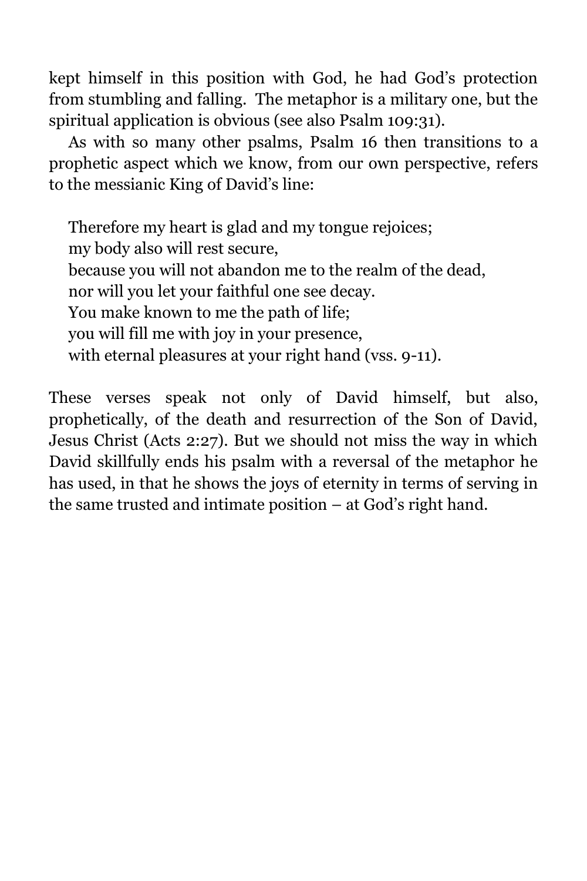kept himself in this position with God, he had God's protection from stumbling and falling. The metaphor is a military one, but the spiritual application is obvious (see also Psalm 109:31).

As with so many other psalms, Psalm 16 then transitions to a prophetic aspect which we know, from our own perspective, refers to the messianic King of David's line:

> Therefore my heart is glad and my tongue rejoices;
> my body also will rest secure,
> because you will not abandon me to the realm of the dead,
> nor will you let your faithful one see decay.
> You make known to me the path of life;
> you will fill me with joy in your presence,
> with eternal pleasures at your right hand (vss. 9-11).

These verses speak not only of David himself, but also, prophetically, of the death and resurrection of the Son of David, Jesus Christ (Acts 2:27). But we should not miss the way in which David skillfully ends his psalm with a reversal of the metaphor he has used, in that he shows the joys of eternity in terms of serving in the same trusted and intimate position – at God's right hand.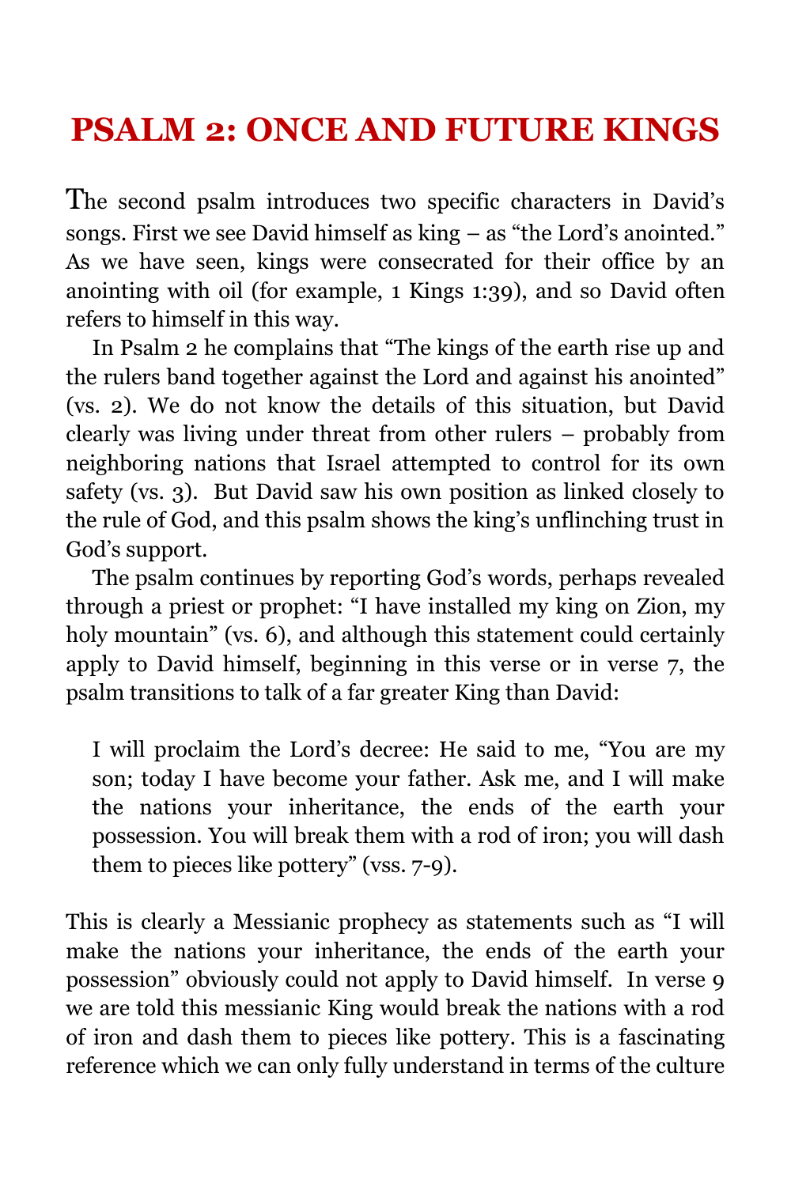# PSALM 2: ONCE AND FUTURE KINGS

The second psalm introduces two specific characters in David's songs. First we see David himself as king – as "the Lord's anointed." As we have seen, kings were consecrated for their office by an anointing with oil (for example, 1 Kings 1:39), and so David often refers to himself in this way.

In Psalm 2 he complains that "The kings of the earth rise up and the rulers band together against the Lord and against his anointed" (vs. 2). We do not know the details of this situation, but David clearly was living under threat from other rulers – probably from neighboring nations that Israel attempted to control for its own safety (vs. 3). But David saw his own position as linked closely to the rule of God, and this psalm shows the king's unflinching trust in God's support.

The psalm continues by reporting God's words, perhaps revealed through a priest or prophet: "I have installed my king on Zion, my holy mountain" (vs. 6), and although this statement could certainly apply to David himself, beginning in this verse or in verse 7, the psalm transitions to talk of a far greater King than David:

> I will proclaim the Lord's decree: He said to me, "You are my son; today I have become your father. Ask me, and I will make the nations your inheritance, the ends of the earth your possession. You will break them with a rod of iron; you will dash them to pieces like pottery" (vss. 7-9).

This is clearly a Messianic prophecy as statements such as "I will make the nations your inheritance, the ends of the earth your possession" obviously could not apply to David himself. In verse 9 we are told this messianic King would break the nations with a rod of iron and dash them to pieces like pottery. This is a fascinating reference which we can only fully understand in terms of the culture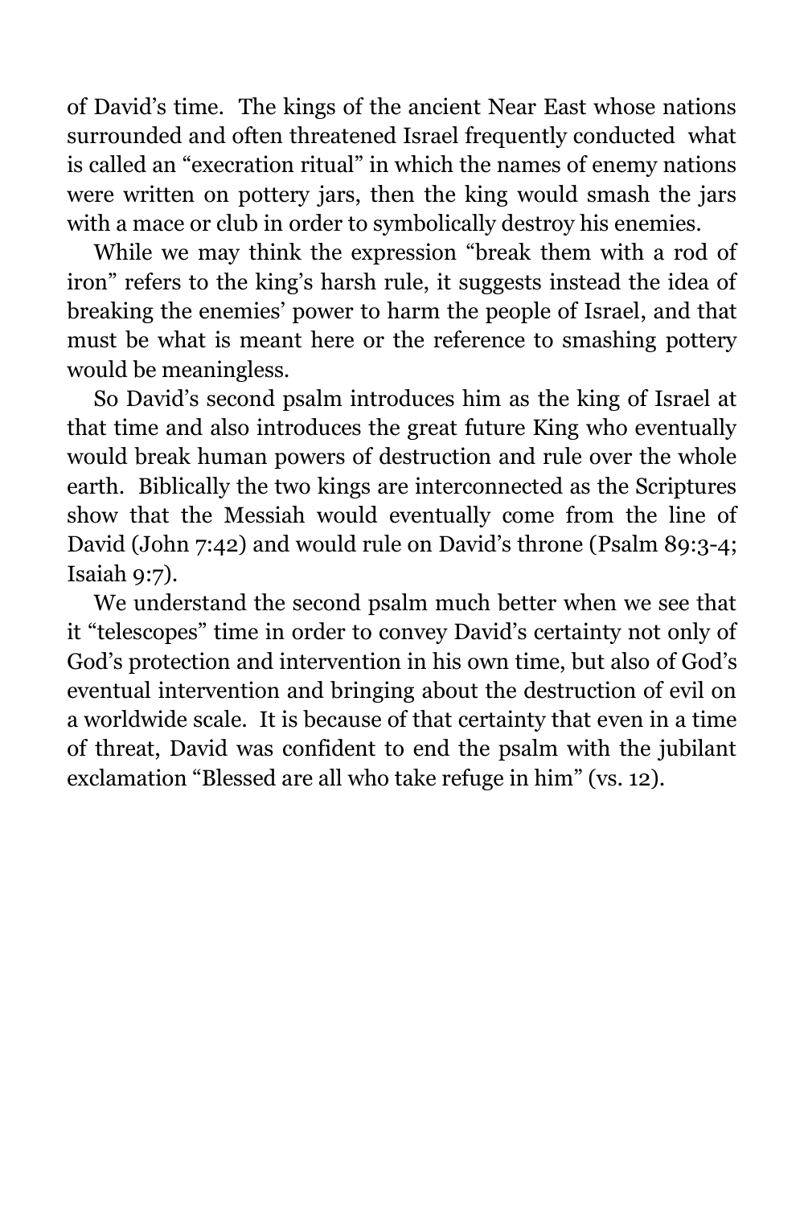of David's time. The kings of the ancient Near East whose nations surrounded and often threatened Israel frequently conducted what is called an "execration ritual" in which the names of enemy nations were written on pottery jars, then the king would smash the jars with a mace or club in order to symbolically destroy his enemies.

While we may think the expression "break them with a rod of iron" refers to the king's harsh rule, it suggests instead the idea of breaking the enemies' power to harm the people of Israel, and that must be what is meant here or the reference to smashing pottery would be meaningless.

So David's second psalm introduces him as the king of Israel at that time and also introduces the great future King who eventually would break human powers of destruction and rule over the whole earth. Biblically the two kings are interconnected as the Scriptures show that the Messiah would eventually come from the line of David (John 7:42) and would rule on David's throne (Psalm 89:3-4; Isaiah 9:7).

We understand the second psalm much better when we see that it "telescopes" time in order to convey David's certainty not only of God's protection and intervention in his own time, but also of God's eventual intervention and bringing about the destruction of evil on a worldwide scale. It is because of that certainty that even in a time of threat, David was confident to end the psalm with the jubilant exclamation "Blessed are all who take refuge in him" (vs. 12).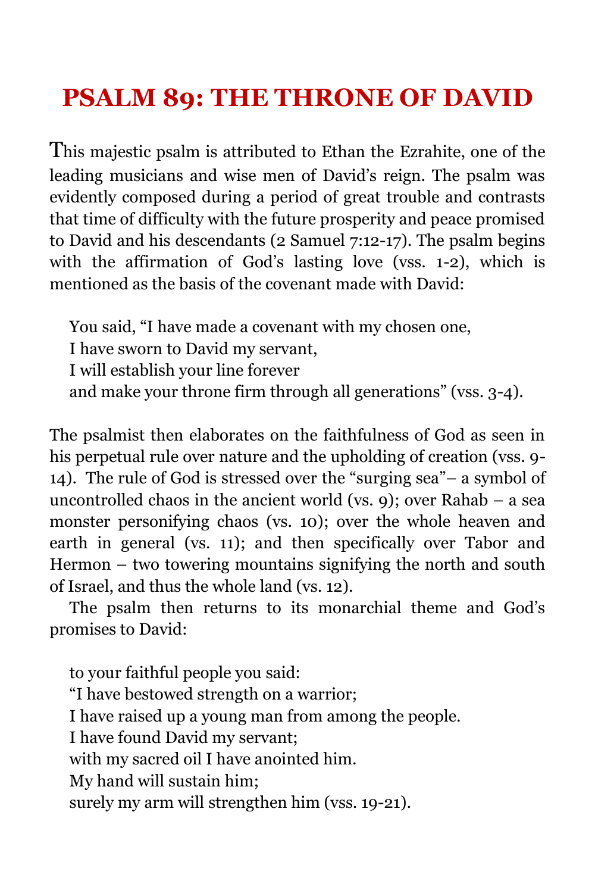# PSALM 89: THE THRONE OF DAVID

This majestic psalm is attributed to Ethan the Ezrahite, one of the leading musicians and wise men of David's reign. The psalm was evidently composed during a period of great trouble and contrasts that time of difficulty with the future prosperity and peace promised to David and his descendants (2 Samuel 7:12-17). The psalm begins with the affirmation of God's lasting love (vss. 1-2), which is mentioned as the basis of the covenant made with David:

> You said, "I have made a covenant with my chosen one,
> I have sworn to David my servant,
> I will establish your line forever
> and make your throne firm through all generations" (vss. 3-4).

The psalmist then elaborates on the faithfulness of God as seen in his perpetual rule over nature and the upholding of creation (vss. 9-14). The rule of God is stressed over the "surging sea"– a symbol of uncontrolled chaos in the ancient world (vs. 9); over Rahab – a sea monster personifying chaos (vs. 10); over the whole heaven and earth in general (vs. 11); and then specifically over Tabor and Hermon – two towering mountains signifying the north and south of Israel, and thus the whole land (vs. 12).

The psalm then returns to its monarchial theme and God's promises to David:

> to your faithful people you said:
> "I have bestowed strength on a warrior;
> I have raised up a young man from among the people.
> I have found David my servant;
> with my sacred oil I have anointed him.
> My hand will sustain him;
> surely my arm will strengthen him (vss. 19-21).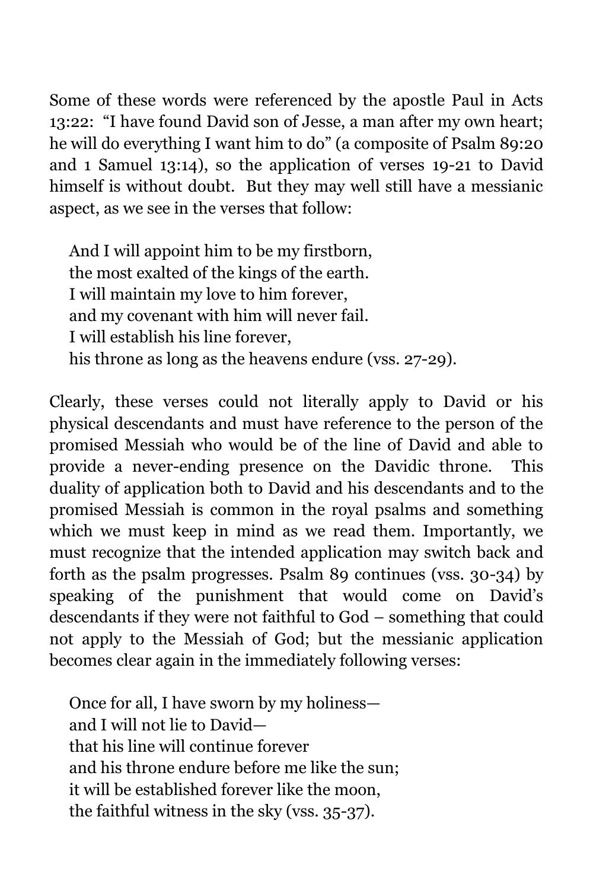Some of these words were referenced by the apostle Paul in Acts 13:22: "I have found David son of Jesse, a man after my own heart; he will do everything I want him to do" (a composite of Psalm 89:20 and 1 Samuel 13:14), so the application of verses 19-21 to David himself is without doubt. But they may well still have a messianic aspect, as we see in the verses that follow:

> And I will appoint him to be my firstborn,
> the most exalted of the kings of the earth.
> I will maintain my love to him forever,
> and my covenant with him will never fail.
> I will establish his line forever,
> his throne as long as the heavens endure (vss. 27-29).

Clearly, these verses could not literally apply to David or his physical descendants and must have reference to the person of the promised Messiah who would be of the line of David and able to provide a never-ending presence on the Davidic throne. This duality of application both to David and his descendants and to the promised Messiah is common in the royal psalms and something which we must keep in mind as we read them. Importantly, we must recognize that the intended application may switch back and forth as the psalm progresses. Psalm 89 continues (vss. 30-34) by speaking of the punishment that would come on David's descendants if they were not faithful to God – something that could not apply to the Messiah of God; but the messianic application becomes clear again in the immediately following verses:

> Once for all, I have sworn by my holiness—
> and I will not lie to David—
> that his line will continue forever
> and his throne endure before me like the sun;
> it will be established forever like the moon,
> the faithful witness in the sky (vss. 35-37).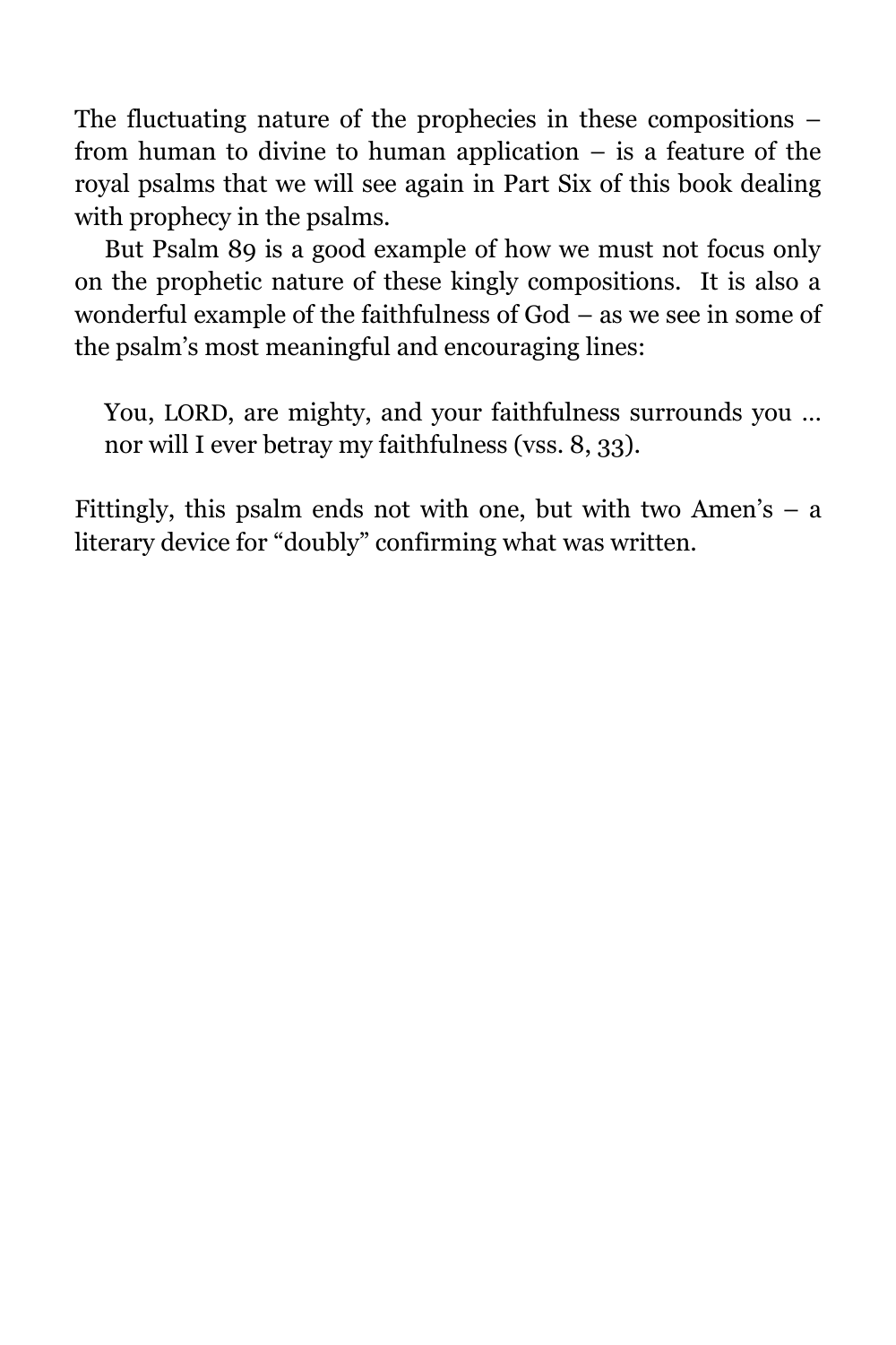The fluctuating nature of the prophecies in these compositions – from human to divine to human application – is a feature of the royal psalms that we will see again in Part Six of this book dealing with prophecy in the psalms.

But Psalm 89 is a good example of how we must not focus only on the prophetic nature of these kingly compositions. It is also a wonderful example of the faithfulness of God – as we see in some of the psalm's most meaningful and encouraging lines:

> You, LORD, are mighty, and your faithfulness surrounds you … nor will I ever betray my faithfulness (vss. 8, 33).

Fittingly, this psalm ends not with one, but with two Amen's – a literary device for "doubly" confirming what was written.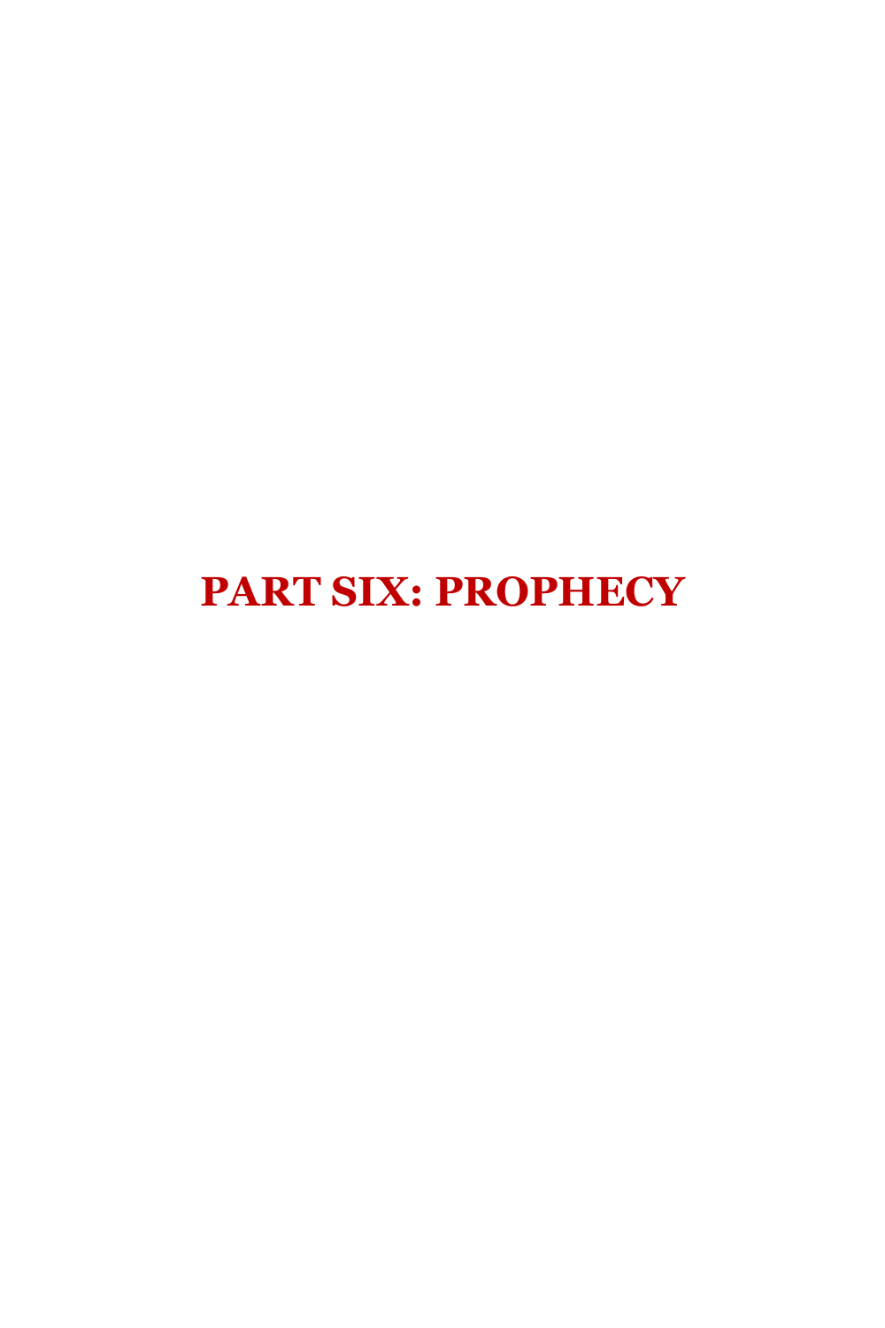# PART SIX: PROPHECY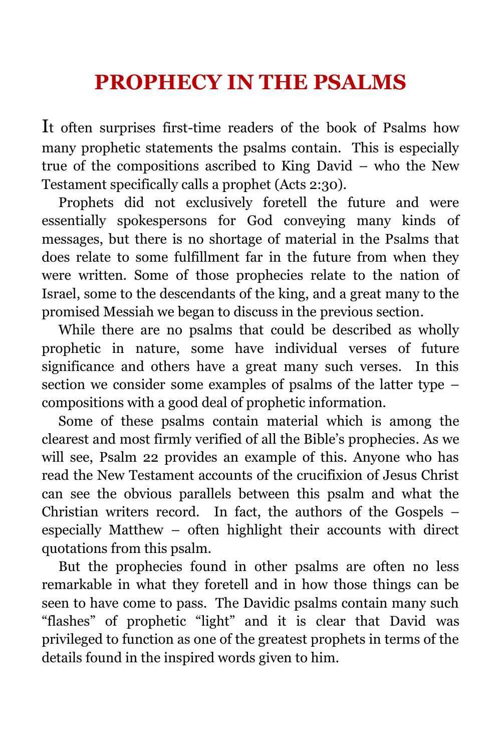# PROPHECY IN THE PSALMS

It often surprises first-time readers of the book of Psalms how many prophetic statements the psalms contain. This is especially true of the compositions ascribed to King David – who the New Testament specifically calls a prophet (Acts 2:30).

Prophets did not exclusively foretell the future and were essentially spokespersons for God conveying many kinds of messages, but there is no shortage of material in the Psalms that does relate to some fulfillment far in the future from when they were written. Some of those prophecies relate to the nation of Israel, some to the descendants of the king, and a great many to the promised Messiah we began to discuss in the previous section.

While there are no psalms that could be described as wholly prophetic in nature, some have individual verses of future significance and others have a great many such verses. In this section we consider some examples of psalms of the latter type – compositions with a good deal of prophetic information.

Some of these psalms contain material which is among the clearest and most firmly verified of all the Bible's prophecies. As we will see, Psalm 22 provides an example of this. Anyone who has read the New Testament accounts of the crucifixion of Jesus Christ can see the obvious parallels between this psalm and what the Christian writers record. In fact, the authors of the Gospels – especially Matthew – often highlight their accounts with direct quotations from this psalm.

But the prophecies found in other psalms are often no less remarkable in what they foretell and in how those things can be seen to have come to pass. The Davidic psalms contain many such "flashes" of prophetic "light" and it is clear that David was privileged to function as one of the greatest prophets in terms of the details found in the inspired words given to him.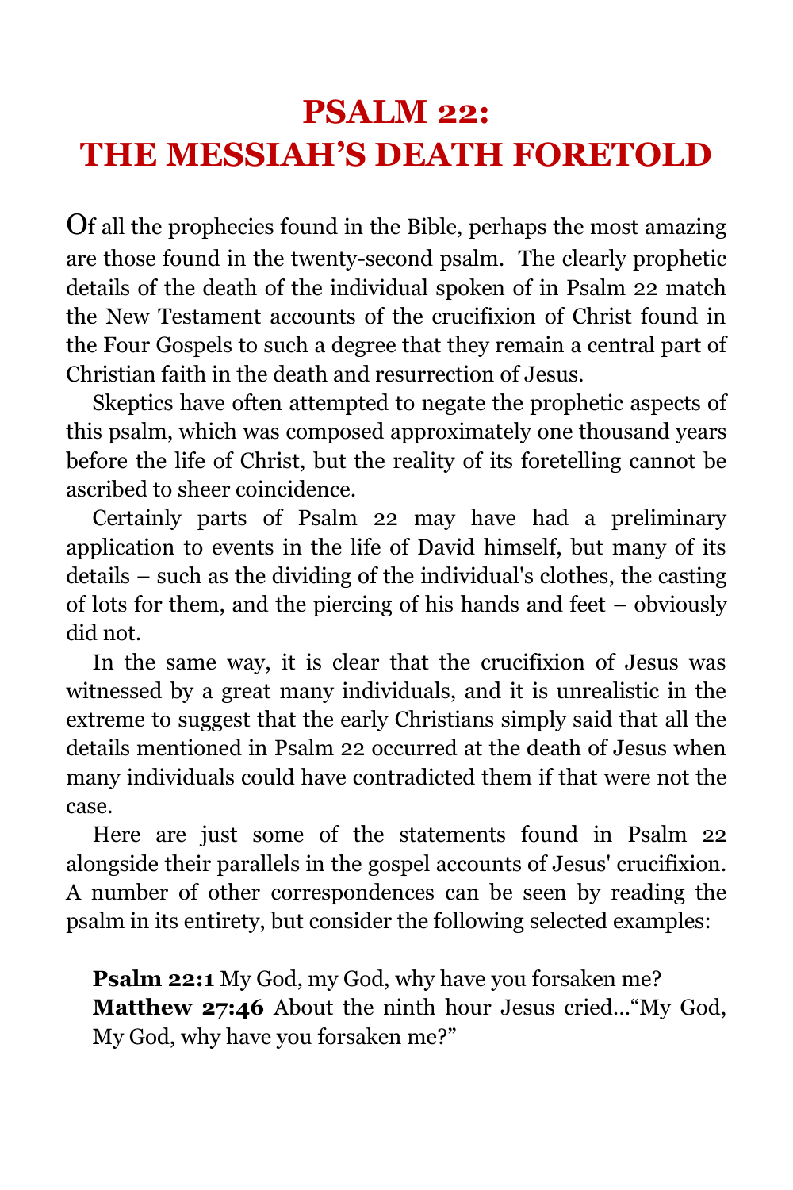# PSALM 22: THE MESSIAH'S DEATH FORETOLD

Of all the prophecies found in the Bible, perhaps the most amazing are those found in the twenty-second psalm. The clearly prophetic details of the death of the individual spoken of in Psalm 22 match the New Testament accounts of the crucifixion of Christ found in the Four Gospels to such a degree that they remain a central part of Christian faith in the death and resurrection of Jesus.

Skeptics have often attempted to negate the prophetic aspects of this psalm, which was composed approximately one thousand years before the life of Christ, but the reality of its foretelling cannot be ascribed to sheer coincidence.

Certainly parts of Psalm 22 may have had a preliminary application to events in the life of David himself, but many of its details – such as the dividing of the individual's clothes, the casting of lots for them, and the piercing of his hands and feet – obviously did not.

In the same way, it is clear that the crucifixion of Jesus was witnessed by a great many individuals, and it is unrealistic in the extreme to suggest that the early Christians simply said that all the details mentioned in Psalm 22 occurred at the death of Jesus when many individuals could have contradicted them if that were not the case.

Here are just some of the statements found in Psalm 22 alongside their parallels in the gospel accounts of Jesus' crucifixion. A number of other correspondences can be seen by reading the psalm in its entirety, but consider the following selected examples:

**Psalm 22:1** My God, my God, why have you forsaken me?
**Matthew 27:46** About the ninth hour Jesus cried…"My God, My God, why have you forsaken me?"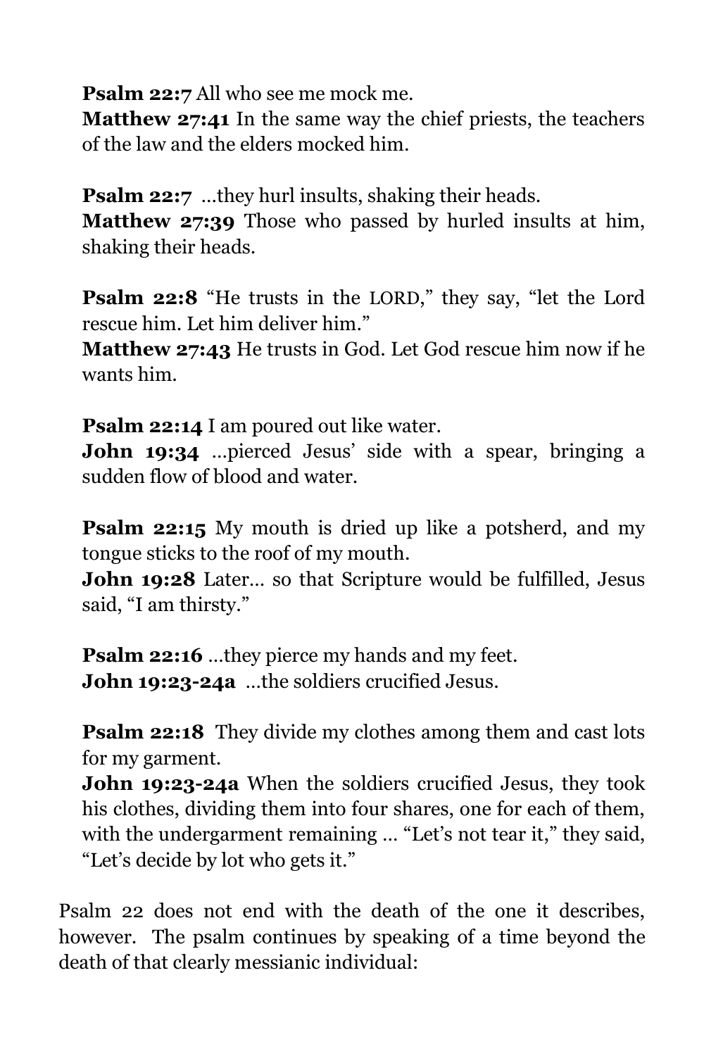**Psalm 22:7** All who see me mock me.
**Matthew 27:41** In the same way the chief priests, the teachers of the law and the elders mocked him.

**Psalm 22:7** …they hurl insults, shaking their heads.
**Matthew 27:39** Those who passed by hurled insults at him, shaking their heads.

**Psalm 22:8** "He trusts in the LORD," they say, "let the Lord rescue him. Let him deliver him."
**Matthew 27:43** He trusts in God. Let God rescue him now if he wants him.

**Psalm 22:14** I am poured out like water.
**John 19:34** …pierced Jesus' side with a spear, bringing a sudden flow of blood and water.

**Psalm 22:15** My mouth is dried up like a potsherd, and my tongue sticks to the roof of my mouth.
**John 19:28** Later… so that Scripture would be fulfilled, Jesus said, "I am thirsty."

**Psalm 22:16** …they pierce my hands and my feet.
**John 19:23-24a** …the soldiers crucified Jesus.

**Psalm 22:18** They divide my clothes among them and cast lots for my garment.
**John 19:23-24a** When the soldiers crucified Jesus, they took his clothes, dividing them into four shares, one for each of them, with the undergarment remaining … "Let's not tear it," they said, "Let's decide by lot who gets it."

Psalm 22 does not end with the death of the one it describes, however. The psalm continues by speaking of a time beyond the death of that clearly messianic individual: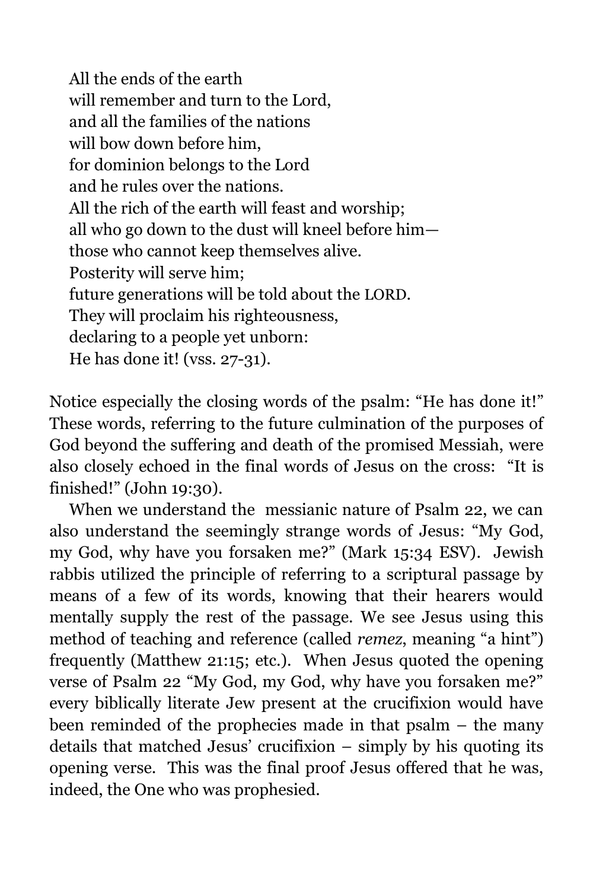> All the ends of the earth  
> will remember and turn to the Lord,  
> and all the families of the nations  
> will bow down before him,  
> for dominion belongs to the Lord  
> and he rules over the nations.  
> All the rich of the earth will feast and worship;  
> all who go down to the dust will kneel before him—  
> those who cannot keep themselves alive.  
> Posterity will serve him;  
> future generations will be told about the LORD.  
> They will proclaim his righteousness,  
> declaring to a people yet unborn:  
> He has done it! (vss. 27-31).

Notice especially the closing words of the psalm: "He has done it!" These words, referring to the future culmination of the purposes of God beyond the suffering and death of the promised Messiah, were also closely echoed in the final words of Jesus on the cross: "It is finished!" (John 19:30).

When we understand the messianic nature of Psalm 22, we can also understand the seemingly strange words of Jesus: "My God, my God, why have you forsaken me?" (Mark 15:34 ESV). Jewish rabbis utilized the principle of referring to a scriptural passage by means of a few of its words, knowing that their hearers would mentally supply the rest of the passage. We see Jesus using this method of teaching and reference (called *remez*, meaning "a hint") frequently (Matthew 21:15; etc.). When Jesus quoted the opening verse of Psalm 22 "My God, my God, why have you forsaken me?" every biblically literate Jew present at the crucifixion would have been reminded of the prophecies made in that psalm – the many details that matched Jesus' crucifixion – simply by his quoting its opening verse. This was the final proof Jesus offered that he was, indeed, the One who was prophesied.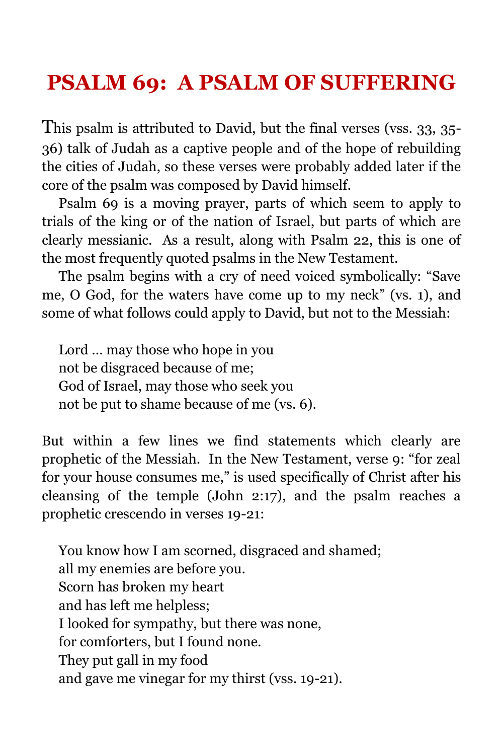# PSALM 69: A PSALM OF SUFFERING

This psalm is attributed to David, but the final verses (vss. 33, 35-36) talk of Judah as a captive people and of the hope of rebuilding the cities of Judah, so these verses were probably added later if the core of the psalm was composed by David himself.

Psalm 69 is a moving prayer, parts of which seem to apply to trials of the king or of the nation of Israel, but parts of which are clearly messianic. As a result, along with Psalm 22, this is one of the most frequently quoted psalms in the New Testament.

The psalm begins with a cry of need voiced symbolically: "Save me, O God, for the waters have come up to my neck" (vs. 1), and some of what follows could apply to David, but not to the Messiah:

> Lord … may those who hope in you
> not be disgraced because of me;
> God of Israel, may those who seek you
> not be put to shame because of me (vs. 6).

But within a few lines we find statements which clearly are prophetic of the Messiah. In the New Testament, verse 9: "for zeal for your house consumes me," is used specifically of Christ after his cleansing of the temple (John 2:17), and the psalm reaches a prophetic crescendo in verses 19-21:

> You know how I am scorned, disgraced and shamed;
> all my enemies are before you.
> Scorn has broken my heart
> and has left me helpless;
> I looked for sympathy, but there was none,
> for comforters, but I found none.
> They put gall in my food
> and gave me vinegar for my thirst (vss. 19-21).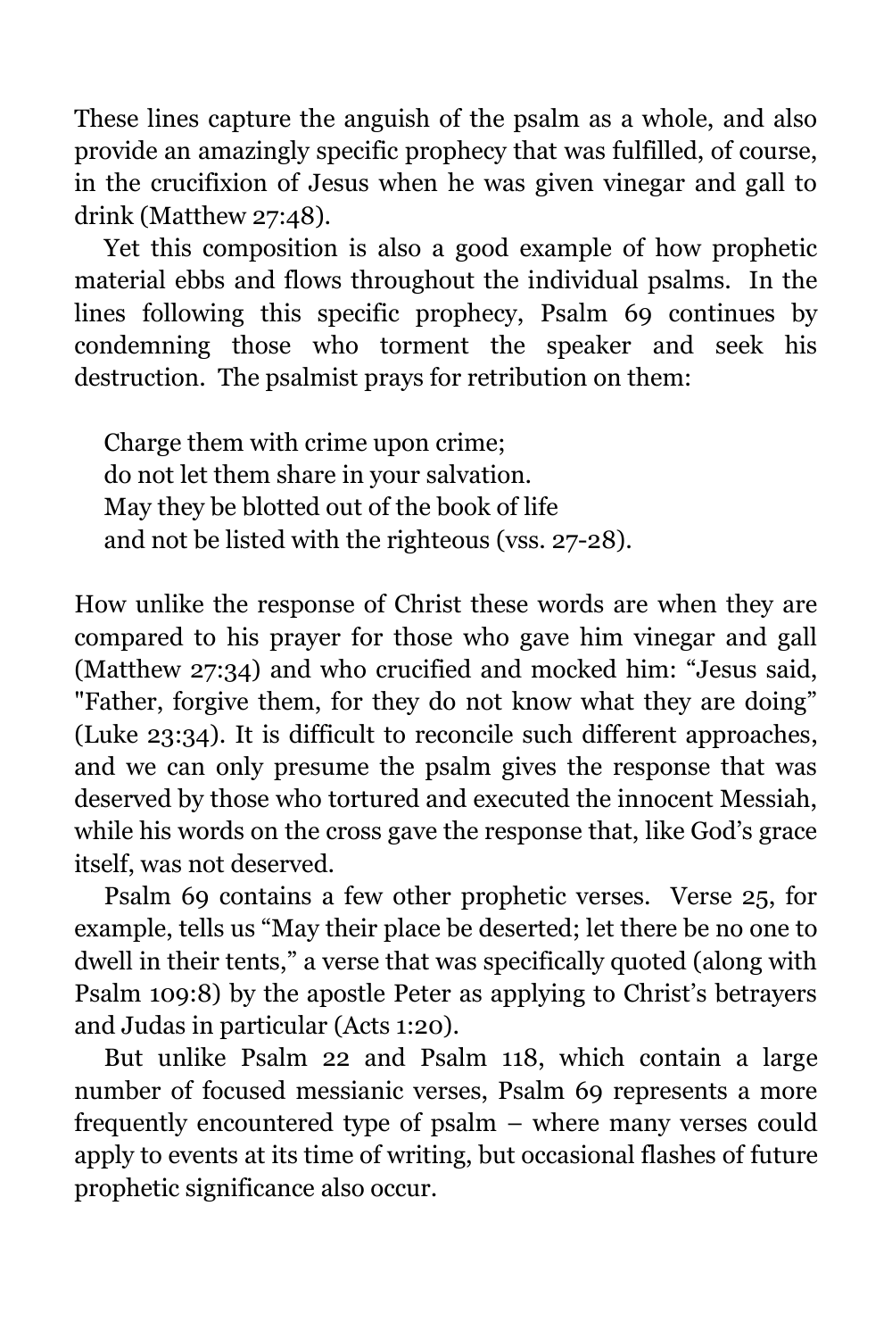These lines capture the anguish of the psalm as a whole, and also provide an amazingly specific prophecy that was fulfilled, of course, in the crucifixion of Jesus when he was given vinegar and gall to drink (Matthew 27:48).

Yet this composition is also a good example of how prophetic material ebbs and flows throughout the individual psalms. In the lines following this specific prophecy, Psalm 69 continues by condemning those who torment the speaker and seek his destruction. The psalmist prays for retribution on them:

> Charge them with crime upon crime;  
> do not let them share in your salvation.  
> May they be blotted out of the book of life  
> and not be listed with the righteous (vss. 27-28).

How unlike the response of Christ these words are when they are compared to his prayer for those who gave him vinegar and gall (Matthew 27:34) and who crucified and mocked him: "Jesus said, "Father, forgive them, for they do not know what they are doing" (Luke 23:34). It is difficult to reconcile such different approaches, and we can only presume the psalm gives the response that was deserved by those who tortured and executed the innocent Messiah, while his words on the cross gave the response that, like God's grace itself, was not deserved.

Psalm 69 contains a few other prophetic verses. Verse 25, for example, tells us "May their place be deserted; let there be no one to dwell in their tents," a verse that was specifically quoted (along with Psalm 109:8) by the apostle Peter as applying to Christ's betrayers and Judas in particular (Acts 1:20).

But unlike Psalm 22 and Psalm 118, which contain a large number of focused messianic verses, Psalm 69 represents a more frequently encountered type of psalm – where many verses could apply to events at its time of writing, but occasional flashes of future prophetic significance also occur.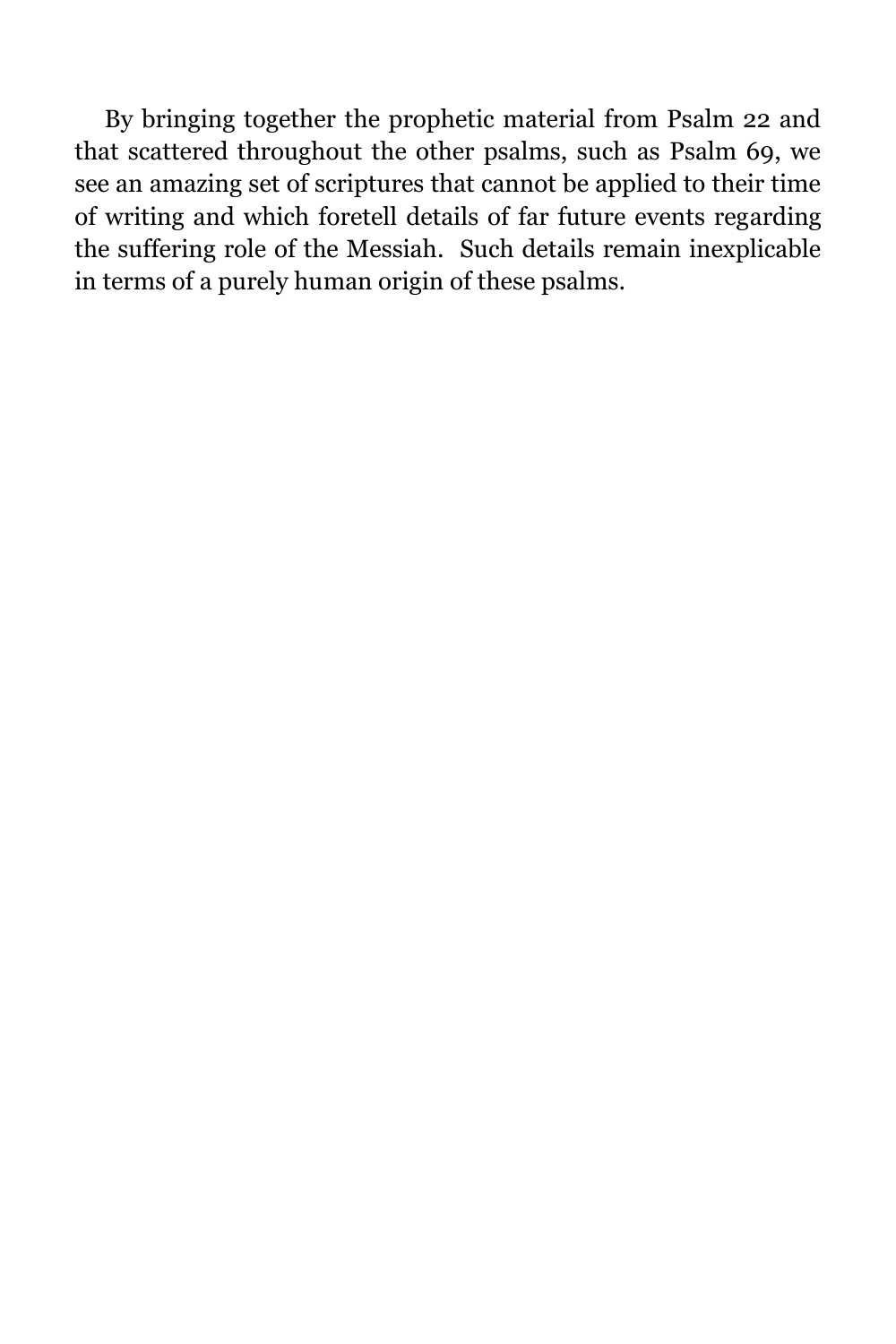By bringing together the prophetic material from Psalm 22 and that scattered throughout the other psalms, such as Psalm 69, we see an amazing set of scriptures that cannot be applied to their time of writing and which foretell details of far future events regarding the suffering role of the Messiah. Such details remain inexplicable in terms of a purely human origin of these psalms.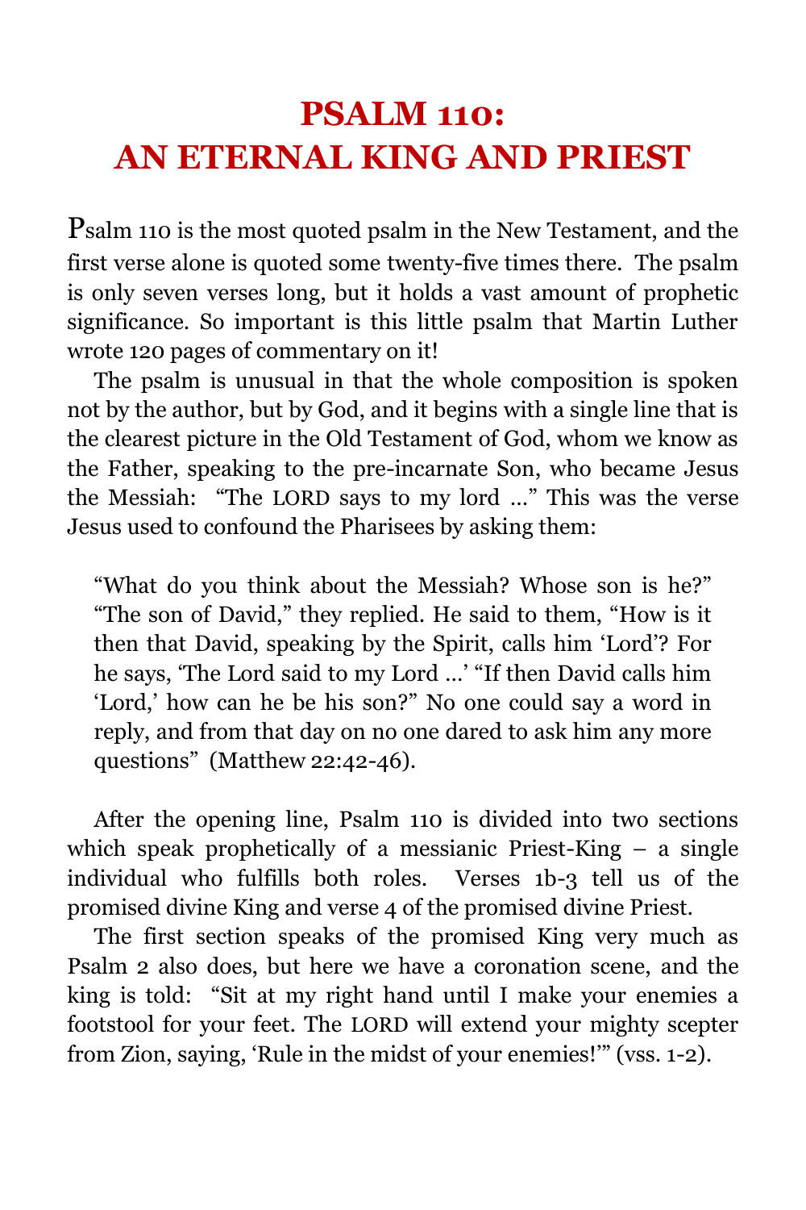# PSALM 110: AN ETERNAL KING AND PRIEST

Psalm 110 is the most quoted psalm in the New Testament, and the first verse alone is quoted some twenty-five times there. The psalm is only seven verses long, but it holds a vast amount of prophetic significance. So important is this little psalm that Martin Luther wrote 120 pages of commentary on it!

The psalm is unusual in that the whole composition is spoken not by the author, but by God, and it begins with a single line that is the clearest picture in the Old Testament of God, whom we know as the Father, speaking to the pre-incarnate Son, who became Jesus the Messiah: "The LORD says to my lord …" This was the verse Jesus used to confound the Pharisees by asking them:

> "What do you think about the Messiah? Whose son is he?" "The son of David," they replied. He said to them, "How is it then that David, speaking by the Spirit, calls him 'Lord'? For he says, 'The Lord said to my Lord …' "If then David calls him 'Lord,' how can he be his son?" No one could say a word in reply, and from that day on no one dared to ask him any more questions" (Matthew 22:42-46).

After the opening line, Psalm 110 is divided into two sections which speak prophetically of a messianic Priest-King – a single individual who fulfills both roles. Verses 1b-3 tell us of the promised divine King and verse 4 of the promised divine Priest.

The first section speaks of the promised King very much as Psalm 2 also does, but here we have a coronation scene, and the king is told: "Sit at my right hand until I make your enemies a footstool for your feet. The LORD will extend your mighty scepter from Zion, saying, 'Rule in the midst of your enemies!'" (vss. 1-2).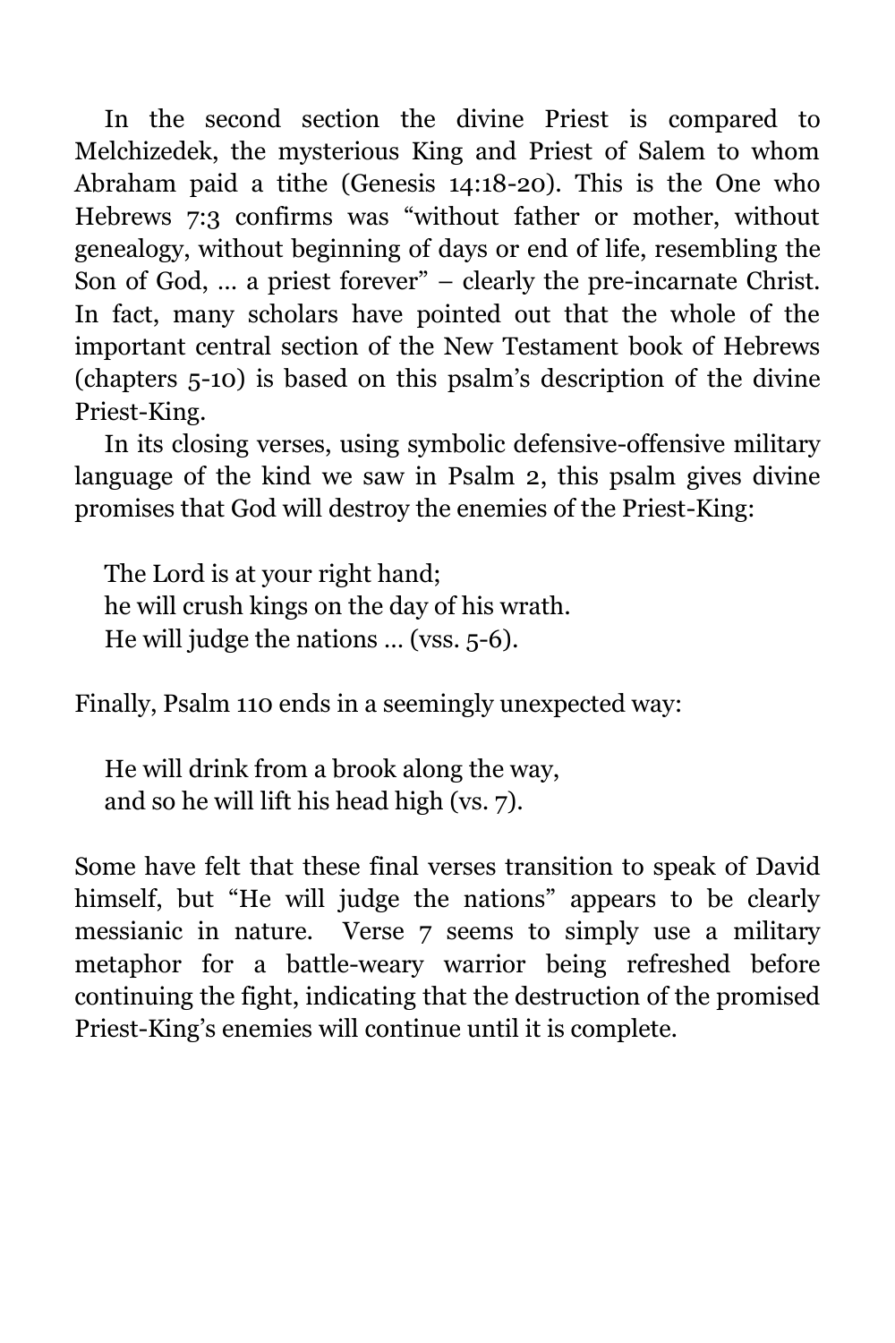In the second section the divine Priest is compared to Melchizedek, the mysterious King and Priest of Salem to whom Abraham paid a tithe (Genesis 14:18-20). This is the One who Hebrews 7:3 confirms was "without father or mother, without genealogy, without beginning of days or end of life, resembling the Son of God, … a priest forever" – clearly the pre-incarnate Christ. In fact, many scholars have pointed out that the whole of the important central section of the New Testament book of Hebrews (chapters 5-10) is based on this psalm's description of the divine Priest-King.

In its closing verses, using symbolic defensive-offensive military language of the kind we saw in Psalm 2, this psalm gives divine promises that God will destroy the enemies of the Priest-King:

> The Lord is at your right hand;
> he will crush kings on the day of his wrath.
> He will judge the nations … (vss. 5-6).

Finally, Psalm 110 ends in a seemingly unexpected way:

> He will drink from a brook along the way,
> and so he will lift his head high (vs. 7).

Some have felt that these final verses transition to speak of David himself, but "He will judge the nations" appears to be clearly messianic in nature. Verse 7 seems to simply use a military metaphor for a battle-weary warrior being refreshed before continuing the fight, indicating that the destruction of the promised Priest-King's enemies will continue until it is complete.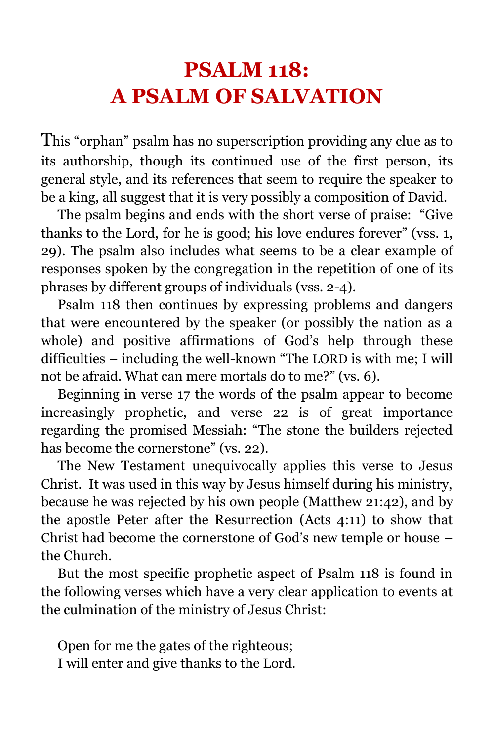# PSALM 118: A PSALM OF SALVATION

This "orphan" psalm has no superscription providing any clue as to its authorship, though its continued use of the first person, its general style, and its references that seem to require the speaker to be a king, all suggest that it is very possibly a composition of David.

The psalm begins and ends with the short verse of praise: "Give thanks to the Lord, for he is good; his love endures forever" (vss. 1, 29). The psalm also includes what seems to be a clear example of responses spoken by the congregation in the repetition of one of its phrases by different groups of individuals (vss. 2-4).

Psalm 118 then continues by expressing problems and dangers that were encountered by the speaker (or possibly the nation as a whole) and positive affirmations of God's help through these difficulties – including the well-known "The LORD is with me; I will not be afraid. What can mere mortals do to me?" (vs. 6).

Beginning in verse 17 the words of the psalm appear to become increasingly prophetic, and verse 22 is of great importance regarding the promised Messiah: "The stone the builders rejected has become the cornerstone" (vs. 22).

The New Testament unequivocally applies this verse to Jesus Christ. It was used in this way by Jesus himself during his ministry, because he was rejected by his own people (Matthew 21:42), and by the apostle Peter after the Resurrection (Acts 4:11) to show that Christ had become the cornerstone of God's new temple or house – the Church.

But the most specific prophetic aspect of Psalm 118 is found in the following verses which have a very clear application to events at the culmination of the ministry of Jesus Christ:

Open for me the gates of the righteous;  
I will enter and give thanks to the Lord.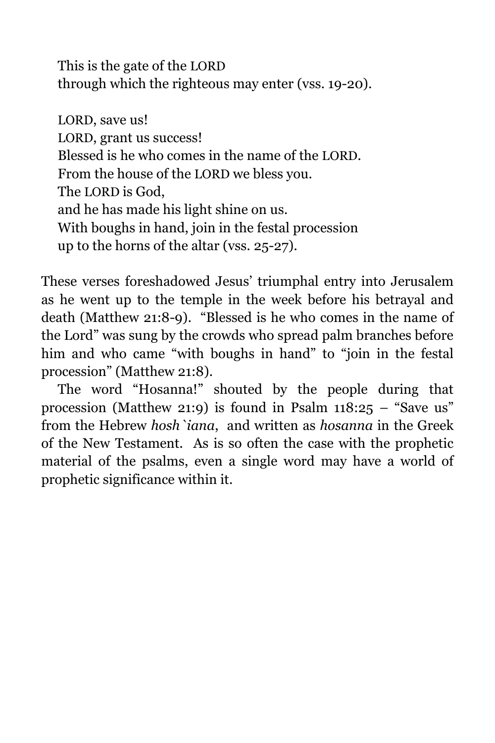> This is the gate of the LORD
> through which the righteous may enter (vss. 19-20).
>
> LORD, save us!
> LORD, grant us success!
> Blessed is he who comes in the name of the LORD.
> From the house of the LORD we bless you.
> The LORD is God,
> and he has made his light shine on us.
> With boughs in hand, join in the festal procession
> up to the horns of the altar (vss. 25-27).

These verses foreshadowed Jesus' triumphal entry into Jerusalem as he went up to the temple in the week before his betrayal and death (Matthew 21:8-9). "Blessed is he who comes in the name of the Lord" was sung by the crowds who spread palm branches before him and who came "with boughs in hand" to "join in the festal procession" (Matthew 21:8).

The word "Hosanna!" shouted by the people during that procession (Matthew 21:9) is found in Psalm 118:25 – "Save us" from the Hebrew *hosh`iana*, and written as *hosanna* in the Greek of the New Testament. As is so often the case with the prophetic material of the psalms, even a single word may have a world of prophetic significance within it.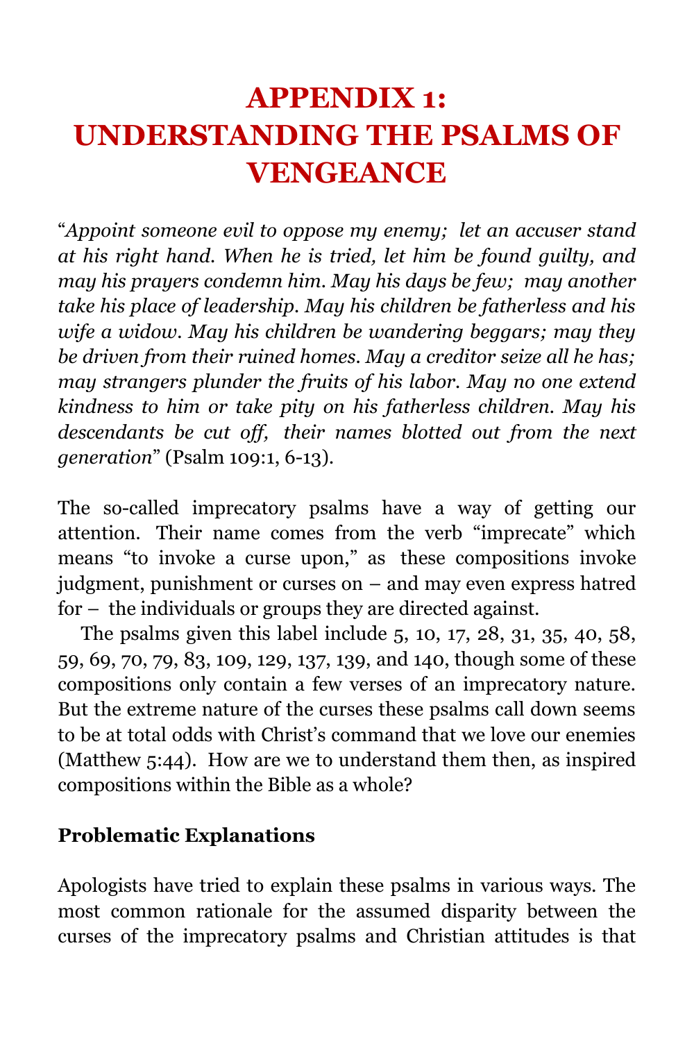# APPENDIX 1: UNDERSTANDING THE PSALMS OF VENGEANCE

"*Appoint someone evil to oppose my enemy; let an accuser stand at his right hand. When he is tried, let him be found guilty, and may his prayers condemn him. May his days be few; may another take his place of leadership. May his children be fatherless and his wife a widow. May his children be wandering beggars; may they be driven from their ruined homes. May a creditor seize all he has; may strangers plunder the fruits of his labor. May no one extend kindness to him or take pity on his fatherless children. May his descendants be cut off, their names blotted out from the next generation*" (Psalm 109:1, 6-13).

The so-called imprecatory psalms have a way of getting our attention. Their name comes from the verb "imprecate" which means "to invoke a curse upon," as these compositions invoke judgment, punishment or curses on – and may even express hatred for – the individuals or groups they are directed against.

The psalms given this label include 5, 10, 17, 28, 31, 35, 40, 58, 59, 69, 70, 79, 83, 109, 129, 137, 139, and 140, though some of these compositions only contain a few verses of an imprecatory nature. But the extreme nature of the curses these psalms call down seems to be at total odds with Christ's command that we love our enemies (Matthew 5:44). How are we to understand them then, as inspired compositions within the Bible as a whole?

**Problematic Explanations**

Apologists have tried to explain these psalms in various ways. The most common rationale for the assumed disparity between the curses of the imprecatory psalms and Christian attitudes is that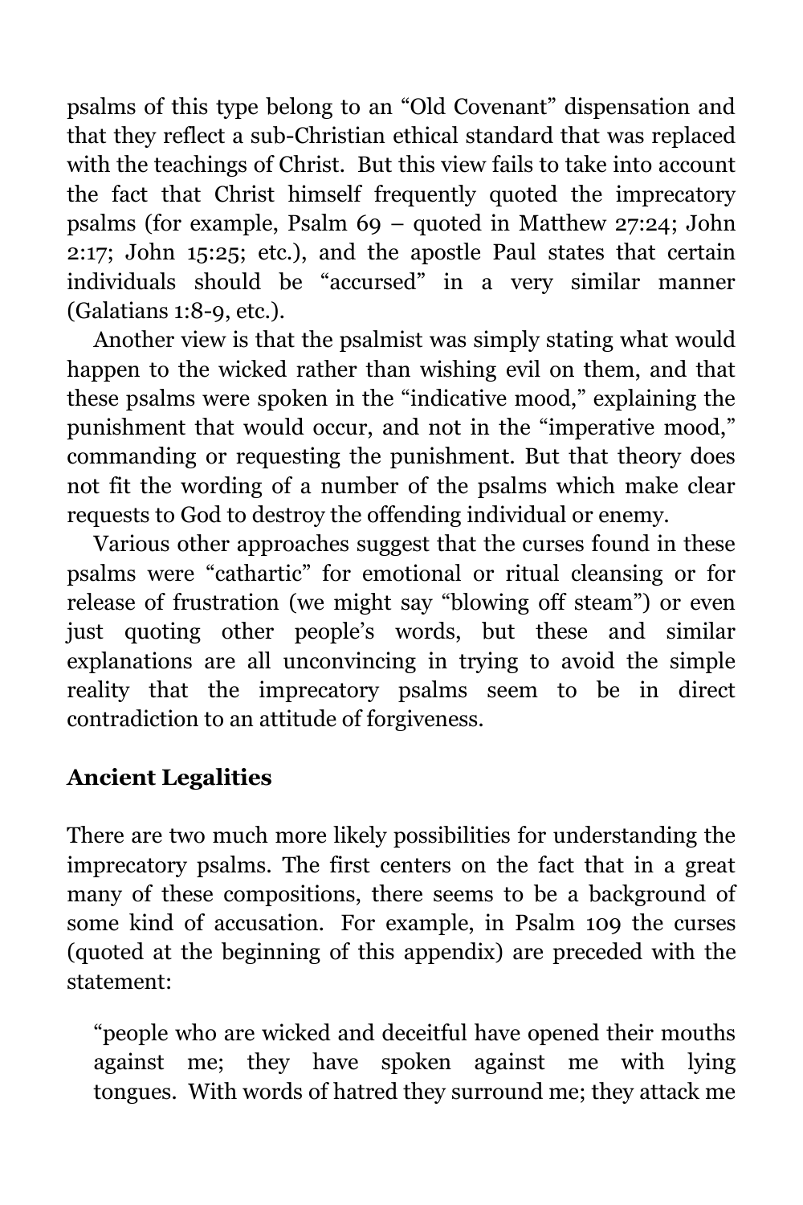psalms of this type belong to an "Old Covenant" dispensation and that they reflect a sub-Christian ethical standard that was replaced with the teachings of Christ. But this view fails to take into account the fact that Christ himself frequently quoted the imprecatory psalms (for example, Psalm 69 – quoted in Matthew 27:24; John 2:17; John 15:25; etc.), and the apostle Paul states that certain individuals should be "accursed" in a very similar manner (Galatians 1:8-9, etc.).

Another view is that the psalmist was simply stating what would happen to the wicked rather than wishing evil on them, and that these psalms were spoken in the "indicative mood," explaining the punishment that would occur, and not in the "imperative mood," commanding or requesting the punishment. But that theory does not fit the wording of a number of the psalms which make clear requests to God to destroy the offending individual or enemy.

Various other approaches suggest that the curses found in these psalms were "cathartic" for emotional or ritual cleansing or for release of frustration (we might say "blowing off steam") or even just quoting other people's words, but these and similar explanations are all unconvincing in trying to avoid the simple reality that the imprecatory psalms seem to be in direct contradiction to an attitude of forgiveness.

## Ancient Legalities

There are two much more likely possibilities for understanding the imprecatory psalms. The first centers on the fact that in a great many of these compositions, there seems to be a background of some kind of accusation. For example, in Psalm 109 the curses (quoted at the beginning of this appendix) are preceded with the statement:

> "people who are wicked and deceitful have opened their mouths against me; they have spoken against me with lying tongues. With words of hatred they surround me; they attack me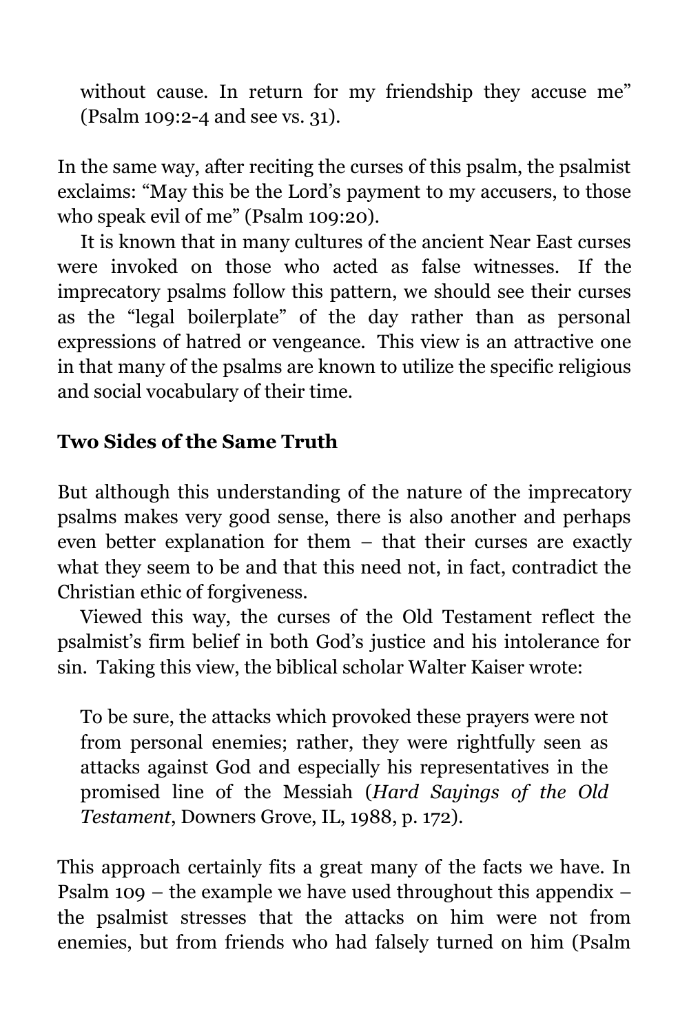> without cause. In return for my friendship they accuse me" (Psalm 109:2-4 and see vs. 31).

In the same way, after reciting the curses of this psalm, the psalmist exclaims: "May this be the Lord's payment to my accusers, to those who speak evil of me" (Psalm 109:20).

It is known that in many cultures of the ancient Near East curses were invoked on those who acted as false witnesses. If the imprecatory psalms follow this pattern, we should see their curses as the "legal boilerplate" of the day rather than as personal expressions of hatred or vengeance. This view is an attractive one in that many of the psalms are known to utilize the specific religious and social vocabulary of their time.

## Two Sides of the Same Truth

But although this understanding of the nature of the imprecatory psalms makes very good sense, there is also another and perhaps even better explanation for them – that their curses are exactly what they seem to be and that this need not, in fact, contradict the Christian ethic of forgiveness.

Viewed this way, the curses of the Old Testament reflect the psalmist's firm belief in both God's justice and his intolerance for sin. Taking this view, the biblical scholar Walter Kaiser wrote:

> To be sure, the attacks which provoked these prayers were not from personal enemies; rather, they were rightfully seen as attacks against God and especially his representatives in the promised line of the Messiah (*Hard Sayings of the Old Testament*, Downers Grove, IL, 1988, p. 172).

This approach certainly fits a great many of the facts we have. In Psalm 109 – the example we have used throughout this appendix – the psalmist stresses that the attacks on him were not from enemies, but from friends who had falsely turned on him (Psalm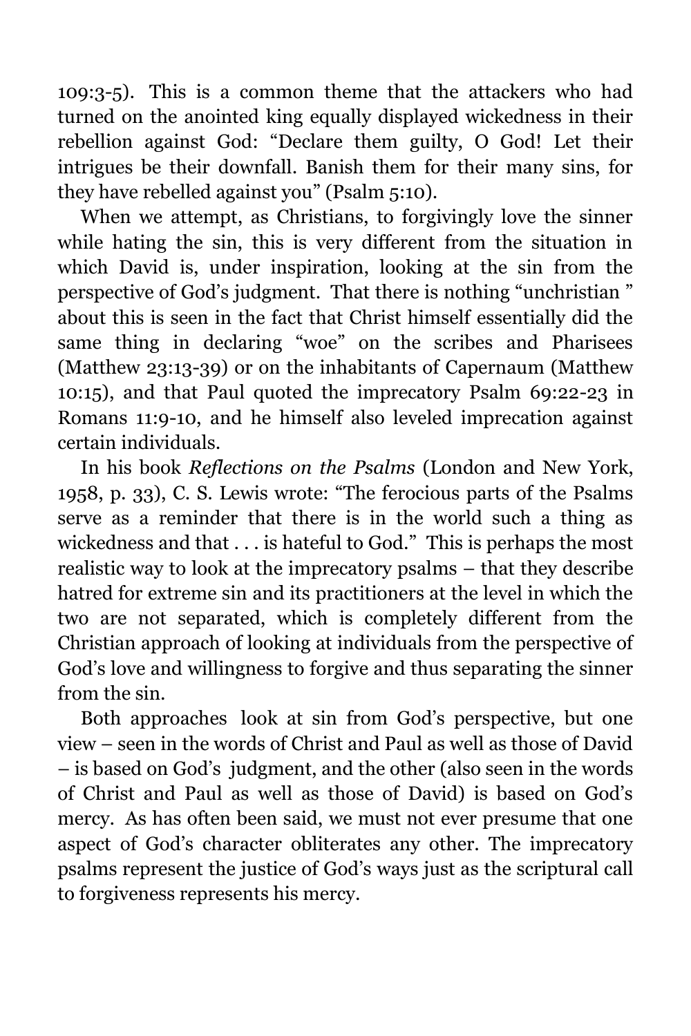109:3-5). This is a common theme that the attackers who had turned on the anointed king equally displayed wickedness in their rebellion against God: "Declare them guilty, O God! Let their intrigues be their downfall. Banish them for their many sins, for they have rebelled against you" (Psalm 5:10).

When we attempt, as Christians, to forgivingly love the sinner while hating the sin, this is very different from the situation in which David is, under inspiration, looking at the sin from the perspective of God's judgment. That there is nothing "unchristian " about this is seen in the fact that Christ himself essentially did the same thing in declaring "woe" on the scribes and Pharisees (Matthew 23:13-39) or on the inhabitants of Capernaum (Matthew 10:15), and that Paul quoted the imprecatory Psalm 69:22-23 in Romans 11:9-10, and he himself also leveled imprecation against certain individuals.

In his book *Reflections on the Psalms* (London and New York, 1958, p. 33), C. S. Lewis wrote: "The ferocious parts of the Psalms serve as a reminder that there is in the world such a thing as wickedness and that . . . is hateful to God." This is perhaps the most realistic way to look at the imprecatory psalms – that they describe hatred for extreme sin and its practitioners at the level in which the two are not separated, which is completely different from the Christian approach of looking at individuals from the perspective of God's love and willingness to forgive and thus separating the sinner from the sin.

Both approaches look at sin from God's perspective, but one view – seen in the words of Christ and Paul as well as those of David – is based on God's judgment, and the other (also seen in the words of Christ and Paul as well as those of David) is based on God's mercy. As has often been said, we must not ever presume that one aspect of God's character obliterates any other. The imprecatory psalms represent the justice of God's ways just as the scriptural call to forgiveness represents his mercy.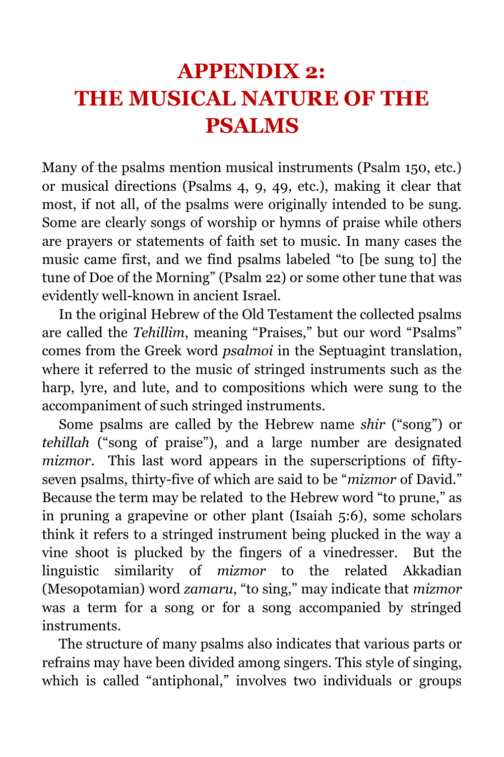# APPENDIX 2: THE MUSICAL NATURE OF THE PSALMS

Many of the psalms mention musical instruments (Psalm 150, etc.) or musical directions (Psalms 4, 9, 49, etc.), making it clear that most, if not all, of the psalms were originally intended to be sung. Some are clearly songs of worship or hymns of praise while others are prayers or statements of faith set to music. In many cases the music came first, and we find psalms labeled "to [be sung to] the tune of Doe of the Morning" (Psalm 22) or some other tune that was evidently well-known in ancient Israel.

In the original Hebrew of the Old Testament the collected psalms are called the *Tehillim*, meaning "Praises," but our word "Psalms" comes from the Greek word *psalmoi* in the Septuagint translation, where it referred to the music of stringed instruments such as the harp, lyre, and lute, and to compositions which were sung to the accompaniment of such stringed instruments.

Some psalms are called by the Hebrew name *shir* ("song") or *tehillah* ("song of praise"), and a large number are designated *mizmor*. This last word appears in the superscriptions of fifty-seven psalms, thirty-five of which are said to be "*mizmor* of David." Because the term may be related to the Hebrew word "to prune," as in pruning a grapevine or other plant (Isaiah 5:6), some scholars think it refers to a stringed instrument being plucked in the way a vine shoot is plucked by the fingers of a vinedresser. But the linguistic similarity of *mizmor* to the related Akkadian (Mesopotamian) word *zamaru*, "to sing," may indicate that *mizmor* was a term for a song or for a song accompanied by stringed instruments.

The structure of many psalms also indicates that various parts or refrains may have been divided among singers. This style of singing, which is called "antiphonal," involves two individuals or groups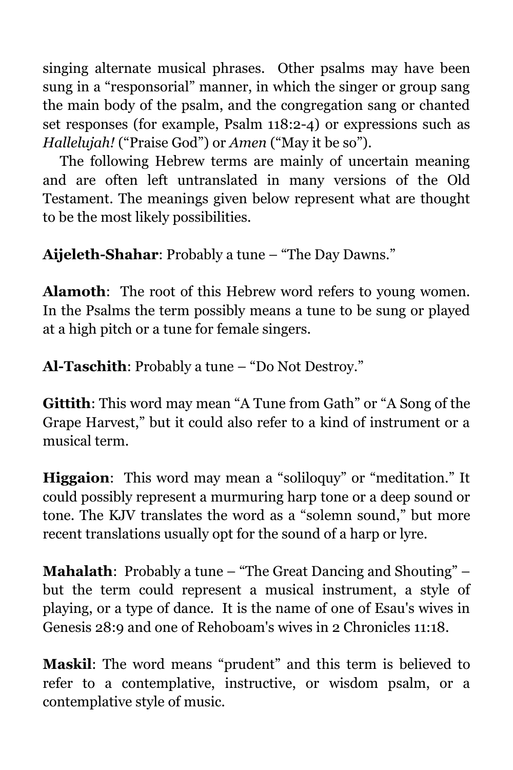singing alternate musical phrases. Other psalms may have been sung in a "responsorial" manner, in which the singer or group sang the main body of the psalm, and the congregation sang or chanted set responses (for example, Psalm 118:2-4) or expressions such as *Hallelujah!* ("Praise God") or *Amen* ("May it be so").

The following Hebrew terms are mainly of uncertain meaning and are often left untranslated in many versions of the Old Testament. The meanings given below represent what are thought to be the most likely possibilities.

**Aijeleth-Shahar**: Probably a tune – "The Day Dawns."

**Alamoth**: The root of this Hebrew word refers to young women. In the Psalms the term possibly means a tune to be sung or played at a high pitch or a tune for female singers.

**Al-Taschith**: Probably a tune – "Do Not Destroy."

**Gittith**: This word may mean "A Tune from Gath" or "A Song of the Grape Harvest," but it could also refer to a kind of instrument or a musical term.

**Higgaion**: This word may mean a "soliloquy" or "meditation." It could possibly represent a murmuring harp tone or a deep sound or tone. The KJV translates the word as a "solemn sound," but more recent translations usually opt for the sound of a harp or lyre.

**Mahalath**: Probably a tune – "The Great Dancing and Shouting" – but the term could represent a musical instrument, a style of playing, or a type of dance. It is the name of one of Esau's wives in Genesis 28:9 and one of Rehoboam's wives in 2 Chronicles 11:18.

**Maskil**: The word means "prudent" and this term is believed to refer to a contemplative, instructive, or wisdom psalm, or a contemplative style of music.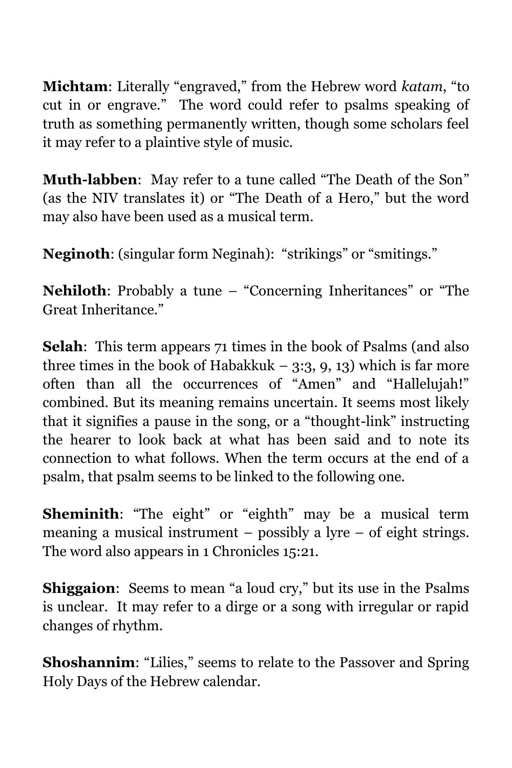**Michtam**: Literally "engraved," from the Hebrew word *katam*, "to cut in or engrave." The word could refer to psalms speaking of truth as something permanently written, though some scholars feel it may refer to a plaintive style of music.

**Muth-labben**: May refer to a tune called "The Death of the Son" (as the NIV translates it) or "The Death of a Hero," but the word may also have been used as a musical term.

**Neginoth**: (singular form Neginah): "strikings" or "smitings."

**Nehiloth**: Probably a tune – "Concerning Inheritances" or "The Great Inheritance."

**Selah**: This term appears 71 times in the book of Psalms (and also three times in the book of Habakkuk – 3:3, 9, 13) which is far more often than all the occurrences of "Amen" and "Hallelujah!" combined. But its meaning remains uncertain. It seems most likely that it signifies a pause in the song, or a "thought-link" instructing the hearer to look back at what has been said and to note its connection to what follows. When the term occurs at the end of a psalm, that psalm seems to be linked to the following one.

**Sheminith**: "The eight" or "eighth" may be a musical term meaning a musical instrument – possibly a lyre – of eight strings. The word also appears in 1 Chronicles 15:21.

**Shiggaion**: Seems to mean "a loud cry," but its use in the Psalms is unclear. It may refer to a dirge or a song with irregular or rapid changes of rhythm.

**Shoshannim**: "Lilies," seems to relate to the Passover and Spring Holy Days of the Hebrew calendar.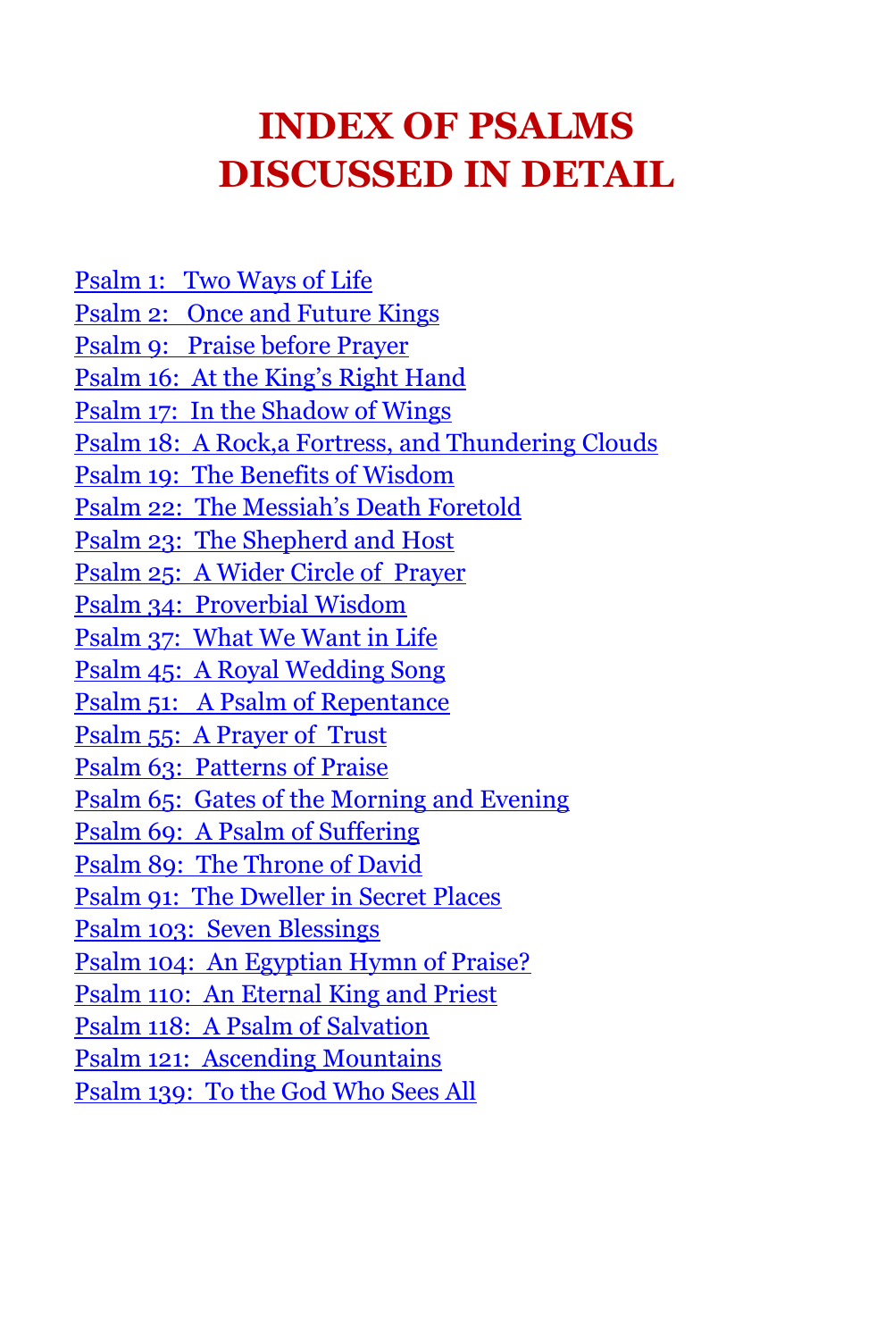# INDEX OF PSALMS DISCUSSED IN DETAIL

Psalm 1: Two Ways of Life
Psalm 2: Once and Future Kings
Psalm 9: Praise before Prayer
Psalm 16: At the King's Right Hand
Psalm 17: In the Shadow of Wings
Psalm 18: A Rock,a Fortress, and Thundering Clouds
Psalm 19: The Benefits of Wisdom
Psalm 22: The Messiah's Death Foretold
Psalm 23: The Shepherd and Host
Psalm 25: A Wider Circle of Prayer
Psalm 34: Proverbial Wisdom
Psalm 37: What We Want in Life
Psalm 45: A Royal Wedding Song
Psalm 51: A Psalm of Repentance
Psalm 55: A Prayer of Trust
Psalm 63: Patterns of Praise
Psalm 65: Gates of the Morning and Evening
Psalm 69: A Psalm of Suffering
Psalm 89: The Throne of David
Psalm 91: The Dweller in Secret Places
Psalm 103: Seven Blessings
Psalm 104: An Egyptian Hymn of Praise?
Psalm 110: An Eternal King and Priest
Psalm 118: A Psalm of Salvation
Psalm 121: Ascending Mountains
Psalm 139: To the God Who Sees All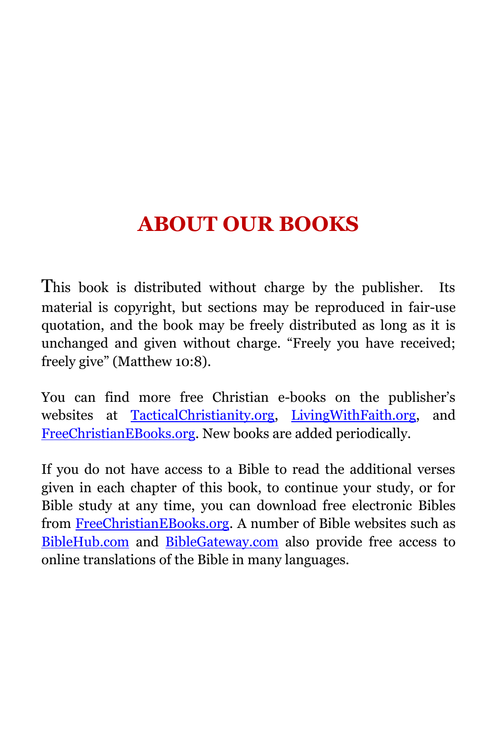# ABOUT OUR BOOKS

This book is distributed without charge by the publisher. Its material is copyright, but sections may be reproduced in fair-use quotation, and the book may be freely distributed as long as it is unchanged and given without charge. "Freely you have received; freely give" (Matthew 10:8).

You can find more free Christian e-books on the publisher's websites at TacticalChristianity.org, LivingWithFaith.org, and FreeChristianEBooks.org. New books are added periodically.

If you do not have access to a Bible to read the additional verses given in each chapter of this book, to continue your study, or for Bible study at any time, you can download free electronic Bibles from FreeChristianEBooks.org. A number of Bible websites such as BibleHub.com and BibleGateway.com also provide free access to online translations of the Bible in many languages.